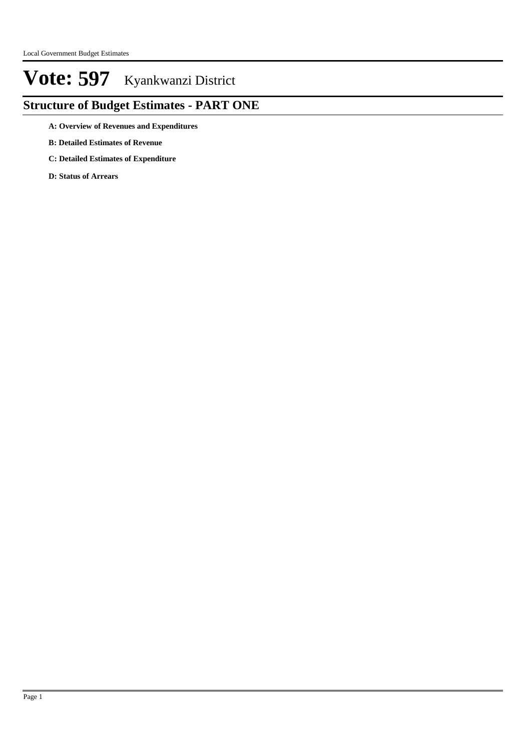# Vote: 597 Kyankwanzi District

## Structure of Budget Estimates - PART ONE

**A: Overview of Revenues and Expenditures**

**B: Detailed Estimates of Revenue**

**C: Detailed Estimates of Expenditure**

**D: Status of Arrears**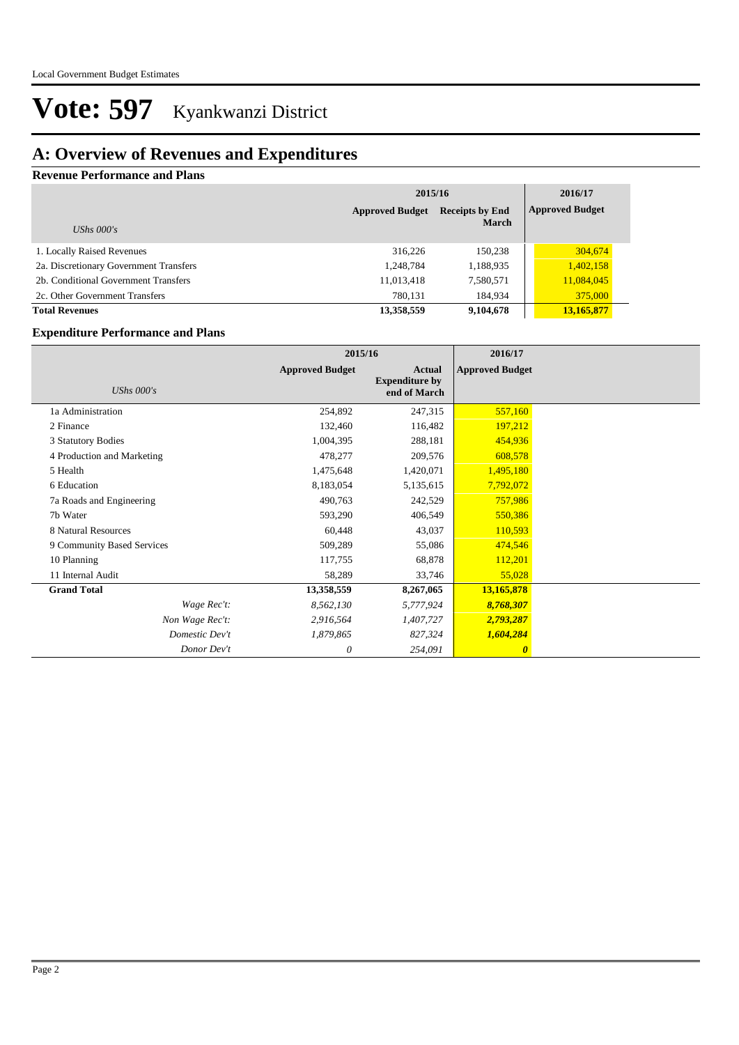# Vote: 597 Kyankwanzi District

## A: Overview of Revenues and Expenditures

### Revenue Performance and Plans

| UShs 000's | 2015/16 Approved Budget | 2015/16 Receipts by End March | 2016/17 Approved Budget |
|---|---|---|---|
| 1. Locally Raised Revenues | 316,226 | 150,238 | 304,674 |
| 2a. Discretionary Government Transfers | 1,248,784 | 1,188,935 | 1,402,158 |
| 2b. Conditional Government Transfers | 11,013,418 | 7,580,571 | 11,084,045 |
| 2c. Other Government Transfers | 780,131 | 184,934 | 375,000 |
| **Total Revenues** | **13,358,559** | **9,104,678** | **13,165,877** |

### Expenditure Performance and Plans

| UShs 000's | 2015/16 Approved Budget | 2015/16 Actual Expenditure by end of March | 2016/17 Approved Budget |
|---|---|---|---|
| 1a Administration | 254,892 | 247,315 | 557,160 |
| 2 Finance | 132,460 | 116,482 | 197,212 |
| 3 Statutory Bodies | 1,004,395 | 288,181 | 454,936 |
| 4 Production and Marketing | 478,277 | 209,576 | 608,578 |
| 5 Health | 1,475,648 | 1,420,071 | 1,495,180 |
| 6 Education | 8,183,054 | 5,135,615 | 7,792,072 |
| 7a Roads and Engineering | 490,763 | 242,529 | 757,986 |
| 7b Water | 593,290 | 406,549 | 550,386 |
| 8 Natural Resources | 60,448 | 43,037 | 110,593 |
| 9 Community Based Services | 509,289 | 55,086 | 474,546 |
| 10 Planning | 117,755 | 68,878 | 112,201 |
| 11 Internal Audit | 58,289 | 33,746 | 55,028 |
| **Grand Total** | **13,358,559** | **8,267,065** | **13,165,878** |
| *Wage Rec't:* | *8,562,130* | *5,777,924* | ***8,768,307*** |
| *Non Wage Rec't:* | *2,916,564* | *1,407,727* | ***2,793,287*** |
| *Domestic Dev't* | *1,879,865* | *827,324* | ***1,604,284*** |
| *Donor Dev't* | *0* | *254,091* | ***0*** |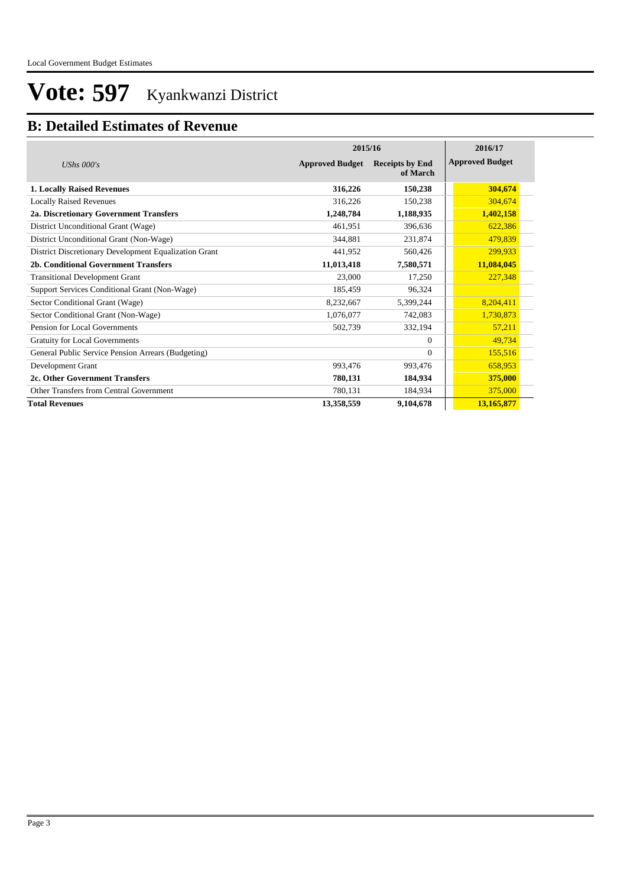# Vote: 597 Kyankwanzi District

## B: Detailed Estimates of Revenue

| *UShs 000's* | 2015/16 Approved Budget | 2015/16 Receipts by End of March | 2016/17 Approved Budget |
|---|---|---|---|
| **1. Locally Raised Revenues** | **316,226** | **150,238** | **304,674** |
| Locally Raised Revenues | 316,226 | 150,238 | 304,674 |
| **2a. Discretionary Government Transfers** | **1,248,784** | **1,188,935** | **1,402,158** |
| District Unconditional Grant (Wage) | 461,951 | 396,636 | 622,386 |
| District Unconditional Grant (Non-Wage) | 344,881 | 231,874 | 479,839 |
| District Discretionary Development Equalization Grant | 441,952 | 560,426 | 299,933 |
| **2b. Conditional Government Transfers** | **11,013,418** | **7,580,571** | **11,084,045** |
| Transitional Development Grant | 23,000 | 17,250 | 227,348 |
| Support Services Conditional Grant (Non-Wage) | 185,459 | 96,324 | |
| Sector Conditional Grant (Wage) | 8,232,667 | 5,399,244 | 8,204,411 |
| Sector Conditional Grant (Non-Wage) | 1,076,077 | 742,083 | 1,730,873 |
| Pension for Local Governments | 502,739 | 332,194 | 57,211 |
| Gratuity for Local Governments | | 0 | 49,734 |
| General Public Service Pension Arrears (Budgeting) | | 0 | 155,516 |
| Development Grant | 993,476 | 993,476 | 658,953 |
| **2c. Other Government Transfers** | **780,131** | **184,934** | **375,000** |
| Other Transfers from Central Government | 780,131 | 184,934 | 375,000 |
| **Total Revenues** | **13,358,559** | **9,104,678** | **13,165,877** |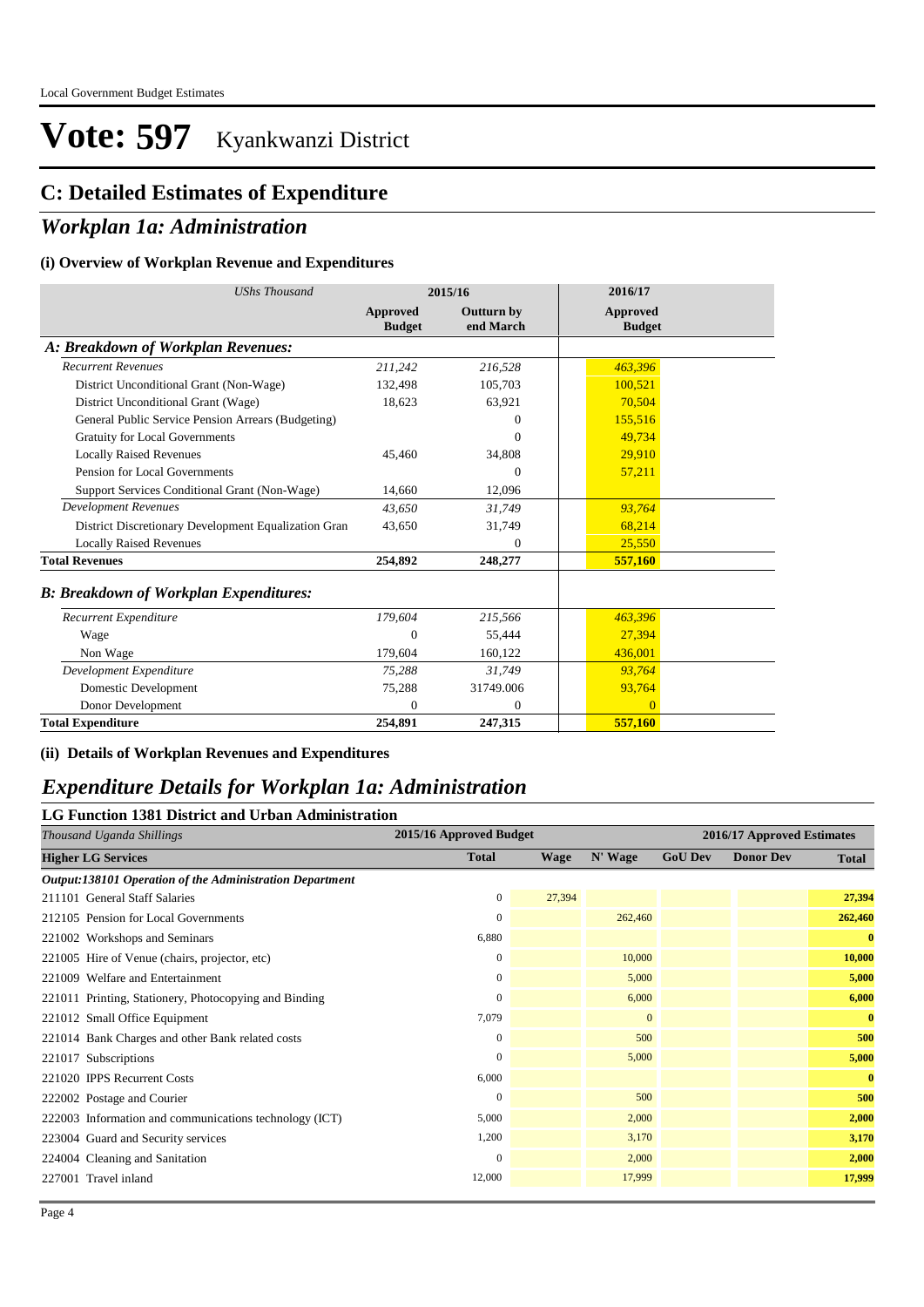Local Government Budget Estimates

# Vote: 597 Kyankwanzi District

## C: Detailed Estimates of Expenditure

## *Workplan 1a: Administration*

### (i) Overview of Workplan Revenue and Expenditures

| *UShs Thousand* | 2015/16 | | 2016/17 |
|---|---|---|---|
| | **Approved Budget** | **Outturn by end March** | **Approved Budget** |
| ***A: Breakdown of Workplan Revenues:*** | | | |
| *Recurrent Revenues* | *211,242* | *216,528* | *463,396* |
| District Unconditional Grant (Non-Wage) | 132,498 | 105,703 | 100,521 |
| District Unconditional Grant (Wage) | 18,623 | 63,921 | 70,504 |
| General Public Service Pension Arrears (Budgeting) | | 0 | 155,516 |
| Gratuity for Local Governments | | 0 | 49,734 |
| Locally Raised Revenues | 45,460 | 34,808 | 29,910 |
| Pension for Local Governments | | 0 | 57,211 |
| Support Services Conditional Grant (Non-Wage) | 14,660 | 12,096 | |
| *Development Revenues* | *43,650* | *31,749* | *93,764* |
| District Discretionary Development Equalization Gran | 43,650 | 31,749 | 68,214 |
| Locally Raised Revenues | | 0 | 25,550 |
| **Total Revenues** | **254,892** | **248,277** | **557,160** |
| ***B: Breakdown of Workplan Expenditures:*** | | | |
| *Recurrent Expenditure* | *179,604* | *215,566* | *463,396* |
| Wage | 0 | 55,444 | 27,394 |
| Non Wage | 179,604 | 160,122 | 436,001 |
| *Development Expenditure* | *75,288* | *31,749* | *93,764* |
| Domestic Development | 75,288 | 31749.006 | 93,764 |
| Donor Development | 0 | 0 | 0 |
| **Total Expenditure** | **254,891** | **247,315** | **557,160** |

### (ii) Details of Workplan Revenues and Expenditures

## *Expenditure Details for Workplan 1a: Administration*

### LG Function 1381 District and Urban Administration

| *Thousand Uganda Shillings* | 2015/16 Approved Budget | 2016/17 Approved Estimates | | | | |
|---|---|---|---|---|---|---|
| **Higher LG Services** | **Total** | **Wage** | **N' Wage** | **GoU Dev** | **Donor Dev** | **Total** |
| ***Output:138101 Operation of the Administration Department*** | | | | | | |
| 211101 General Staff Salaries | 0 | 27,394 | | | | **27,394** |
| 212105 Pension for Local Governments | 0 | | 262,460 | | | **262,460** |
| 221002 Workshops and Seminars | 6,880 | | | | | **0** |
| 221005 Hire of Venue (chairs, projector, etc) | 0 | | 10,000 | | | **10,000** |
| 221009 Welfare and Entertainment | 0 | | 5,000 | | | **5,000** |
| 221011 Printing, Stationery, Photocopying and Binding | 0 | | 6,000 | | | **6,000** |
| 221012 Small Office Equipment | 7,079 | | 0 | | | **0** |
| 221014 Bank Charges and other Bank related costs | 0 | | 500 | | | **500** |
| 221017 Subscriptions | 0 | | 5,000 | | | **5,000** |
| 221020 IPPS Recurrent Costs | 6,000 | | | | | **0** |
| 222002 Postage and Courier | 0 | | 500 | | | **500** |
| 222003 Information and communications technology (ICT) | 5,000 | | 2,000 | | | **2,000** |
| 223004 Guard and Security services | 1,200 | | 3,170 | | | **3,170** |
| 224004 Cleaning and Sanitation | 0 | | 2,000 | | | **2,000** |
| 227001 Travel inland | 12,000 | | 17,999 | | | **17,999** |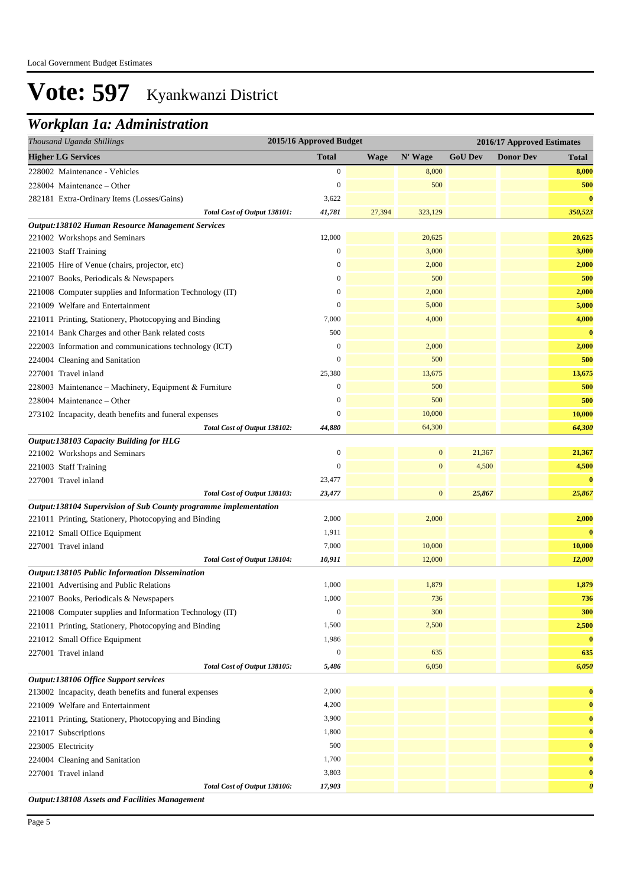# Vote: 597 Kyankwanzi District

## Workplan 1a: Administration

| Thousand Uganda Shillings | 2015/16 Approved Budget | 2016/17 Approved Estimates | | | | |
|---|---|---|---|---|---|---|
| **Higher LG Services** | **Total** | **Wage** | **N' Wage** | **GoU Dev** | **Donor Dev** | **Total** |
| 228002 Maintenance - Vehicles | 0 | | 8,000 | | | **8,000** |
| 228004 Maintenance – Other | 0 | | 500 | | | **500** |
| 282181 Extra-Ordinary Items (Losses/Gains) | 3,622 | | | | | **0** |
| *Total Cost of Output 138101:* | *41,781* | 27,394 | 323,129 | | | *350,523* |
| ***Output:138102 Human Resource Management Services*** | | | | | | |
| 221002 Workshops and Seminars | 12,000 | | 20,625 | | | **20,625** |
| 221003 Staff Training | 0 | | 3,000 | | | **3,000** |
| 221005 Hire of Venue (chairs, projector, etc) | 0 | | 2,000 | | | **2,000** |
| 221007 Books, Periodicals & Newspapers | 0 | | 500 | | | **500** |
| 221008 Computer supplies and Information Technology (IT) | 0 | | 2,000 | | | **2,000** |
| 221009 Welfare and Entertainment | 0 | | 5,000 | | | **5,000** |
| 221011 Printing, Stationery, Photocopying and Binding | 7,000 | | 4,000 | | | **4,000** |
| 221014 Bank Charges and other Bank related costs | 500 | | | | | **0** |
| 222003 Information and communications technology (ICT) | 0 | | 2,000 | | | **2,000** |
| 224004 Cleaning and Sanitation | 0 | | 500 | | | **500** |
| 227001 Travel inland | 25,380 | | 13,675 | | | **13,675** |
| 228003 Maintenance – Machinery, Equipment & Furniture | 0 | | 500 | | | **500** |
| 228004 Maintenance – Other | 0 | | 500 | | | **500** |
| 273102 Incapacity, death benefits and funeral expenses | 0 | | 10,000 | | | **10,000** |
| *Total Cost of Output 138102:* | *44,880* | | 64,300 | | | *64,300* |
| ***Output:138103 Capacity Building for HLG*** | | | | | | |
| 221002 Workshops and Seminars | 0 | | 0 | 21,367 | | **21,367** |
| 221003 Staff Training | 0 | | 0 | 4,500 | | **4,500** |
| 227001 Travel inland | 23,477 | | | | | **0** |
| *Total Cost of Output 138103:* | *23,477* | | 0 | *25,867* | | *25,867* |
| ***Output:138104 Supervision of Sub County programme implementation*** | | | | | | |
| 221011 Printing, Stationery, Photocopying and Binding | 2,000 | | 2,000 | | | **2,000** |
| 221012 Small Office Equipment | 1,911 | | | | | **0** |
| 227001 Travel inland | 7,000 | | 10,000 | | | **10,000** |
| *Total Cost of Output 138104:* | *10,911* | | 12,000 | | | *12,000* |
| ***Output:138105 Public Information Dissemination*** | | | | | | |
| 221001 Advertising and Public Relations | 1,000 | | 1,879 | | | **1,879** |
| 221007 Books, Periodicals & Newspapers | 1,000 | | 736 | | | **736** |
| 221008 Computer supplies and Information Technology (IT) | 0 | | 300 | | | **300** |
| 221011 Printing, Stationery, Photocopying and Binding | 1,500 | | 2,500 | | | **2,500** |
| 221012 Small Office Equipment | 1,986 | | | | | **0** |
| 227001 Travel inland | 0 | | 635 | | | **635** |
| *Total Cost of Output 138105:* | *5,486* | | 6,050 | | | *6,050* |
| ***Output:138106 Office Support services*** | | | | | | |
| 213002 Incapacity, death benefits and funeral expenses | 2,000 | | | | | **0** |
| 221009 Welfare and Entertainment | 4,200 | | | | | **0** |
| 221011 Printing, Stationery, Photocopying and Binding | 3,900 | | | | | **0** |
| 221017 Subscriptions | 1,800 | | | | | **0** |
| 223005 Electricity | 500 | | | | | **0** |
| 224004 Cleaning and Sanitation | 1,700 | | | | | **0** |
| 227001 Travel inland | 3,803 | | | | | **0** |
| *Total Cost of Output 138106:* | *17,903* | | | | | *0* |
| ***Output:138108 Assets and Facilities Management*** | | | | | | |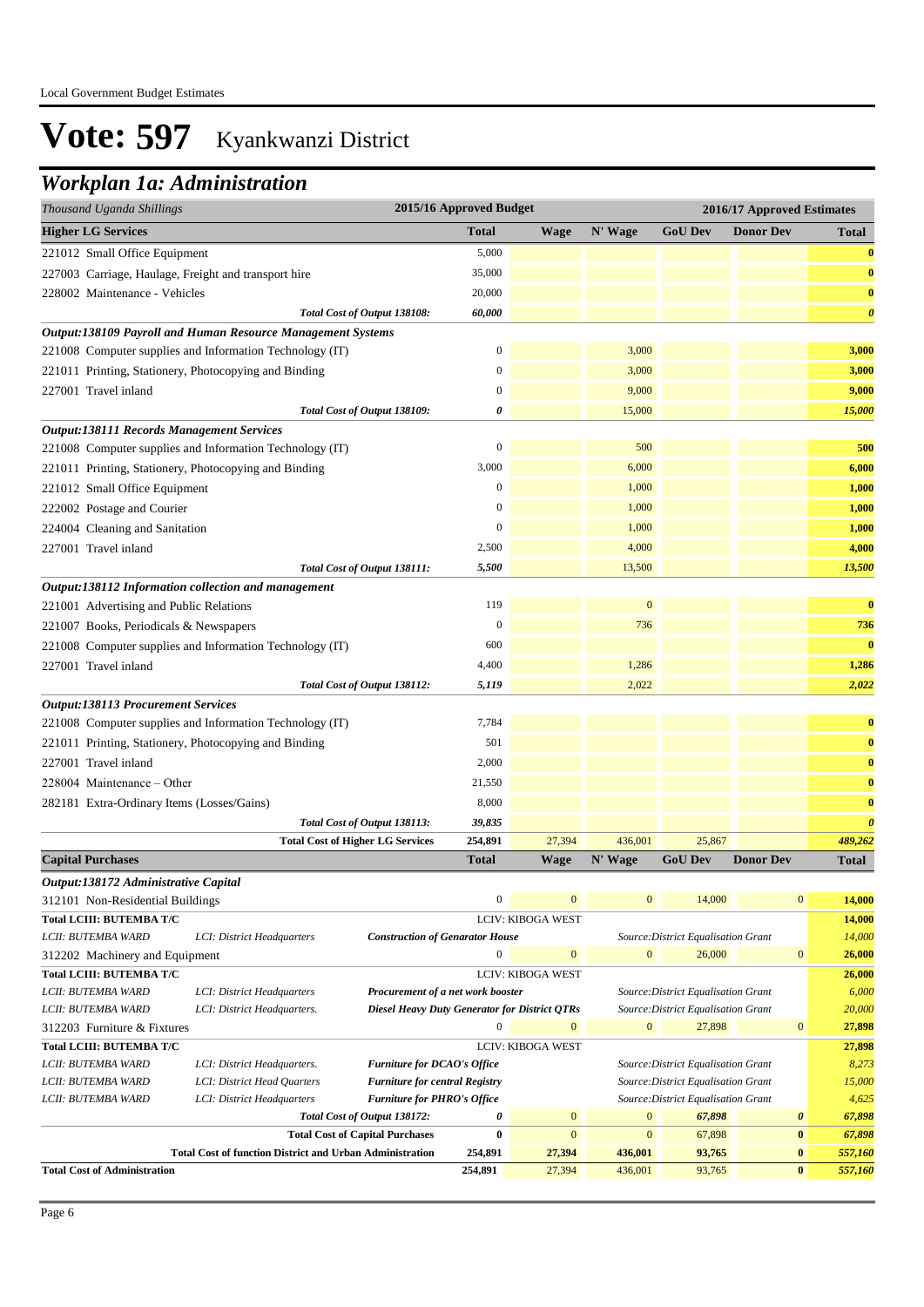Local Government Budget Estimates

# Vote: 597 Kyankwanzi District

## *Workplan 1a: Administration*

| *Thousand Uganda Shillings* | | | 2015/16 Approved Budget | 2016/17 Approved Estimates | | | | |
|---|---|---|---|---|---|---|---|---|
| **Higher LG Services** | | | **Total** | **Wage** | **N' Wage** | **GoU Dev** | **Donor Dev** | **Total** |
| 221012 Small Office Equipment | | | 5,000 | | | | | **0** |
| 227003 Carriage, Haulage, Freight and transport hire | | | 35,000 | | | | | **0** |
| 228002 Maintenance - Vehicles | | | 20,000 | | | | | **0** |
| | | *Total Cost of Output 138108:* | *60,000* | | | | | ***0*** |
| ***Output:138109 Payroll and Human Resource Management Systems*** | | | | | | | | |
| 221008 Computer supplies and Information Technology (IT) | | | 0 | | 3,000 | | | **3,000** |
| 221011 Printing, Stationery, Photocopying and Binding | | | 0 | | 3,000 | | | **3,000** |
| 227001 Travel inland | | | 0 | | 9,000 | | | **9,000** |
| | | *Total Cost of Output 138109:* | *0* | | 15,000 | | | ***15,000*** |
| ***Output:138111 Records Management Services*** | | | | | | | | |
| 221008 Computer supplies and Information Technology (IT) | | | 0 | | 500 | | | **500** |
| 221011 Printing, Stationery, Photocopying and Binding | | | 3,000 | | 6,000 | | | **6,000** |
| 221012 Small Office Equipment | | | 0 | | 1,000 | | | **1,000** |
| 222002 Postage and Courier | | | 0 | | 1,000 | | | **1,000** |
| 224004 Cleaning and Sanitation | | | 0 | | 1,000 | | | **1,000** |
| 227001 Travel inland | | | 2,500 | | 4,000 | | | **4,000** |
| | | *Total Cost of Output 138111:* | *5,500* | | 13,500 | | | ***13,500*** |
| ***Output:138112 Information collection and management*** | | | | | | | | |
| 221001 Advertising and Public Relations | | | 119 | | 0 | | | **0** |
| 221007 Books, Periodicals & Newspapers | | | 0 | | 736 | | | **736** |
| 221008 Computer supplies and Information Technology (IT) | | | 600 | | | | | **0** |
| 227001 Travel inland | | | 4,400 | | 1,286 | | | **1,286** |
| | | *Total Cost of Output 138112:* | *5,119* | | 2,022 | | | ***2,022*** |
| ***Output:138113 Procurement Services*** | | | | | | | | |
| 221008 Computer supplies and Information Technology (IT) | | | 7,784 | | | | | **0** |
| 221011 Printing, Stationery, Photocopying and Binding | | | 501 | | | | | **0** |
| 227001 Travel inland | | | 2,000 | | | | | **0** |
| 228004 Maintenance – Other | | | 21,550 | | | | | **0** |
| 282181 Extra-Ordinary Items (Losses/Gains) | | | 8,000 | | | | | **0** |
| | | *Total Cost of Output 138113:* | *39,835* | | | | | ***0*** |
| | | **Total Cost of Higher LG Services** | **254,891** | 27,394 | 436,001 | 25,867 | | ***489,262*** |
| **Capital Purchases** | | | **Total** | **Wage** | **N' Wage** | **GoU Dev** | **Donor Dev** | **Total** |
| ***Output:138172 Administrative Capital*** | | | | | | | | |
| 312101 Non-Residential Buildings | | | 0 | 0 | 0 | 14,000 | 0 | **14,000** |
| **Total LCIII: BUTEMBA T/C** | | | | LCIV: KIBOGA WEST | | | | **14,000** |
| *LCII: BUTEMBA WARD* | *LCI: District Headquarters* | ***Construction of Generator House*** | | | | *Source:District Equalisation Grant* | | *14,000* |
| 312202 Machinery and Equipment | | | 0 | 0 | 0 | 26,000 | 0 | **26,000** |
| **Total LCIII: BUTEMBA T/C** | | | | LCIV: KIBOGA WEST | | | | **26,000** |
| *LCII: BUTEMBA WARD* | *LCI: District Headquarters* | ***Procurement of a net work booster*** | | | | *Source:District Equalisation Grant* | | *6,000* |
| *LCII: BUTEMBA WARD* | *LCI: District Headquarters.* | ***Diesel Heavy Duty Generator for District QTRs*** | | | | *Source:District Equalisation Grant* | | *20,000* |
| 312203 Furniture & Fixtures | | | 0 | 0 | 0 | 27,898 | 0 | **27,898** |
| **Total LCIII: BUTEMBA T/C** | | | | LCIV: KIBOGA WEST | | | | **27,898** |
| *LCII: BUTEMBA WARD* | *LCI: District Headquarters.* | ***Furniture for DCAO's Office*** | | | | *Source:District Equalisation Grant* | | *8,273* |
| *LCII: BUTEMBA WARD* | *LCI: District Head Quarters* | ***Furniture for central Registry*** | | | | *Source:District Equalisation Grant* | | *15,000* |
| *LCII: BUTEMBA WARD* | *LCI: District Headquarters* | ***Furniture for PHRO's Office*** | | | | *Source:District Equalisation Grant* | | *4,625* |
| | | *Total Cost of Output 138172:* | *0* | 0 | 0 | *67,898* | *0* | ***67,898*** |
| | | **Total Cost of Capital Purchases** | **0** | 0 | 0 | 67,898 | **0** | ***67,898*** |
| | | **Total Cost of function District and Urban Administration** | **254,891** | **27,394** | **436,001** | **93,765** | **0** | ***557,160*** |
| **Total Cost of Administration** | | | **254,891** | 27,394 | 436,001 | 93,765 | **0** | ***557,160*** |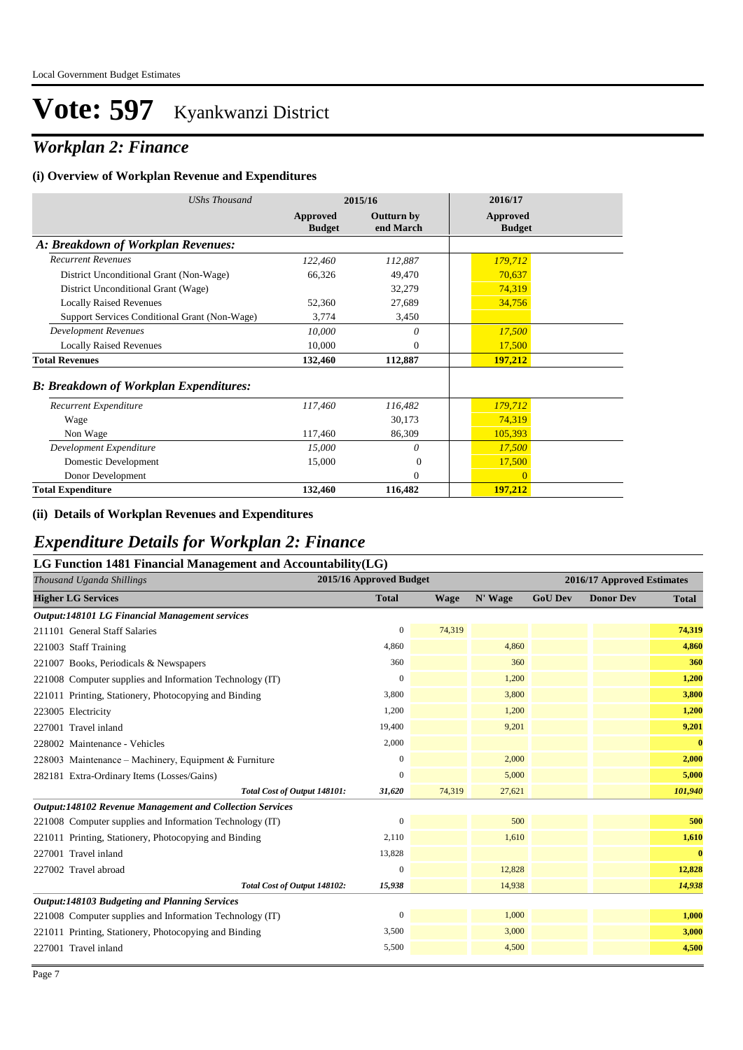# Vote: 597 Kyankwanzi District

## Workplan 2: Finance

### (i) Overview of Workplan Revenue and Expenditures

| UShs Thousand | 2015/16 Approved Budget | 2015/16 Outturn by end March | 2016/17 Approved Budget |
|---|---|---|---|
| ***A: Breakdown of Workplan Revenues:*** | | | |
| *Recurrent Revenues* | *122,460* | *112,887* | *179,712* |
| District Unconditional Grant (Non-Wage) | 66,326 | 49,470 | 70,637 |
| District Unconditional Grant (Wage) | | 32,279 | 74,319 |
| Locally Raised Revenues | 52,360 | 27,689 | 34,756 |
| Support Services Conditional Grant (Non-Wage) | 3,774 | 3,450 | |
| *Development Revenues* | *10,000* | *0* | *17,500* |
| Locally Raised Revenues | 10,000 | 0 | 17,500 |
| **Total Revenues** | **132,460** | **112,887** | **197,212** |
| ***B: Breakdown of Workplan Expenditures:*** | | | |
| *Recurrent Expenditure* | *117,460* | *116,482* | *179,712* |
| Wage | | 30,173 | 74,319 |
| Non Wage | 117,460 | 86,309 | 105,393 |
| *Development Expenditure* | *15,000* | *0* | *17,500* |
| Domestic Development | 15,000 | 0 | 17,500 |
| Donor Development | | 0 | 0 |
| **Total Expenditure** | **132,460** | **116,482** | **197,212** |

### (ii) Details of Workplan Revenues and Expenditures

## Expenditure Details for Workplan 2: Finance

### LG Function 1481 Financial Management and Accountability(LG)

| *Thousand Uganda Shillings* | 2015/16 Approved Budget | 2016/17 Approved Estimates | | | | |
|---|---|---|---|---|---|---|
| **Higher LG Services** | **Total** | **Wage** | **N' Wage** | **GoU Dev** | **Donor Dev** | **Total** |
| ***Output:148101 LG Financial Management services*** | | | | | | |
| 211101 General Staff Salaries | 0 | 74,319 | | | | **74,319** |
| 221003 Staff Training | 4,860 | | 4,860 | | | **4,860** |
| 221007 Books, Periodicals & Newspapers | 360 | | 360 | | | **360** |
| 221008 Computer supplies and Information Technology (IT) | 0 | | 1,200 | | | **1,200** |
| 221011 Printing, Stationery, Photocopying and Binding | 3,800 | | 3,800 | | | **3,800** |
| 223005 Electricity | 1,200 | | 1,200 | | | **1,200** |
| 227001 Travel inland | 19,400 | | 9,201 | | | **9,201** |
| 228002 Maintenance - Vehicles | 2,000 | | | | | **0** |
| 228003 Maintenance – Machinery, Equipment & Furniture | 0 | | 2,000 | | | **2,000** |
| 282181 Extra-Ordinary Items (Losses/Gains) | 0 | | 5,000 | | | **5,000** |
| ***Total Cost of Output 148101:*** | ***31,620*** | 74,319 | 27,621 | | | ***101,940*** |
| ***Output:148102 Revenue Management and Collection Services*** | | | | | | |
| 221008 Computer supplies and Information Technology (IT) | 0 | | 500 | | | **500** |
| 221011 Printing, Stationery, Photocopying and Binding | 2,110 | | 1,610 | | | **1,610** |
| 227001 Travel inland | 13,828 | | | | | **0** |
| 227002 Travel abroad | 0 | | 12,828 | | | **12,828** |
| ***Total Cost of Output 148102:*** | ***15,938*** | | 14,938 | | | ***14,938*** |
| ***Output:148103 Budgeting and Planning Services*** | | | | | | |
| 221008 Computer supplies and Information Technology (IT) | 0 | | 1,000 | | | **1,000** |
| 221011 Printing, Stationery, Photocopying and Binding | 3,500 | | 3,000 | | | **3,000** |
| 227001 Travel inland | 5,500 | | 4,500 | | | **4,500** |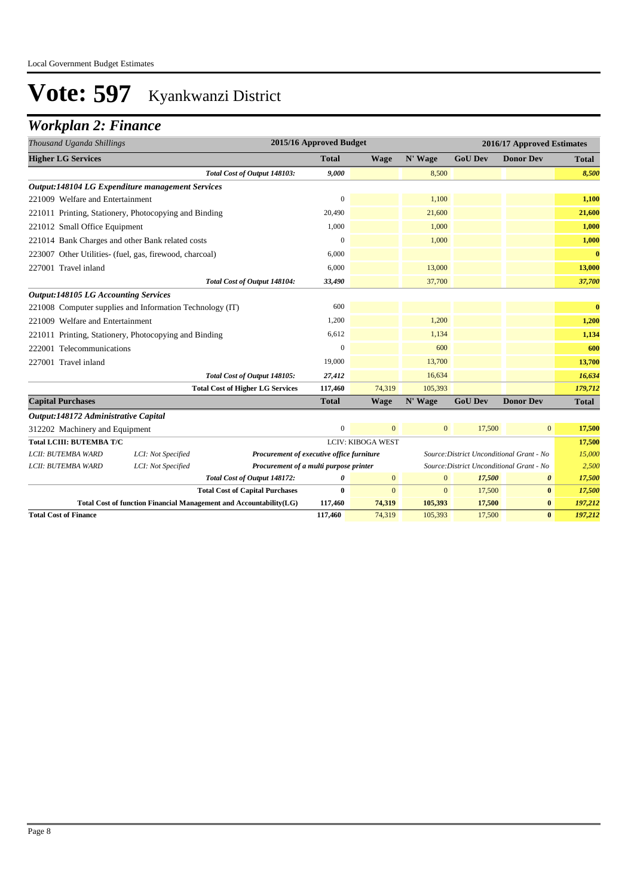# Vote: 597 Kyankwanzi District

## Workplan 2: Finance

| *Thousand Uganda Shillings* | | | 2015/16 Approved Budget | | 2016/17 Approved Estimates | | | |
|---|---|---|---|---|---|---|---|---|
| **Higher LG Services** | | | **Total** | **Wage** | **N' Wage** | **GoU Dev** | **Donor Dev** | **Total** |
| | | *Total Cost of Output 148103:* | *9,000* | | 8,500 | | | *8,500* |
| ***Output:148104 LG Expenditure management Services*** | | | | | | | | |
| 221009 Welfare and Entertainment | | | 0 | | 1,100 | | | **1,100** |
| 221011 Printing, Stationery, Photocopying and Binding | | | 20,490 | | 21,600 | | | **21,600** |
| 221012 Small Office Equipment | | | 1,000 | | 1,000 | | | **1,000** |
| 221014 Bank Charges and other Bank related costs | | | 0 | | 1,000 | | | **1,000** |
| 223007 Other Utilities- (fuel, gas, firewood, charcoal) | | | 6,000 | | | | | **0** |
| 227001 Travel inland | | | 6,000 | | 13,000 | | | **13,000** |
| | | *Total Cost of Output 148104:* | *33,490* | | 37,700 | | | *37,700* |
| ***Output:148105 LG Accounting Services*** | | | | | | | | |
| 221008 Computer supplies and Information Technology (IT) | | | 600 | | | | | **0** |
| 221009 Welfare and Entertainment | | | 1,200 | | 1,200 | | | **1,200** |
| 221011 Printing, Stationery, Photocopying and Binding | | | 6,612 | | 1,134 | | | **1,134** |
| 222001 Telecommunications | | | 0 | | 600 | | | **600** |
| 227001 Travel inland | | | 19,000 | | 13,700 | | | **13,700** |
| | | *Total Cost of Output 148105:* | *27,412* | | 16,634 | | | *16,634* |
| | | **Total Cost of Higher LG Services** | **117,460** | 74,319 | 105,393 | | | *179,712* |
| **Capital Purchases** | | | **Total** | **Wage** | **N' Wage** | **GoU Dev** | **Donor Dev** | **Total** |
| ***Output:148172 Administrative Capital*** | | | | | | | | |
| 312202 Machinery and Equipment | | | 0 | 0 | 0 | 17,500 | 0 | **17,500** |
| **Total LCIII: BUTEMBA T/C** | | | | LCIV: KIBOGA WEST | | | | **17,500** |
| *LCII: BUTEMBA WARD* | *LCI: Not Specified* | ***Procurement of executive office furniture*** | | | *Source:District Unconditional Grant - No* | | | *15,000* |
| *LCII: BUTEMBA WARD* | *LCI: Not Specified* | ***Procurement of a multi purpose printer*** | | | *Source:District Unconditional Grant - No* | | | *2,500* |
| | | *Total Cost of Output 148172:* | *0* | 0 | 0 | *17,500* | *0* | *17,500* |
| | | **Total Cost of Capital Purchases** | **0** | 0 | 0 | 17,500 | **0** | *17,500* |
| | | **Total Cost of function Financial Management and Accountability(LG)** | **117,460** | **74,319** | **105,393** | **17,500** | **0** | *197,212* |
| **Total Cost of Finance** | | | **117,460** | 74,319 | 105,393 | 17,500 | **0** | *197,212* |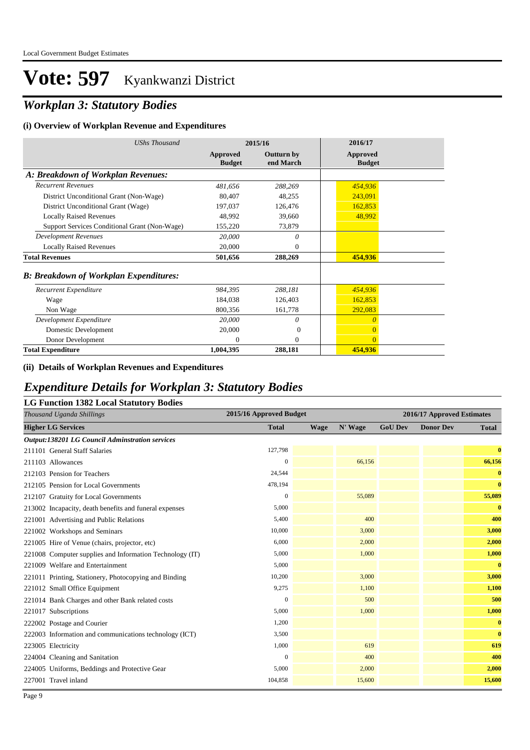# Vote: 597 Kyankwanzi District

## *Workplan 3: Statutory Bodies*

### (i) Overview of Workplan Revenue and Expenditures

| *UShs Thousand* | 2015/16 | | 2016/17 |
|---|---|---|---|
| | **Approved Budget** | **Outturn by end March** | **Approved Budget** |
| ***A: Breakdown of Workplan Revenues:*** | | | |
| *Recurrent Revenues* | *481,656* | *288,269* | *454,936* |
| District Unconditional Grant (Non-Wage) | 80,407 | 48,255 | 243,091 |
| District Unconditional Grant (Wage) | 197,037 | 126,476 | 162,853 |
| Locally Raised Revenues | 48,992 | 39,660 | 48,992 |
| Support Services Conditional Grant (Non-Wage) | 155,220 | 73,879 | |
| *Development Revenues* | *20,000* | *0* | |
| Locally Raised Revenues | 20,000 | 0 | |
| **Total Revenues** | **501,656** | **288,269** | **454,936** |
| ***B: Breakdown of Workplan Expenditures:*** | | | |
| *Recurrent Expenditure* | *984,395* | *288,181* | *454,936* |
| Wage | 184,038 | 126,403 | 162,853 |
| Non Wage | 800,356 | 161,778 | 292,083 |
| *Development Expenditure* | *20,000* | *0* | *0* |
| Domestic Development | 20,000 | 0 | 0 |
| Donor Development | 0 | 0 | 0 |
| **Total Expenditure** | **1,004,395** | **288,181** | **454,936** |

### (ii) Details of Workplan Revenues and Expenditures

## *Expenditure Details for Workplan 3: Statutory Bodies*

### LG Function 1382 Local Statutory Bodies

| *Thousand Uganda Shillings* | 2015/16 Approved Budget | 2016/17 Approved Estimates | | | | |
|---|---|---|---|---|---|---|
| **Higher LG Services** | **Total** | **Wage** | **N' Wage** | **GoU Dev** | **Donor Dev** | **Total** |
| ***Output:138201 LG Council Adminstration services*** | | | | | | |
| 211101 General Staff Salaries | 127,798 | | | | | **0** |
| 211103 Allowances | 0 | | 66,156 | | | **66,156** |
| 212103 Pension for Teachers | 24,544 | | | | | **0** |
| 212105 Pension for Local Governments | 478,194 | | | | | **0** |
| 212107 Gratuity for Local Governments | 0 | | 55,089 | | | **55,089** |
| 213002 Incapacity, death benefits and funeral expenses | 5,000 | | | | | **0** |
| 221001 Advertising and Public Relations | 5,400 | | 400 | | | **400** |
| 221002 Workshops and Seminars | 10,000 | | 3,000 | | | **3,000** |
| 221005 Hire of Venue (chairs, projector, etc) | 6,000 | | 2,000 | | | **2,000** |
| 221008 Computer supplies and Information Technology (IT) | 5,000 | | 1,000 | | | **1,000** |
| 221009 Welfare and Entertainment | 5,000 | | | | | **0** |
| 221011 Printing, Stationery, Photocopying and Binding | 10,200 | | 3,000 | | | **3,000** |
| 221012 Small Office Equipment | 9,275 | | 1,100 | | | **1,100** |
| 221014 Bank Charges and other Bank related costs | 0 | | 500 | | | **500** |
| 221017 Subscriptions | 5,000 | | 1,000 | | | **1,000** |
| 222002 Postage and Courier | 1,200 | | | | | **0** |
| 222003 Information and communications technology (ICT) | 3,500 | | | | | **0** |
| 223005 Electricity | 1,000 | | 619 | | | **619** |
| 224004 Cleaning and Sanitation | 0 | | 400 | | | **400** |
| 224005 Uniforms, Beddings and Protective Gear | 5,000 | | 2,000 | | | **2,000** |
| 227001 Travel inland | 104,858 | | 15,600 | | | **15,600** |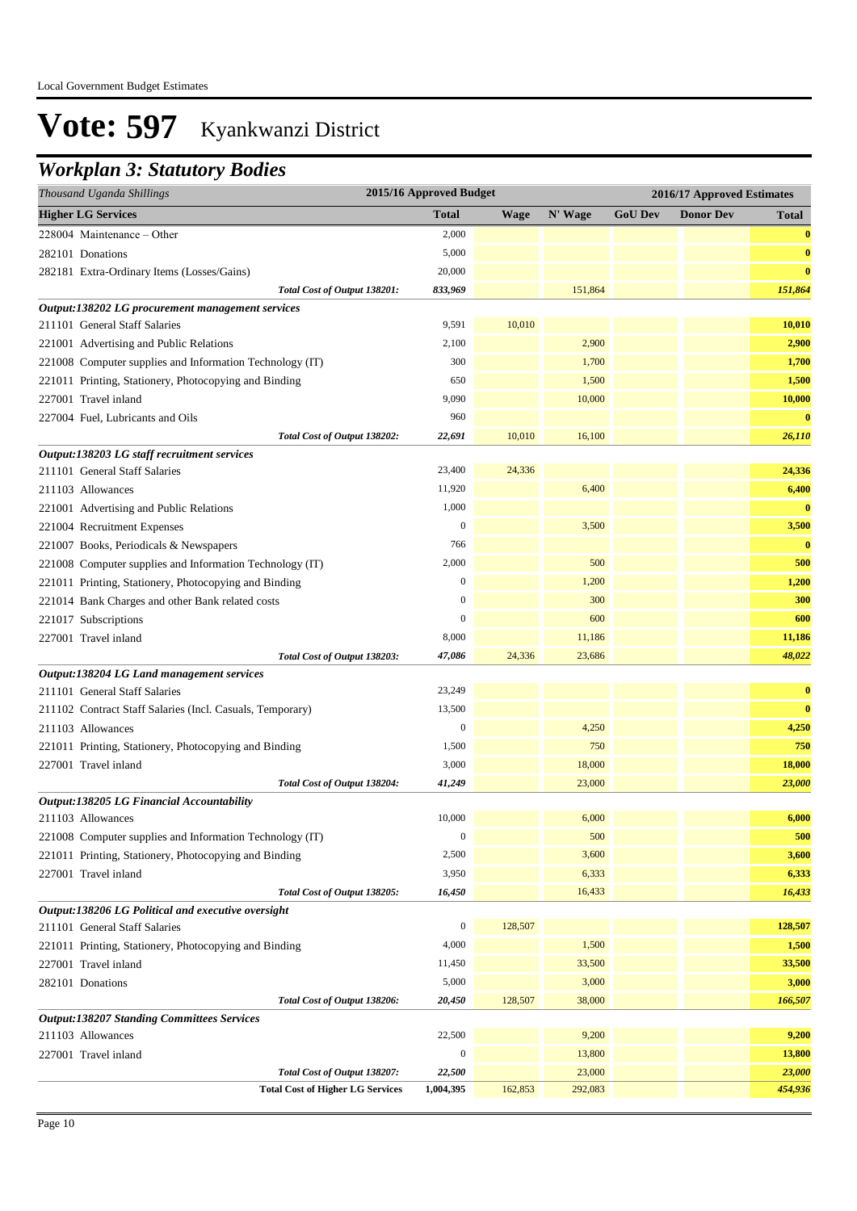# Vote: 597 Kyankwanzi District

## Workplan 3: Statutory Bodies

| Thousand Uganda Shillings | 2015/16 Approved Budget | 2016/17 Approved Estimates | | | | |
|---|---|---|---|---|---|---|
| **Higher LG Services** | **Total** | **Wage** | **N' Wage** | **GoU Dev** | **Donor Dev** | **Total** |
| 228004 Maintenance – Other | 2,000 | | | | | **0** |
| 282101 Donations | 5,000 | | | | | **0** |
| 282181 Extra-Ordinary Items (Losses/Gains) | 20,000 | | | | | **0** |
| *Total Cost of Output 138201:* | *833,969* | | *151,864* | | | *151,864* |
| ***Output:138202 LG procurement management services*** | | | | | | |
| 211101 General Staff Salaries | 9,591 | 10,010 | | | | **10,010** |
| 221001 Advertising and Public Relations | 2,100 | | 2,900 | | | **2,900** |
| 221008 Computer supplies and Information Technology (IT) | 300 | | 1,700 | | | **1,700** |
| 221011 Printing, Stationery, Photocopying and Binding | 650 | | 1,500 | | | **1,500** |
| 227001 Travel inland | 9,090 | | 10,000 | | | **10,000** |
| 227004 Fuel, Lubricants and Oils | 960 | | | | | **0** |
| *Total Cost of Output 138202:* | *22,691* | *10,010* | *16,100* | | | *26,110* |
| ***Output:138203 LG staff recruitment services*** | | | | | | |
| 211101 General Staff Salaries | 23,400 | 24,336 | | | | **24,336** |
| 211103 Allowances | 11,920 | | 6,400 | | | **6,400** |
| 221001 Advertising and Public Relations | 1,000 | | | | | **0** |
| 221004 Recruitment Expenses | 0 | | 3,500 | | | **3,500** |
| 221007 Books, Periodicals & Newspapers | 766 | | | | | **0** |
| 221008 Computer supplies and Information Technology (IT) | 2,000 | | 500 | | | **500** |
| 221011 Printing, Stationery, Photocopying and Binding | 0 | | 1,200 | | | **1,200** |
| 221014 Bank Charges and other Bank related costs | 0 | | 300 | | | **300** |
| 221017 Subscriptions | 0 | | 600 | | | **600** |
| 227001 Travel inland | 8,000 | | 11,186 | | | **11,186** |
| *Total Cost of Output 138203:* | *47,086* | *24,336* | *23,686* | | | *48,022* |
| ***Output:138204 LG Land management services*** | | | | | | |
| 211101 General Staff Salaries | 23,249 | | | | | **0** |
| 211102 Contract Staff Salaries (Incl. Casuals, Temporary) | 13,500 | | | | | **0** |
| 211103 Allowances | 0 | | 4,250 | | | **4,250** |
| 221011 Printing, Stationery, Photocopying and Binding | 1,500 | | 750 | | | **750** |
| 227001 Travel inland | 3,000 | | 18,000 | | | **18,000** |
| *Total Cost of Output 138204:* | *41,249* | | *23,000* | | | *23,000* |
| ***Output:138205 LG Financial Accountability*** | | | | | | |
| 211103 Allowances | 10,000 | | 6,000 | | | **6,000** |
| 221008 Computer supplies and Information Technology (IT) | 0 | | 500 | | | **500** |
| 221011 Printing, Stationery, Photocopying and Binding | 2,500 | | 3,600 | | | **3,600** |
| 227001 Travel inland | 3,950 | | 6,333 | | | **6,333** |
| *Total Cost of Output 138205:* | *16,450* | | *16,433* | | | *16,433* |
| ***Output:138206 LG Political and executive oversight*** | | | | | | |
| 211101 General Staff Salaries | 0 | 128,507 | | | | **128,507** |
| 221011 Printing, Stationery, Photocopying and Binding | 4,000 | | 1,500 | | | **1,500** |
| 227001 Travel inland | 11,450 | | 33,500 | | | **33,500** |
| 282101 Donations | 5,000 | | 3,000 | | | **3,000** |
| *Total Cost of Output 138206:* | *20,450* | *128,507* | *38,000* | | | *166,507* |
| ***Output:138207 Standing Committees Services*** | | | | | | |
| 211103 Allowances | 22,500 | | 9,200 | | | **9,200** |
| 227001 Travel inland | 0 | | 13,800 | | | **13,800** |
| *Total Cost of Output 138207:* | *22,500* | | *23,000* | | | *23,000* |
| **Total Cost of Higher LG Services** | **1,004,395** | **162,853** | **292,083** | | | **454,936** |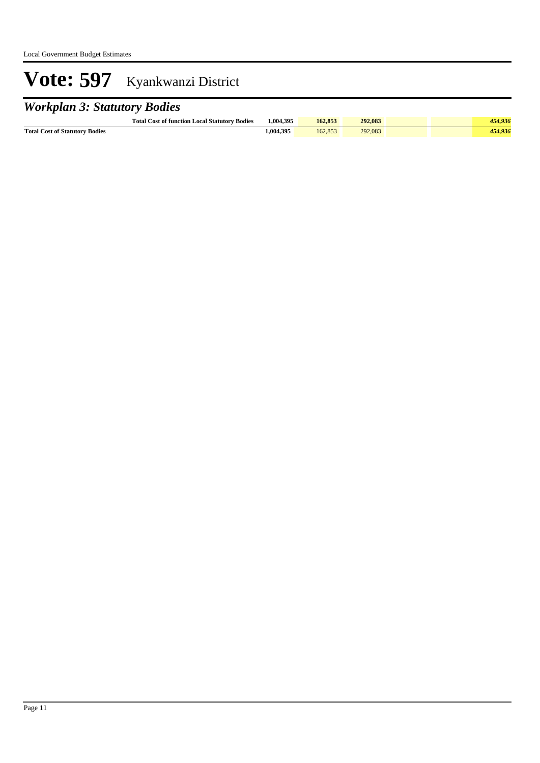# Vote: 597 Kyankwanzi District

## *Workplan 3: Statutory Bodies*

| | | | | | | | |
|---|---|---|---|---|---|---|---|
| | **Total Cost of function Local Statutory Bodies** | **1,004,395** | **162,853** | **292,083** | | | ***454,936*** |
| **Total Cost of Statutory Bodies** | | **1,004,395** | 162,853 | 292,083 | | | ***454,936*** |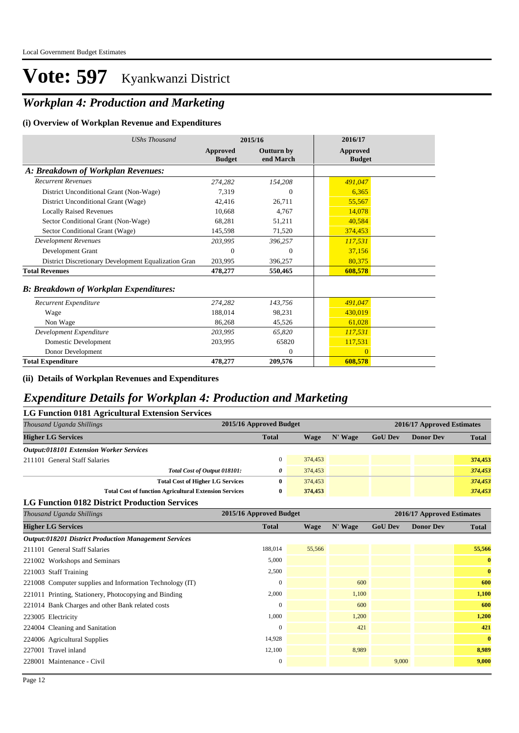# Vote: 597 Kyankwanzi District

## *Workplan 4: Production and Marketing*

### (i) Overview of Workplan Revenue and Expenditures

| *UShs Thousand* | 2015/16 | | 2016/17 |
|---|---|---|---|
| | **Approved Budget** | **Outturn by end March** | **Approved Budget** |
| ***A: Breakdown of Workplan Revenues:*** | | | |
| *Recurrent Revenues* | *274,282* | *154,208* | *491,047* |
| District Unconditional Grant (Non-Wage) | 7,319 | 0 | 6,365 |
| District Unconditional Grant (Wage) | 42,416 | 26,711 | 55,567 |
| Locally Raised Revenues | 10,668 | 4,767 | 14,078 |
| Sector Conditional Grant (Non-Wage) | 68,281 | 51,211 | 40,584 |
| Sector Conditional Grant (Wage) | 145,598 | 71,520 | 374,453 |
| *Development Revenues* | *203,995* | *396,257* | *117,531* |
| Development Grant | 0 | 0 | 37,156 |
| District Discretionary Development Equalization Gran | 203,995 | 396,257 | 80,375 |
| **Total Revenues** | **478,277** | **550,465** | **608,578** |
| ***B: Breakdown of Workplan Expenditures:*** | | | |
| *Recurrent Expenditure* | *274,282* | *143,756* | *491,047* |
| Wage | 188,014 | 98,231 | 430,019 |
| Non Wage | 86,268 | 45,526 | 61,028 |
| *Development Expenditure* | *203,995* | *65,820* | *117,531* |
| Domestic Development | 203,995 | 65820 | 117,531 |
| Donor Development | | 0 | 0 |
| **Total Expenditure** | **478,277** | **209,576** | **608,578** |

### (ii) Details of Workplan Revenues and Expenditures

## *Expenditure Details for Workplan 4: Production and Marketing*

### LG Function 0181 Agricultural Extension Services

| *Thousand Uganda Shillings* | 2015/16 Approved Budget | 2016/17 Approved Estimates | | | | |
|---|---|---|---|---|---|---|
| **Higher LG Services** | **Total** | **Wage** | **N' Wage** | **GoU Dev** | **Donor Dev** | **Total** |
| ***Output:018101 Extension Worker Services*** | | | | | | |
| 211101 General Staff Salaries | 0 | 374,453 | | | | 374,453 |
| *Total Cost of Output 018101:* | *0* | 374,453 | | | | *374,453* |
| **Total Cost of Higher LG Services** | **0** | 374,453 | | | | *374,453* |
| **Total Cost of function Agricultural Extension Services** | **0** | **374,453** | | | | ***374,453*** |

### LG Function 0182 District Production Services

| *Thousand Uganda Shillings* | 2015/16 Approved Budget | 2016/17 Approved Estimates | | | | |
|---|---|---|---|---|---|---|
| **Higher LG Services** | **Total** | **Wage** | **N' Wage** | **GoU Dev** | **Donor Dev** | **Total** |
| ***Output:018201 District Production Management Services*** | | | | | | |
| 211101 General Staff Salaries | 188,014 | 55,566 | | | | 55,566 |
| 221002 Workshops and Seminars | 5,000 | | | | | 0 |
| 221003 Staff Training | 2,500 | | | | | 0 |
| 221008 Computer supplies and Information Technology (IT) | 0 | | 600 | | | 600 |
| 221011 Printing, Stationery, Photocopying and Binding | 2,000 | | 1,100 | | | 1,100 |
| 221014 Bank Charges and other Bank related costs | 0 | | 600 | | | 600 |
| 223005 Electricity | 1,000 | | 1,200 | | | 1,200 |
| 224004 Cleaning and Sanitation | 0 | | 421 | | | 421 |
| 224006 Agricultural Supplies | 14,928 | | | | | 0 |
| 227001 Travel inland | 12,100 | | 8,989 | | | 8,989 |
| 228001 Maintenance - Civil | 0 | | | 9,000 | | 9,000 |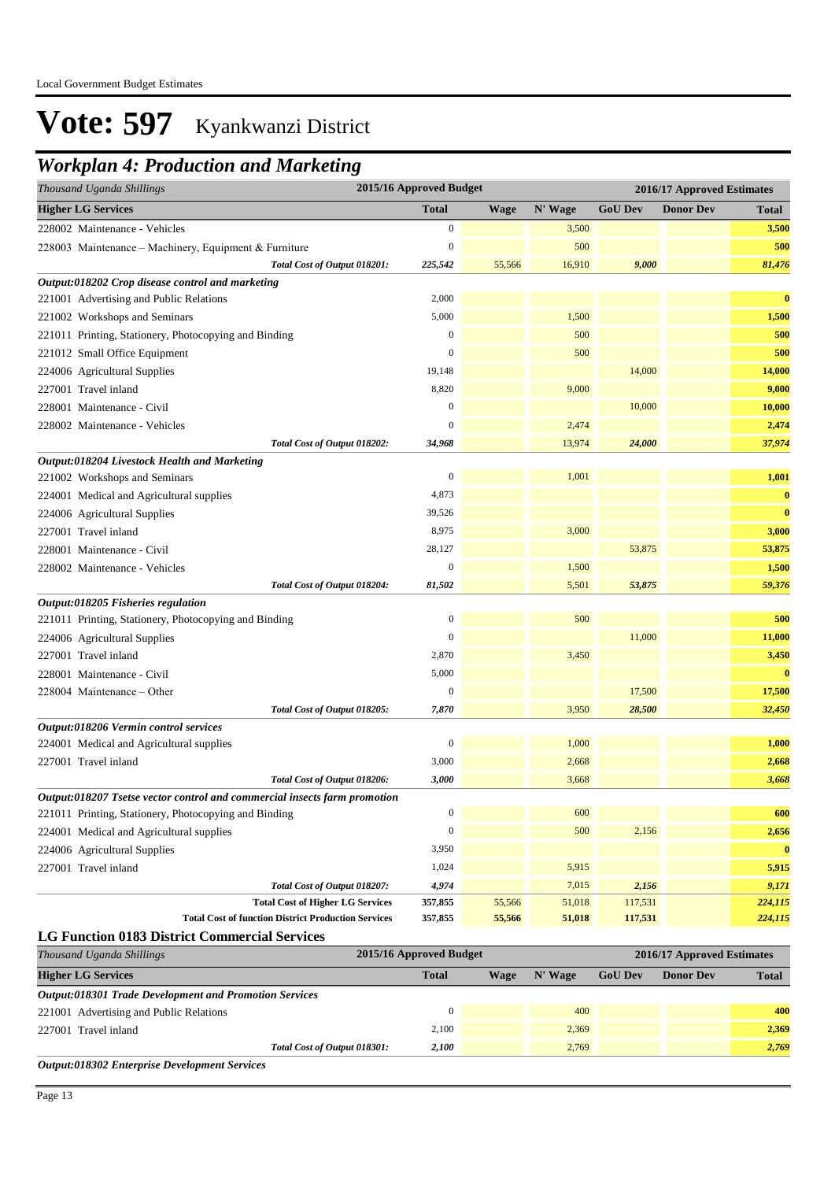# Vote: 597 Kyankwanzi District

## Workplan 4: Production and Marketing

| Thousand Uganda Shillings | 2015/16 Approved Budget | 2016/17 Approved Estimates | | | | |
|---|---|---|---|---|---|---|
| **Higher LG Services** | **Total** | **Wage** | **N' Wage** | **GoU Dev** | **Donor Dev** | **Total** |
| 228002 Maintenance - Vehicles | 0 | | 3,500 | | | **3,500** |
| 228003 Maintenance – Machinery, Equipment & Furniture | 0 | | 500 | | | **500** |
| *Total Cost of Output 018201:* | *225,542* | 55,566 | 16,910 | *9,000* | | *81,476* |
| ***Output:018202 Crop disease control and marketing*** | | | | | | |
| 221001 Advertising and Public Relations | 2,000 | | | | | **0** |
| 221002 Workshops and Seminars | 5,000 | | 1,500 | | | **1,500** |
| 221011 Printing, Stationery, Photocopying and Binding | 0 | | 500 | | | **500** |
| 221012 Small Office Equipment | 0 | | 500 | | | **500** |
| 224006 Agricultural Supplies | 19,148 | | | 14,000 | | **14,000** |
| 227001 Travel inland | 8,820 | | 9,000 | | | **9,000** |
| 228001 Maintenance - Civil | 0 | | | 10,000 | | **10,000** |
| 228002 Maintenance - Vehicles | 0 | | 2,474 | | | **2,474** |
| *Total Cost of Output 018202:* | *34,968* | | 13,974 | *24,000* | | *37,974* |
| ***Output:018204 Livestock Health and Marketing*** | | | | | | |
| 221002 Workshops and Seminars | 0 | | 1,001 | | | **1,001** |
| 224001 Medical and Agricultural supplies | 4,873 | | | | | **0** |
| 224006 Agricultural Supplies | 39,526 | | | | | **0** |
| 227001 Travel inland | 8,975 | | 3,000 | | | **3,000** |
| 228001 Maintenance - Civil | 28,127 | | | 53,875 | | **53,875** |
| 228002 Maintenance - Vehicles | 0 | | 1,500 | | | **1,500** |
| *Total Cost of Output 018204:* | *81,502* | | 5,501 | *53,875* | | *59,376* |
| ***Output:018205 Fisheries regulation*** | | | | | | |
| 221011 Printing, Stationery, Photocopying and Binding | 0 | | 500 | | | **500** |
| 224006 Agricultural Supplies | 0 | | | 11,000 | | **11,000** |
| 227001 Travel inland | 2,870 | | 3,450 | | | **3,450** |
| 228001 Maintenance - Civil | 5,000 | | | | | **0** |
| 228004 Maintenance – Other | 0 | | | 17,500 | | **17,500** |
| *Total Cost of Output 018205:* | *7,870* | | 3,950 | *28,500* | | *32,450* |
| ***Output:018206 Vermin control services*** | | | | | | |
| 224001 Medical and Agricultural supplies | 0 | | 1,000 | | | **1,000** |
| 227001 Travel inland | 3,000 | | 2,668 | | | **2,668** |
| *Total Cost of Output 018206:* | *3,000* | | 3,668 | | | *3,668* |
| ***Output:018207 Tsetse vector control and commercial insects farm promotion*** | | | | | | |
| 221011 Printing, Stationery, Photocopying and Binding | 0 | | 600 | | | **600** |
| 224001 Medical and Agricultural supplies | 0 | | 500 | 2,156 | | **2,656** |
| 224006 Agricultural Supplies | 3,950 | | | | | **0** |
| 227001 Travel inland | 1,024 | | 5,915 | | | **5,915** |
| *Total Cost of Output 018207:* | *4,974* | | 7,015 | *2,156* | | *9,171* |
| **Total Cost of Higher LG Services** | **357,855** | 55,566 | 51,018 | 117,531 | | ***224,115*** |
| **Total Cost of function District Production Services** | **357,855** | **55,566** | **51,018** | **117,531** | | ***224,115*** |

### LG Function 0183 District Commercial Services

| Thousand Uganda Shillings | 2015/16 Approved Budget | 2016/17 Approved Estimates | | | | |
|---|---|---|---|---|---|---|
| **Higher LG Services** | **Total** | **Wage** | **N' Wage** | **GoU Dev** | **Donor Dev** | **Total** |
| ***Output:018301 Trade Development and Promotion Services*** | | | | | | |
| 221001 Advertising and Public Relations | 0 | | 400 | | | **400** |
| 227001 Travel inland | 2,100 | | 2,369 | | | **2,369** |
| *Total Cost of Output 018301:* | *2,100* | | 2,769 | | | *2,769* |
| ***Output:018302 Enterprise Development Services*** | | | | | | |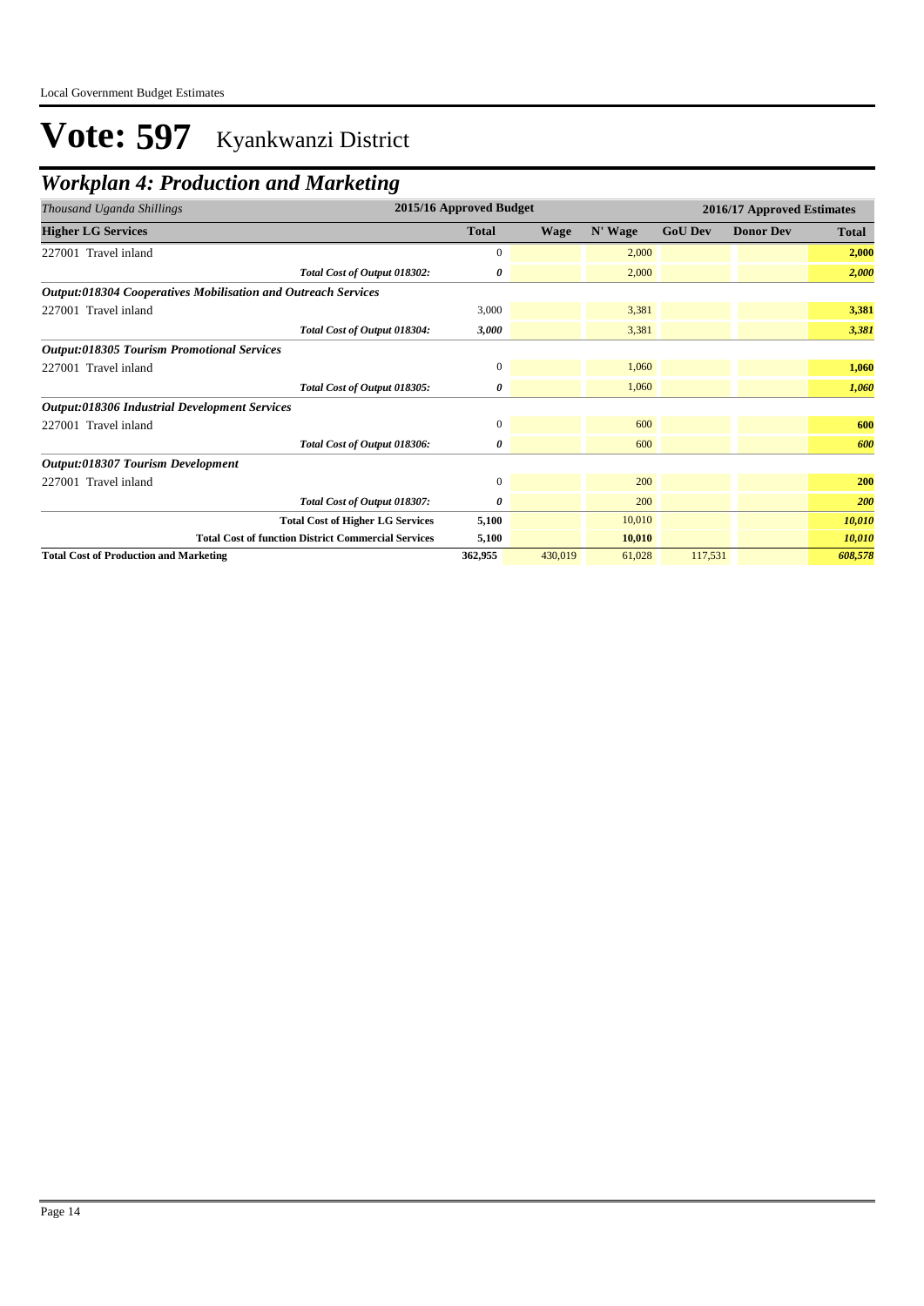# Vote: 597 Kyankwanzi District

## *Workplan 4: Production and Marketing*

| *Thousand Uganda Shillings* | 2015/16 Approved Budget | 2016/17 Approved Estimates | | | | |
|---|---|---|---|---|---|---|
| **Higher LG Services** | **Total** | **Wage** | **N' Wage** | **GoU Dev** | **Donor Dev** | **Total** |
| 227001 Travel inland | 0 | | 2,000 | | | **2,000** |
| *Total Cost of Output 018302:* | *0* | | 2,000 | | | ***2,000*** |
| ***Output:018304 Cooperatives Mobilisation and Outreach Services*** | | | | | | |
| 227001 Travel inland | 3,000 | | 3,381 | | | **3,381** |
| *Total Cost of Output 018304:* | *3,000* | | 3,381 | | | ***3,381*** |
| ***Output:018305 Tourism Promotional Services*** | | | | | | |
| 227001 Travel inland | 0 | | 1,060 | | | **1,060** |
| *Total Cost of Output 018305:* | *0* | | 1,060 | | | ***1,060*** |
| ***Output:018306 Industrial Development Services*** | | | | | | |
| 227001 Travel inland | 0 | | 600 | | | **600** |
| *Total Cost of Output 018306:* | *0* | | 600 | | | ***600*** |
| ***Output:018307 Tourism Development*** | | | | | | |
| 227001 Travel inland | 0 | | 200 | | | **200** |
| *Total Cost of Output 018307:* | *0* | | 200 | | | ***200*** |
| **Total Cost of Higher LG Services** | **5,100** | | 10,010 | | | ***10,010*** |
| **Total Cost of function District Commercial Services** | **5,100** | | **10,010** | | | ***10,010*** |
| **Total Cost of Production and Marketing** | **362,955** | 430,019 | 61,028 | 117,531 | | ***608,578*** |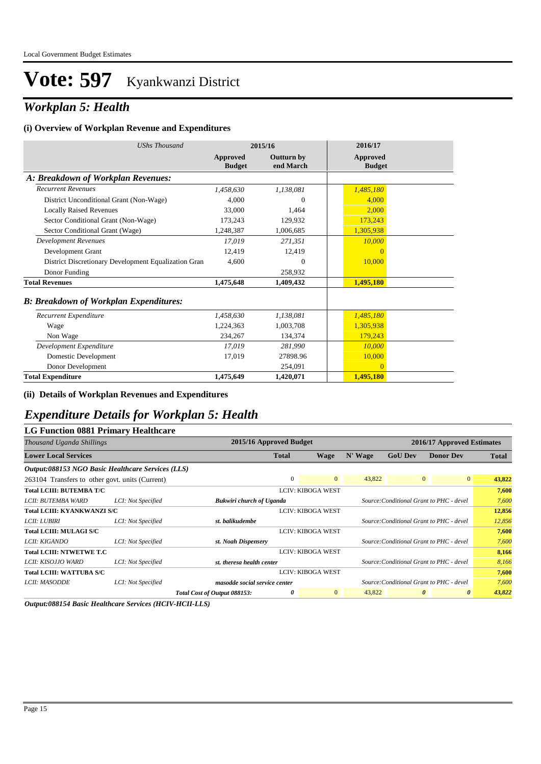Local Government Budget Estimates

# Vote: 597 Kyankwanzi District

## Workplan 5: Health

### (i) Overview of Workplan Revenue and Expenditures

| UShs Thousand | 2015/16 Approved Budget | 2015/16 Outturn by end March | 2016/17 Approved Budget |
|---|---|---|---|
| **A: Breakdown of Workplan Revenues:** | | | |
| *Recurrent Revenues* | *1,458,630* | *1,138,081* | *1,485,180* |
| District Unconditional Grant (Non-Wage) | 4,000 | 0 | 4,000 |
| Locally Raised Revenues | 33,000 | 1,464 | 2,000 |
| Sector Conditional Grant (Non-Wage) | 173,243 | 129,932 | 173,243 |
| Sector Conditional Grant (Wage) | 1,248,387 | 1,006,685 | 1,305,938 |
| *Development Revenues* | *17,019* | *271,351* | *10,000* |
| Development Grant | 12,419 | 12,419 | 0 |
| District Discretionary Development Equalization Gran | 4,600 | 0 | 10,000 |
| Donor Funding | | 258,932 | |
| **Total Revenues** | **1,475,648** | **1,409,432** | **1,495,180** |
| **B: Breakdown of Workplan Expenditures:** | | | |
| *Recurrent Expenditure* | *1,458,630* | *1,138,081* | *1,485,180* |
| Wage | 1,224,363 | 1,003,708 | 1,305,938 |
| Non Wage | 234,267 | 134,374 | 179,243 |
| *Development Expenditure* | *17,019* | *281,990* | *10,000* |
| Domestic Development | 17,019 | 27898.96 | 10,000 |
| Donor Development | | 254,091 | 0 |
| **Total Expenditure** | **1,475,649** | **1,420,071** | **1,495,180** |

### (ii) Details of Workplan Revenues and Expenditures

## Expenditure Details for Workplan 5: Health

### LG Function 0881 Primary Healthcare

| *Thousand Uganda Shillings* | | | 2015/16 Approved Budget | 2016/17 Approved Estimates | | | | |
|---|---|---|---|---|---|---|---|---|
| **Lower Local Services** | | | **Total** | **Wage** | **N' Wage** | **GoU Dev** | **Donor Dev** | **Total** |
| ***Output:088153 NGO Basic Healthcare Services (LLS)*** | | | | | | | | |
| 263104 Transfers to other govt. units (Current) | | | 0 | 0 | 43,822 | 0 | 0 | **43,822** |
| **Total LCIII: BUTEMBA T/C** | | LCIV: KIBOGA WEST | | | | | | **7,600** |
| *LCII: BUTEMBA WARD* | *LCI: Not Specified* | ***Bukwiri church of Uganda*** | | *Source:Conditional Grant to PHC - devel* | | | | *7,600* |
| **Total LCIII: KYANKWANZI S/C** | | LCIV: KIBOGA WEST | | | | | | **12,856** |
| *LCII: LUBIRI* | *LCI: Not Specified* | ***st. balikudembe*** | | *Source:Conditional Grant to PHC - devel* | | | | *12,856* |
| **Total LCIII: MULAGI S/C** | | LCIV: KIBOGA WEST | | | | | | **7,600** |
| *LCII: KIGANDO* | *LCI: Not Specified* | ***st. Noah Dispensery*** | | *Source:Conditional Grant to PHC - devel* | | | | *7,600* |
| **Total LCIII: NTWETWE T.C** | | LCIV: KIBOGA WEST | | | | | | **8,166** |
| *LCII: KISOJJO WARD* | *LCI: Not Specified* | ***st. theresa health center*** | | *Source:Conditional Grant to PHC - devel* | | | | *8,166* |
| **Total LCIII: WATTUBA S/C** | | LCIV: KIBOGA WEST | | | | | | **7,600** |
| *LCII: MASODDE* | *LCI: Not Specified* | ***masodde social service center*** | | *Source:Conditional Grant to PHC - devel* | | | | *7,600* |
| | | ***Total Cost of Output 088153:*** | ***0*** | 0 | 43,822 | ***0*** | ***0*** | ***43,822*** |

***Output:088154 Basic Healthcare Services (HCIV-HCII-LLS)***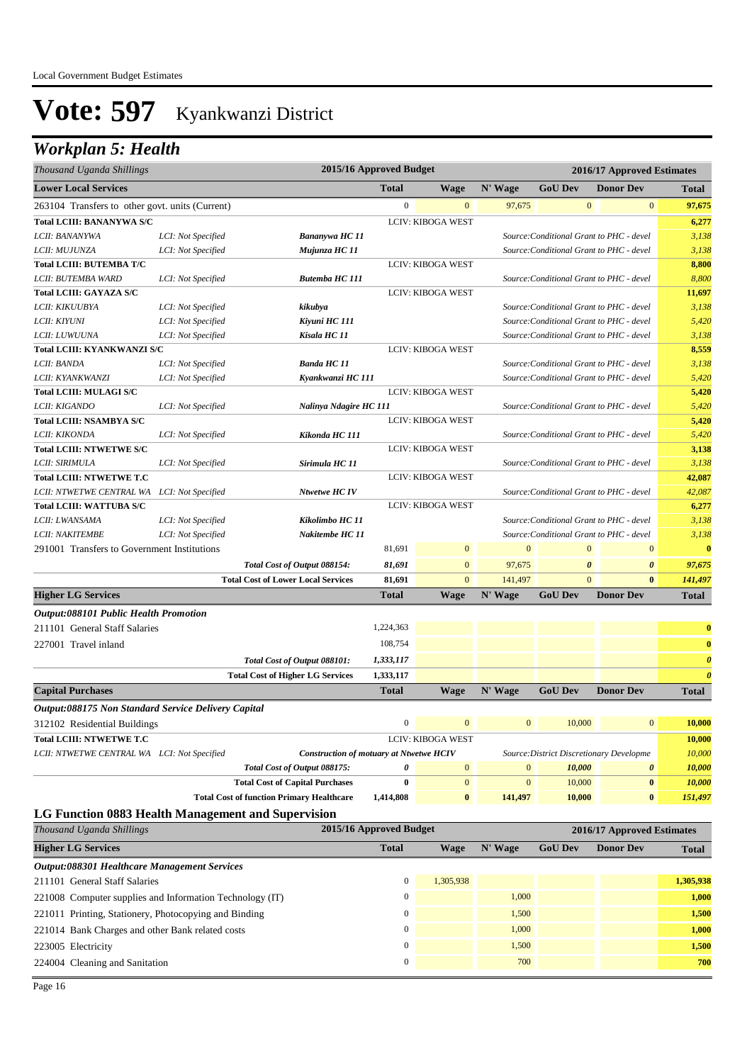Local Government Budget Estimates

# Vote: 597 Kyankwanzi District

## Workplan 5: Health

| *Thousand Uganda Shillings* | | | 2015/16 Approved Budget | | 2016/17 Approved Estimates | | | |
|---|---|---|---|---|---|---|---|---|
| **Lower Local Services** | | | **Total** | **Wage** | **N' Wage** | **GoU Dev** | **Donor Dev** | **Total** |
| 263104 Transfers to other govt. units (Current) | | | 0 | 0 | 97,675 | 0 | 0 | **97,675** |
| **Total LCIII: BANANYWA S/C** | | | | LCIV: KIBOGA WEST | | | | **6,277** |
| *LCII: BANANYWA* | *LCI: Not Specified* | ***Bananywa HC 11*** | | | *Source:Conditional Grant to PHC - devel* | | | *3,138* |
| *LCII: MUJUNZA* | *LCI: Not Specified* | ***Mujunza HC 11*** | | | *Source:Conditional Grant to PHC - devel* | | | *3,138* |
| **Total LCIII: BUTEMBA T/C** | | | | LCIV: KIBOGA WEST | | | | **8,800** |
| *LCII: BUTEMBA WARD* | *LCI: Not Specified* | ***Butemba HC 111*** | | | *Source:Conditional Grant to PHC - devel* | | | *8,800* |
| **Total LCIII: GAYAZA S/C** | | | | LCIV: KIBOGA WEST | | | | **11,697** |
| *LCII: KIKUUBYA* | *LCI: Not Specified* | ***kikubya*** | | | *Source:Conditional Grant to PHC - devel* | | | *3,138* |
| *LCII: KIYUNI* | *LCI: Not Specified* | ***Kiyuni HC 111*** | | | *Source:Conditional Grant to PHC - devel* | | | *5,420* |
| *LCII: LUWUUNA* | *LCI: Not Specified* | ***Kisala HC 11*** | | | *Source:Conditional Grant to PHC - devel* | | | *3,138* |
| **Total LCIII: KYANKWANZI S/C** | | | | LCIV: KIBOGA WEST | | | | **8,559** |
| *LCII: BANDA* | *LCI: Not Specified* | ***Banda HC 11*** | | | *Source:Conditional Grant to PHC - devel* | | | *3,138* |
| *LCII: KYANKWANZI* | *LCI: Not Specified* | ***Kyankwanzi HC 111*** | | | *Source:Conditional Grant to PHC - devel* | | | *5,420* |
| **Total LCIII: MULAGI S/C** | | | | LCIV: KIBOGA WEST | | | | **5,420** |
| *LCII: KIGANDO* | *LCI: Not Specified* | ***Nalinya Ndagire HC 111*** | | | *Source:Conditional Grant to PHC - devel* | | | *5,420* |
| **Total LCIII: NSAMBYA S/C** | | | | LCIV: KIBOGA WEST | | | | **5,420** |
| *LCII: KIKONDA* | *LCI: Not Specified* | ***Kikonda HC 111*** | | | *Source:Conditional Grant to PHC - devel* | | | *5,420* |
| **Total LCIII: NTWETWE S/C** | | | | LCIV: KIBOGA WEST | | | | **3,138** |
| *LCII: SIRIMULA* | *LCI: Not Specified* | ***Sirimula HC 11*** | | | *Source:Conditional Grant to PHC - devel* | | | *3,138* |
| **Total LCIII: NTWETWE T.C** | | | | LCIV: KIBOGA WEST | | | | **42,087** |
| *LCII: NTWETWE CENTRAL WA* | *LCI: Not Specified* | ***Ntwetwe HC IV*** | | | *Source:Conditional Grant to PHC - devel* | | | *42,087* |
| **Total LCIII: WATTUBA S/C** | | | | LCIV: KIBOGA WEST | | | | **6,277** |
| *LCII: LWANSAMA* | *LCI: Not Specified* | ***Kikolimbo HC 11*** | | | *Source:Conditional Grant to PHC - devel* | | | *3,138* |
| *LCII: NAKITEMBE* | *LCI: Not Specified* | ***Nakitembe HC 11*** | | | *Source:Conditional Grant to PHC - devel* | | | *3,138* |
| 291001 Transfers to Government Institutions | | | 81,691 | 0 | 0 | 0 | 0 | **0** |
| | | *Total Cost of Output 088154:* | *81,691* | 0 | 97,675 | *0* | *0* | *97,675* |
| | | **Total Cost of Lower Local Services** | **81,691** | 0 | 141,497 | 0 | **0** | ***141,497*** |
| **Higher LG Services** | | | **Total** | **Wage** | **N' Wage** | **GoU Dev** | **Donor Dev** | **Total** |
| ***Output:088101 Public Health Promotion*** | | | | | | | | |
| 211101 General Staff Salaries | | | 1,224,363 | | | | | **0** |
| 227001 Travel inland | | | 108,754 | | | | | **0** |
| | | *Total Cost of Output 088101:* | *1,333,117* | | | | | ***0*** |
| | | **Total Cost of Higher LG Services** | **1,333,117** | | | | | ***0*** |
| **Capital Purchases** | | | **Total** | **Wage** | **N' Wage** | **GoU Dev** | **Donor Dev** | **Total** |
| ***Output:088175 Non Standard Service Delivery Capital*** | | | | | | | | |
| 312102 Residential Buildings | | | 0 | 0 | 0 | 10,000 | 0 | **10,000** |
| **Total LCIII: NTWETWE T.C** | | | | LCIV: KIBOGA WEST | | | | **10,000** |
| *LCII: NTWETWE CENTRAL WA* | *LCI: Not Specified* | ***Construction of motuary at Ntwetwe HCIV*** | | | *Source:District Discretionary Developme* | | | *10,000* |
| | | *Total Cost of Output 088175:* | *0* | 0 | 0 | *10,000* | *0* | *10,000* |
| | | **Total Cost of Capital Purchases** | **0** | 0 | 0 | 10,000 | **0** | ***10,000*** |
| | | **Total Cost of function Primary Healthcare** | **1,414,808** | **0** | **141,497** | **10,000** | **0** | ***151,497*** |

### LG Function 0883 Health Management and Supervision

| *Thousand Uganda Shillings* | 2015/16 Approved Budget | | 2016/17 Approved Estimates | | | |
|---|---|---|---|---|---|---|
| **Higher LG Services** | **Total** | **Wage** | **N' Wage** | **GoU Dev** | **Donor Dev** | **Total** |
| ***Output:088301 Healthcare Management Services*** | | | | | | |
| 211101 General Staff Salaries | 0 | 1,305,938 | | | | **1,305,938** |
| 221008 Computer supplies and Information Technology (IT) | 0 | | 1,000 | | | **1,000** |
| 221011 Printing, Stationery, Photocopying and Binding | 0 | | 1,500 | | | **1,500** |
| 221014 Bank Charges and other Bank related costs | 0 | | 1,000 | | | **1,000** |
| 223005 Electricity | 0 | | 1,500 | | | **1,500** |
| 224004 Cleaning and Sanitation | 0 | | 700 | | | **700** |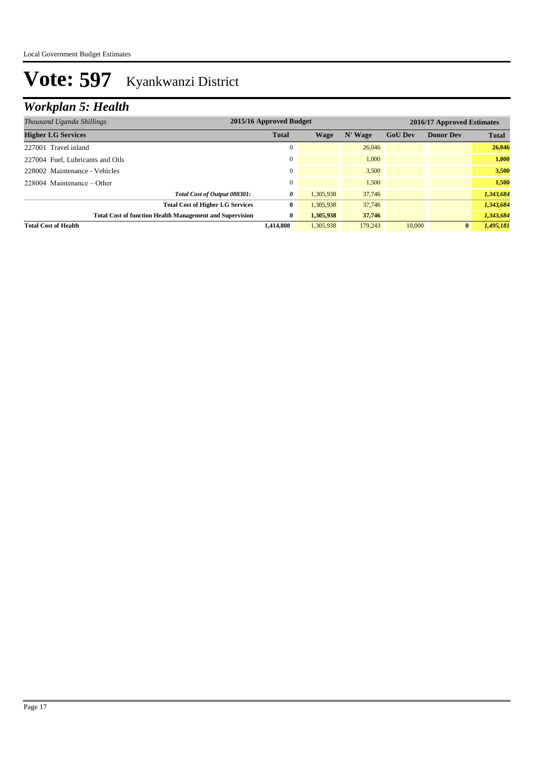# Vote: 597 Kyankwanzi District

## *Workplan 5: Health*

| *Thousand Uganda Shillings* | 2015/16 Approved Budget | 2016/17 Approved Estimates | | | | |
|---|---|---|---|---|---|---|
| **Higher LG Services** | **Total** | **Wage** | **N' Wage** | **GoU Dev** | **Donor Dev** | **Total** |
| 227001 Travel inland | 0 | | 26,046 | | | **26,046** |
| 227004 Fuel, Lubricants and Oils | 0 | | 1,000 | | | **1,000** |
| 228002 Maintenance - Vehicles | 0 | | 3,500 | | | **3,500** |
| 228004 Maintenance – Other | 0 | | 1,500 | | | **1,500** |
| *Total Cost of Output 088301:* | *0* | 1,305,938 | 37,746 | | | ***1,343,684*** |
| **Total Cost of Higher LG Services** | **0** | 1,305,938 | 37,746 | | | ***1,343,684*** |
| **Total Cost of function Health Management and Supervision** | **0** | **1,305,938** | **37,746** | | | ***1,343,684*** |
| **Total Cost of Health** | **1,414,808** | 1,305,938 | 179,243 | 10,000 | **0** | ***1,495,181*** |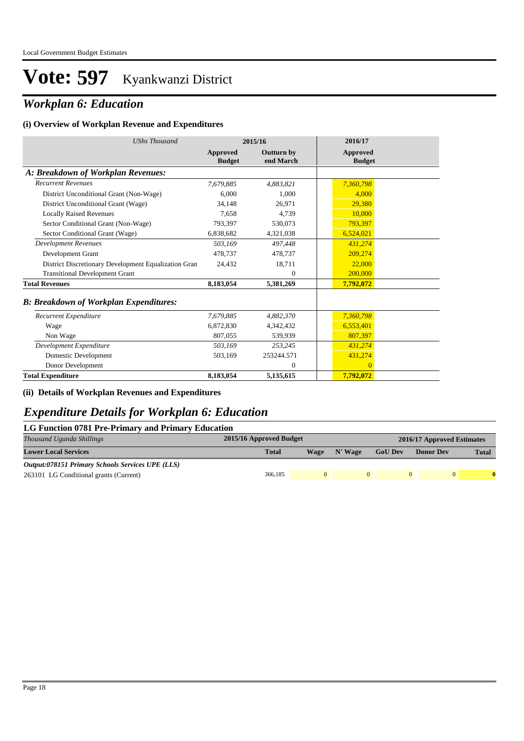# Vote: 597 Kyankwanzi District

## *Workplan 6: Education*

### (i) Overview of Workplan Revenue and Expenditures

| *UShs Thousand* | 2015/16 Approved Budget | 2015/16 Outturn by end March | 2016/17 Approved Budget |
|---|---|---|---|
| ***A: Breakdown of Workplan Revenues:*** | | | |
| *Recurrent Revenues* | *7,679,885* | *4,883,821* | *7,360,798* |
| District Unconditional Grant (Non-Wage) | 6,000 | 1,000 | 4,000 |
| District Unconditional Grant (Wage) | 34,148 | 26,971 | 29,380 |
| Locally Raised Revenues | 7,658 | 4,739 | 10,000 |
| Sector Conditional Grant (Non-Wage) | 793,397 | 530,073 | 793,397 |
| Sector Conditional Grant (Wage) | 6,838,682 | 4,321,038 | 6,524,021 |
| *Development Revenues* | *503,169* | *497,448* | *431,274* |
| Development Grant | 478,737 | 478,737 | 209,274 |
| District Discretionary Development Equalization Gran | 24,432 | 18,711 | 22,000 |
| Transitional Development Grant | | 0 | 200,000 |
| **Total Revenues** | **8,183,054** | **5,381,269** | **7,792,072** |
| ***B: Breakdown of Workplan Expenditures:*** | | | |
| *Recurrent Expenditure* | *7,679,885* | *4,882,370* | *7,360,798* |
| Wage | 6,872,830 | 4,342,432 | 6,553,401 |
| Non Wage | 807,055 | 539,939 | 807,397 |
| *Development Expenditure* | *503,169* | *253,245* | *431,274* |
| Domestic Development | 503,169 | 253244.571 | 431,274 |
| Donor Development | | 0 | 0 |
| **Total Expenditure** | **8,183,054** | **5,135,615** | **7,792,072** |

### (ii) Details of Workplan Revenues and Expenditures

## *Expenditure Details for Workplan 6: Education*

### LG Function 0781 Pre-Primary and Primary Education

| *Thousand Uganda Shillings* | 2015/16 Approved Budget | 2016/17 Approved Estimates | | | | |
|---|---|---|---|---|---|---|
| **Lower Local Services** | **Total** | **Wage** | **N' Wage** | **GoU Dev** | **Donor Dev** | **Total** |
| ***Output:078151 Primary Schools Services UPE (LLS)*** | | | | | | |
| 263101 LG Conditional grants (Current) | 366,185 | 0 | 0 | 0 | 0 | **0** |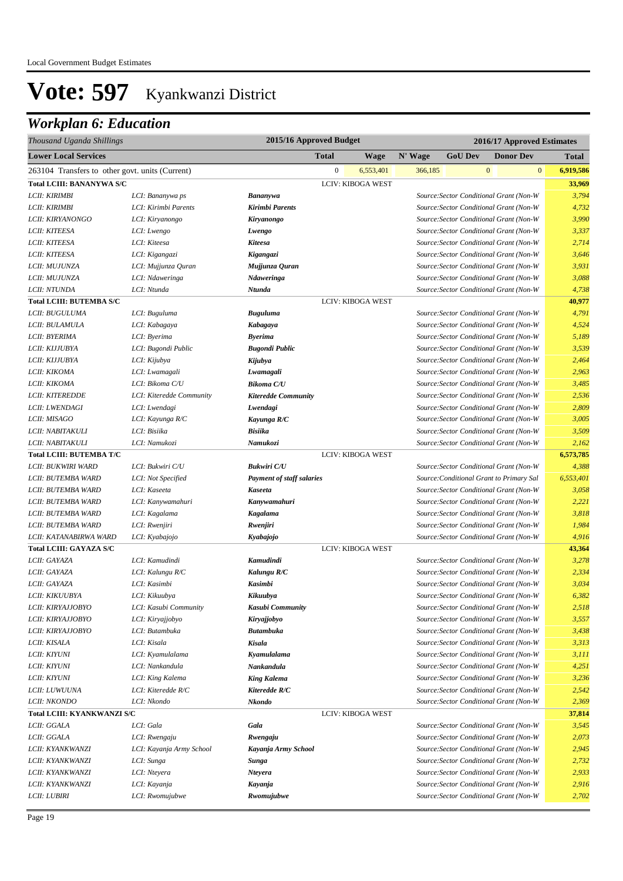Local Government Budget Estimates

# Vote: 597 Kyankwanzi District

## *Workplan 6: Education*

| *Thousand Uganda Shillings* | | | 2015/16 Approved Budget | | 2016/17 Approved Estimates | | | |
|---|---|---|---|---|---|---|---|---|
| **Lower Local Services** | | | **Total** | **Wage** | **N' Wage** | **GoU Dev** | **Donor Dev** | **Total** |
| 263104 Transfers to other govt. units (Current) | | | 0 | 6,553,401 | 366,185 | 0 | 0 | **6,919,586** |
| **Total LCIII: BANANYWA S/C** | | | LCIV: KIBOGA WEST | | | | | **33,969** |
| *LCII: KIRIMBI* | *LCI: Bananywa ps* | ***Bananywa*** | | | *Source:Sector Conditional Grant (Non-W* | | | *3,794* |
| *LCII: KIRIMBI* | *LCI: Kirimbi Parents* | ***Kirimbi Parents*** | | | *Source:Sector Conditional Grant (Non-W* | | | *4,732* |
| *LCII: KIRYANONGO* | *LCI: Kiryanongo* | ***Kiryanongo*** | | | *Source:Sector Conditional Grant (Non-W* | | | *3,990* |
| *LCII: KITEESA* | *LCI: Lwengo* | ***Lwengo*** | | | *Source:Sector Conditional Grant (Non-W* | | | *3,337* |
| *LCII: KITEESA* | *LCI: Kiteesa* | ***Kiteesa*** | | | *Source:Sector Conditional Grant (Non-W* | | | *2,714* |
| *LCII: KITEESA* | *LCI: Kigangazi* | ***Kigangazi*** | | | *Source:Sector Conditional Grant (Non-W* | | | *3,646* |
| *LCII: MUJUNZA* | *LCI: Mujjunza Quran* | ***Mujjunza Quran*** | | | *Source:Sector Conditional Grant (Non-W* | | | *3,931* |
| *LCII: MUJUNZA* | *LCI: Ndaweringa* | ***Ndaweringa*** | | | *Source:Sector Conditional Grant (Non-W* | | | *3,088* |
| *LCII: NTUNDA* | *LCI: Ntunda* | ***Ntunda*** | | | *Source:Sector Conditional Grant (Non-W* | | | *4,738* |
| **Total LCIII: BUTEMBA S/C** | | | LCIV: KIBOGA WEST | | | | | **40,977** |
| *LCII: BUGULUMA* | *LCI: Buguluma* | ***Buguluma*** | | | *Source:Sector Conditional Grant (Non-W* | | | *4,791* |
| *LCII: BULAMULA* | *LCI: Kabagaya* | ***Kabagaya*** | | | *Source:Sector Conditional Grant (Non-W* | | | *4,524* |
| *LCII: BYERIMA* | *LCI: Byerima* | ***Byerima*** | | | *Source:Sector Conditional Grant (Non-W* | | | *5,189* |
| *LCII: KIJJUBYA* | *LCI: Bugondi Public* | ***Bugondi Public*** | | | *Source:Sector Conditional Grant (Non-W* | | | *3,539* |
| *LCII: KIJJUBYA* | *LCI: Kijubya* | ***Kijubya*** | | | *Source:Sector Conditional Grant (Non-W* | | | *2,464* |
| *LCII: KIKOMA* | *LCI: Lwamagali* | ***Lwamagali*** | | | *Source:Sector Conditional Grant (Non-W* | | | *2,963* |
| *LCII: KIKOMA* | *LCI: Bikoma C/U* | ***Bikoma C/U*** | | | *Source:Sector Conditional Grant (Non-W* | | | *3,485* |
| *LCII: KITEREDDE* | *LCI: Kiteredde Community* | ***Kiteredde Community*** | | | *Source:Sector Conditional Grant (Non-W* | | | *2,536* |
| *LCII: LWENDAGI* | *LCI: Lwendagi* | ***Lwendagi*** | | | *Source:Sector Conditional Grant (Non-W* | | | *2,809* |
| *LCII: MISAGO* | *LCI: Kayunga R/C* | ***Kayunga R/C*** | | | *Source:Sector Conditional Grant (Non-W* | | | *3,005* |
| *LCII: NABITAKULI* | *LCI: Bisiika* | ***Bisiika*** | | | *Source:Sector Conditional Grant (Non-W* | | | *3,509* |
| *LCII: NABITAKULI* | *LCI: Namukozi* | ***Namukozi*** | | | *Source:Sector Conditional Grant (Non-W* | | | *2,162* |
| **Total LCIII: BUTEMBA T/C** | | | LCIV: KIBOGA WEST | | | | | **6,573,785** |
| *LCII: BUKWIRI WARD* | *LCI: Bukwiri C/U* | ***Bukwiri C/U*** | | | *Source:Sector Conditional Grant (Non-W* | | | *4,388* |
| *LCII: BUTEMBA WARD* | *LCI: Not Specified* | ***Payment of staff salaries*** | | | *Source:Conditional Grant to Primary Sal* | | | *6,553,401* |
| *LCII: BUTEMBA WARD* | *LCI: Kaseeta* | ***Kaseeta*** | | | *Source:Sector Conditional Grant (Non-W* | | | *3,058* |
| *LCII: BUTEMBA WARD* | *LCI: Kanywamahuri* | ***Kanywamahuri*** | | | *Source:Sector Conditional Grant (Non-W* | | | *2,221* |
| *LCII: BUTEMBA WARD* | *LCI: Kagalama* | ***Kagalama*** | | | *Source:Sector Conditional Grant (Non-W* | | | *3,818* |
| *LCII: BUTEMBA WARD* | *LCI: Rwenjiri* | ***Rwenjiri*** | | | *Source:Sector Conditional Grant (Non-W* | | | *1,984* |
| *LCII: KATANABIRWA WARD* | *LCI: Kyabajojo* | ***Kyabajojo*** | | | *Source:Sector Conditional Grant (Non-W* | | | *4,916* |
| **Total LCIII: GAYAZA S/C** | | | LCIV: KIBOGA WEST | | | | | **43,364** |
| *LCII: GAYAZA* | *LCI: Kamudindi* | ***Kamudindi*** | | | *Source:Sector Conditional Grant (Non-W* | | | *3,278* |
| *LCII: GAYAZA* | *LCI: Kalungu R/C* | ***Kalungu R/C*** | | | *Source:Sector Conditional Grant (Non-W* | | | *2,334* |
| *LCII: GAYAZA* | *LCI: Kasimbi* | ***Kasimbi*** | | | *Source:Sector Conditional Grant (Non-W* | | | *3,034* |
| *LCII: KIKUUBYA* | *LCI: Kikuubya* | ***Kikuubya*** | | | *Source:Sector Conditional Grant (Non-W* | | | *6,382* |
| *LCII: KIRYAJJOBYO* | *LCI: Kasubi Community* | ***Kasubi Community*** | | | *Source:Sector Conditional Grant (Non-W* | | | *2,518* |
| *LCII: KIRYAJJOBYO* | *LCI: Kiryajjobyo* | ***Kiryajjobyo*** | | | *Source:Sector Conditional Grant (Non-W* | | | *3,557* |
| *LCII: KIRYAJJOBYO* | *LCI: Butambuka* | ***Butambuka*** | | | *Source:Sector Conditional Grant (Non-W* | | | *3,438* |
| *LCII: KISALA* | *LCI: Kisala* | ***Kisala*** | | | *Source:Sector Conditional Grant (Non-W* | | | *3,313* |
| *LCII: KIYUNI* | *LCI: Kyamulalama* | ***Kyamulalama*** | | | *Source:Sector Conditional Grant (Non-W* | | | *3,111* |
| *LCII: KIYUNI* | *LCI: Nankandula* | ***Nankandula*** | | | *Source:Sector Conditional Grant (Non-W* | | | *4,251* |
| *LCII: KIYUNI* | *LCI: King Kalema* | ***King Kalema*** | | | *Source:Sector Conditional Grant (Non-W* | | | *3,236* |
| *LCII: LUWUUNA* | *LCI: Kiteredde R/C* | ***Kiteredde R/C*** | | | *Source:Sector Conditional Grant (Non-W* | | | *2,542* |
| *LCII: NKONDO* | *LCI: Nkondo* | ***Nkondo*** | | | *Source:Sector Conditional Grant (Non-W* | | | *2,369* |
| **Total LCIII: KYANKWANZI S/C** | | | LCIV: KIBOGA WEST | | | | | **37,814** |
| *LCII: GGALA* | *LCI: Gala* | ***Gala*** | | | *Source:Sector Conditional Grant (Non-W* | | | *3,545* |
| *LCII: GGALA* | *LCI: Rwengaju* | ***Rwengaju*** | | | *Source:Sector Conditional Grant (Non-W* | | | *2,073* |
| *LCII: KYANKWANZI* | *LCI: Kayanja Army School* | ***Kayanja Army School*** | | | *Source:Sector Conditional Grant (Non-W* | | | *2,945* |
| *LCII: KYANKWANZI* | *LCI: Sunga* | ***Sunga*** | | | *Source:Sector Conditional Grant (Non-W* | | | *2,732* |
| *LCII: KYANKWANZI* | *LCI: Nteyera* | ***Nteyera*** | | | *Source:Sector Conditional Grant (Non-W* | | | *2,933* |
| *LCII: KYANKWANZI* | *LCI: Kayanja* | ***Kayanja*** | | | *Source:Sector Conditional Grant (Non-W* | | | *2,916* |
| *LCII: LUBIRI* | *LCI: Rwomujubwe* | ***Rwomujubwe*** | | | *Source:Sector Conditional Grant (Non-W* | | | *2,702* |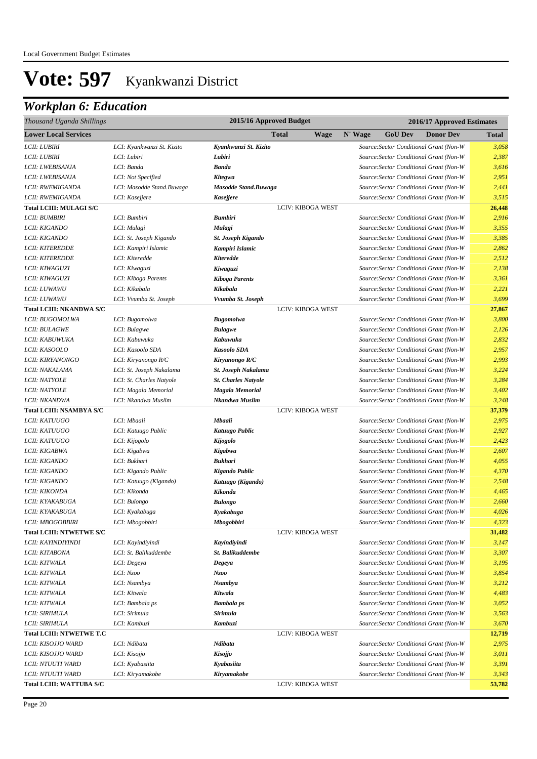Local Government Budget Estimates

# Vote: 597 Kyankwanzi District

## *Workplan 6: Education*

| *Thousand Uganda Shillings* | | | 2015/16 Approved Budget | | 2016/17 Approved Estimates | | | |
|---|---|---|---|---|---|---|---|---|
| **Lower Local Services** | | | **Total** | **Wage** | **N' Wage** | **GoU Dev** | **Donor Dev** | **Total** |
| *LCII: LUBIRI* | *LCI: Kyankwanzi St. Kizito* | ***Kyankwanzi St. Kizito*** | | | | *Source:Sector Conditional Grant (Non-W* | | *3,058* |
| *LCII: LUBIRI* | *LCI: Lubiri* | ***Lubiri*** | | | | *Source:Sector Conditional Grant (Non-W* | | *2,387* |
| *LCII: LWEBISANJA* | *LCI: Banda* | ***Banda*** | | | | *Source:Sector Conditional Grant (Non-W* | | *3,616* |
| *LCII: LWEBISANJA* | *LCI: Not Specified* | ***Kitegwa*** | | | | *Source:Sector Conditional Grant (Non-W* | | *2,951* |
| *LCII: RWEMIGANDA* | *LCI: Masodde Stand.Buwaga* | ***Masodde Stand.Buwaga*** | | | | *Source:Sector Conditional Grant (Non-W* | | *2,441* |
| *LCII: RWEMIGANDA* | *LCI: Kasejjere* | ***Kasejjere*** | | | | *Source:Sector Conditional Grant (Non-W* | | *3,515* |
| **Total LCIII: MULAGI S/C** | | | LCIV: KIBOGA WEST | | | | | **26,448** |
| *LCII: BUMBIRI* | *LCI: Bumbiri* | ***Bumbiri*** | | | | *Source:Sector Conditional Grant (Non-W* | | *2,916* |
| *LCII: KIGANDO* | *LCI: Mulagi* | ***Mulagi*** | | | | *Source:Sector Conditional Grant (Non-W* | | *3,355* |
| *LCII: KIGANDO* | *LCI: St. Joseph Kigando* | ***St. Joseph Kigando*** | | | | *Source:Sector Conditional Grant (Non-W* | | *3,385* |
| *LCII: KITEREDDE* | *LCI: Kampiri Islamic* | ***Kampiri Islamic*** | | | | *Source:Sector Conditional Grant (Non-W* | | *2,862* |
| *LCII: KITEREDDE* | *LCI: Kiteredde* | ***Kiteredde*** | | | | *Source:Sector Conditional Grant (Non-W* | | *2,512* |
| *LCII: KIWAGUZI* | *LCI: Kiwaguzi* | ***Kiwaguzi*** | | | | *Source:Sector Conditional Grant (Non-W* | | *2,138* |
| *LCII: KIWAGUZI* | *LCI: Kiboga Parents* | ***Kiboga Parents*** | | | | *Source:Sector Conditional Grant (Non-W* | | *3,361* |
| *LCII: LUWAWU* | *LCI: Kikabala* | ***Kikabala*** | | | | *Source:Sector Conditional Grant (Non-W* | | *2,221* |
| *LCII: LUWAWU* | *LCI: Vvumba St. Joseph* | ***Vvumba St. Joseph*** | | | | *Source:Sector Conditional Grant (Non-W* | | *3,699* |
| **Total LCIII: NKANDWA S/C** | | | LCIV: KIBOGA WEST | | | | | **27,867** |
| *LCII: BUGOMOLWA* | *LCI: Bugomolwa* | ***Bugomolwa*** | | | | *Source:Sector Conditional Grant (Non-W* | | *3,800* |
| *LCII: BULAGWE* | *LCI: Bulagwe* | ***Bulagwe*** | | | | *Source:Sector Conditional Grant (Non-W* | | *2,126* |
| *LCII: KABUWUKA* | *LCI: Kabuwuka* | ***Kabuwuka*** | | | | *Source:Sector Conditional Grant (Non-W* | | *2,832* |
| *LCII: KASOOLO* | *LCI: Kasoolo SDA* | ***Kasoolo SDA*** | | | | *Source:Sector Conditional Grant (Non-W* | | *2,957* |
| *LCII: KIRYANONGO* | *LCI: Kiryanongo R/C* | ***Kiryanongo R/C*** | | | | *Source:Sector Conditional Grant (Non-W* | | *2,993* |
| *LCII: NAKALAMA* | *LCI: St. Joseph Nakalama* | ***St. Joseph Nakalama*** | | | | *Source:Sector Conditional Grant (Non-W* | | *3,224* |
| *LCII: NATYOLE* | *LCI: St. Charles Natyole* | ***St. Charles Natyole*** | | | | *Source:Sector Conditional Grant (Non-W* | | *3,284* |
| *LCII: NATYOLE* | *LCI: Magala Memorial* | ***Magala Memorial*** | | | | *Source:Sector Conditional Grant (Non-W* | | *3,402* |
| *LCII: NKANDWA* | *LCI: Nkandwa Muslim* | ***Nkandwa Muslim*** | | | | *Source:Sector Conditional Grant (Non-W* | | *3,248* |
| **Total LCIII: NSAMBYA S/C** | | | LCIV: KIBOGA WEST | | | | | **37,379** |
| *LCII: KATUUGO* | *LCI: Mbaali* | ***Mbaali*** | | | | *Source:Sector Conditional Grant (Non-W* | | *2,975* |
| *LCII: KATUUGO* | *LCI: Katuugo Public* | ***Katuugo Public*** | | | | *Source:Sector Conditional Grant (Non-W* | | *2,927* |
| *LCII: KATUUGO* | *LCI: Kijogolo* | ***Kijogolo*** | | | | *Source:Sector Conditional Grant (Non-W* | | *2,423* |
| *LCII: KIGABWA* | *LCI: Kigabwa* | ***Kigabwa*** | | | | *Source:Sector Conditional Grant (Non-W* | | *2,607* |
| *LCII: KIGANDO* | *LCI: Bukhari* | ***Bukhari*** | | | | *Source:Sector Conditional Grant (Non-W* | | *4,055* |
| *LCII: KIGANDO* | *LCI: Kigando Public* | ***Kigando Public*** | | | | *Source:Sector Conditional Grant (Non-W* | | *4,370* |
| *LCII: KIGANDO* | *LCI: Katuugo (Kigando)* | ***Katuugo (Kigando)*** | | | | *Source:Sector Conditional Grant (Non-W* | | *2,548* |
| *LCII: KIKONDA* | *LCI: Kikonda* | ***Kikonda*** | | | | *Source:Sector Conditional Grant (Non-W* | | *4,465* |
| *LCII: KYAKABUGA* | *LCI: Bulongo* | ***Bulongo*** | | | | *Source:Sector Conditional Grant (Non-W* | | *2,660* |
| *LCII: KYAKABUGA* | *LCI: Kyakabuga* | ***Kyakabuga*** | | | | *Source:Sector Conditional Grant (Non-W* | | *4,026* |
| *LCII: MBOGOBBIRI* | *LCI: Mbogobbiri* | ***Mbogobbiri*** | | | | *Source:Sector Conditional Grant (Non-W* | | *4,323* |
| **Total LCIII: NTWETWE S/C** | | | LCIV: KIBOGA WEST | | | | | **31,482** |
| *LCII: KAYINDIYINDI* | *LCI: Kayindiyindi* | ***Kayindiyindi*** | | | | *Source:Sector Conditional Grant (Non-W* | | *3,147* |
| *LCII: KITABONA* | *LCI: St. Balikuddembe* | ***St. Balikuddembe*** | | | | *Source:Sector Conditional Grant (Non-W* | | *3,307* |
| *LCII: KITWALA* | *LCI: Degeya* | ***Degeya*** | | | | *Source:Sector Conditional Grant (Non-W* | | *3,195* |
| *LCII: KITWALA* | *LCI: Nzoo* | ***Nzoo*** | | | | *Source:Sector Conditional Grant (Non-W* | | *3,854* |
| *LCII: KITWALA* | *LCI: Nsambya* | ***Nsambya*** | | | | *Source:Sector Conditional Grant (Non-W* | | *3,212* |
| *LCII: KITWALA* | *LCI: Kitwala* | ***Kitwala*** | | | | *Source:Sector Conditional Grant (Non-W* | | *4,483* |
| *LCII: KITWALA* | *LCI: Bambala ps* | ***Bambala ps*** | | | | *Source:Sector Conditional Grant (Non-W* | | *3,052* |
| *LCII: SIRIMULA* | *LCI: Sirimula* | ***Sirimula*** | | | | *Source:Sector Conditional Grant (Non-W* | | *3,563* |
| *LCII: SIRIMULA* | *LCI: Kambuzi* | ***Kambuzi*** | | | | *Source:Sector Conditional Grant (Non-W* | | *3,670* |
| **Total LCIII: NTWETWE T.C** | | | LCIV: KIBOGA WEST | | | | | **12,719** |
| *LCII: KISOJJO WARD* | *LCI: Ndibata* | ***Ndibata*** | | | | *Source:Sector Conditional Grant (Non-W* | | *2,975* |
| *LCII: KISOJJO WARD* | *LCI: Kisojjo* | ***Kisojjo*** | | | | *Source:Sector Conditional Grant (Non-W* | | *3,011* |
| *LCII: NTUUTI WARD* | *LCI: Kyabasiita* | ***Kyabasiita*** | | | | *Source:Sector Conditional Grant (Non-W* | | *3,391* |
| *LCII: NTUUTI WARD* | *LCI: Kiryamakobe* | ***Kiryamakobe*** | | | | *Source:Sector Conditional Grant (Non-W* | | *3,343* |
| **Total LCIII: WATTUBA S/C** | | | LCIV: KIBOGA WEST | | | | | **53,782** |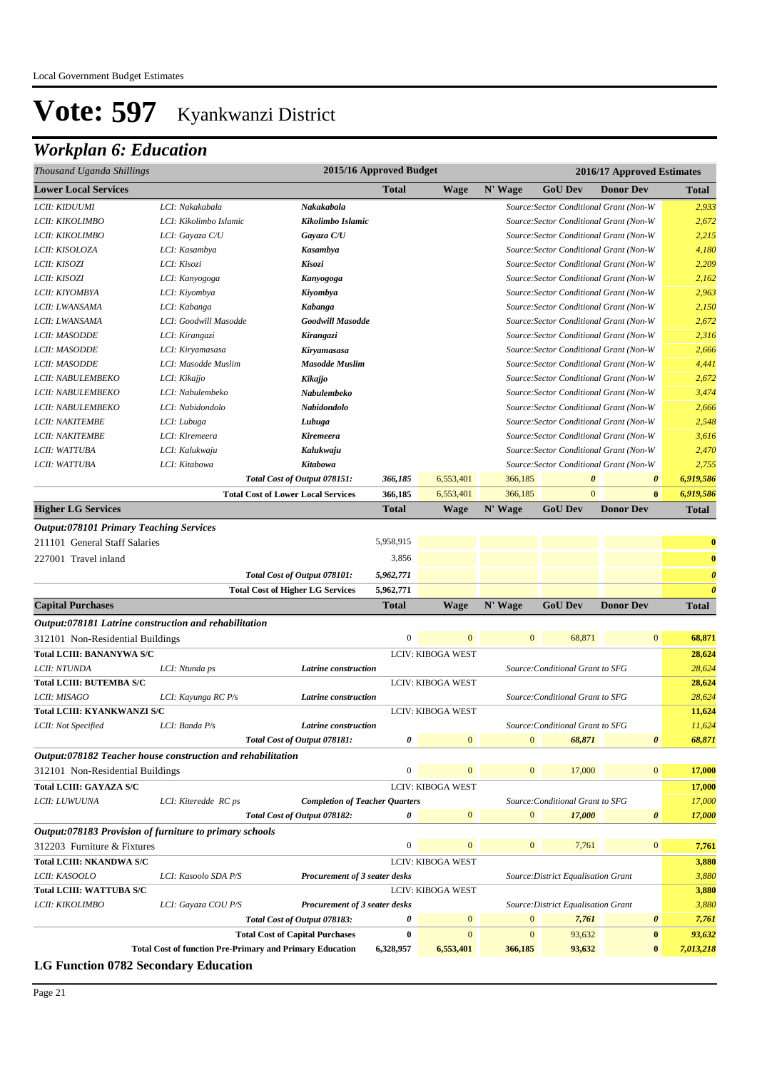Local Government Budget Estimates

# Vote: 597 Kyankwanzi District

## *Workplan 6: Education*

| *Thousand Uganda Shillings* | | | 2015/16 Approved Budget | | | | | 2016/17 Approved Estimates |
|---|---|---|---|---|---|---|---|---|
| **Lower Local Services** | | | **Total** | **Wage** | **N' Wage** | **GoU Dev** | **Donor Dev** | **Total** |
| *LCII: KIDUUMI* | *LCI: Nakakabala* | ***Nakakabala*** | | | *Source:Sector Conditional Grant (Non-W* | | | *2,933* |
| *LCII: KIKOLIMBO* | *LCI: Kikolimbo Islamic* | ***Kikolimbo Islamic*** | | | *Source:Sector Conditional Grant (Non-W* | | | *2,672* |
| *LCII: KIKOLIMBO* | *LCI: Gayaza C/U* | ***Gayaza C/U*** | | | *Source:Sector Conditional Grant (Non-W* | | | *2,215* |
| *LCII: KISOLOZA* | *LCI: Kasambya* | ***Kasambya*** | | | *Source:Sector Conditional Grant (Non-W* | | | *4,180* |
| *LCII: KISOZI* | *LCI: Kisozi* | ***Kisozi*** | | | *Source:Sector Conditional Grant (Non-W* | | | *2,209* |
| *LCII: KISOZI* | *LCI: Kanyogoga* | ***Kanyogoga*** | | | *Source:Sector Conditional Grant (Non-W* | | | *2,162* |
| *LCII: KIYOMBYA* | *LCI: Kiyombya* | ***Kiyombya*** | | | *Source:Sector Conditional Grant (Non-W* | | | *2,963* |
| *LCII: LWANSAMA* | *LCI: Kabanga* | ***Kabanga*** | | | *Source:Sector Conditional Grant (Non-W* | | | *2,150* |
| *LCII: LWANSAMA* | *LCI: Goodwill Masodde* | ***Goodwill Masodde*** | | | *Source:Sector Conditional Grant (Non-W* | | | *2,672* |
| *LCII: MASODDE* | *LCI: Kirangazi* | ***Kirangazi*** | | | *Source:Sector Conditional Grant (Non-W* | | | *2,316* |
| *LCII: MASODDE* | *LCI: Kiryamasasa* | ***Kiryamasasa*** | | | *Source:Sector Conditional Grant (Non-W* | | | *2,666* |
| *LCII: MASODDE* | *LCI: Masodde Muslim* | ***Masodde Muslim*** | | | *Source:Sector Conditional Grant (Non-W* | | | *4,441* |
| *LCII: NABULEMBEKO* | *LCI: Kikajjo* | ***Kikajjo*** | | | *Source:Sector Conditional Grant (Non-W* | | | *2,672* |
| *LCII: NABULEMBEKO* | *LCI: Nabulembeko* | ***Nabulembeko*** | | | *Source:Sector Conditional Grant (Non-W* | | | *3,474* |
| *LCII: NABULEMBEKO* | *LCI: Nabidondolo* | ***Nabidondolo*** | | | *Source:Sector Conditional Grant (Non-W* | | | *2,666* |
| *LCII: NAKITEMBE* | *LCI: Lubuga* | ***Lubuga*** | | | *Source:Sector Conditional Grant (Non-W* | | | *2,548* |
| *LCII: NAKITEMBE* | *LCI: Kiremeera* | ***Kiremeera*** | | | *Source:Sector Conditional Grant (Non-W* | | | *3,616* |
| *LCII: WATTUBA* | *LCI: Kalukwaju* | ***Kalukwaju*** | | | *Source:Sector Conditional Grant (Non-W* | | | *2,470* |
| *LCII: WATTUBA* | *LCI: Kitabowa* | ***Kitabowa*** | | | *Source:Sector Conditional Grant (Non-W* | | | *2,755* |
| | | ***Total Cost of Output 078151:*** | ***366,185*** | 6,553,401 | 366,185 | ***0*** | ***0*** | ***6,919,586*** |
| | | **Total Cost of Lower Local Services** | **366,185** | 6,553,401 | 366,185 | 0 | **0** | ***6,919,586*** |
| **Higher LG Services** | | | **Total** | **Wage** | **N' Wage** | **GoU Dev** | **Donor Dev** | **Total** |
| ***Output:078101 Primary Teaching Services*** | | | | | | | | |
| 211101 General Staff Salaries | | | 5,958,915 | | | | | **0** |
| 227001 Travel inland | | | 3,856 | | | | | **0** |
| | | ***Total Cost of Output 078101:*** | ***5,962,771*** | | | | | ***0*** |
| | | **Total Cost of Higher LG Services** | **5,962,771** | | | | | ***0*** |
| **Capital Purchases** | | | **Total** | **Wage** | **N' Wage** | **GoU Dev** | **Donor Dev** | **Total** |
| ***Output:078181 Latrine construction and rehabilitation*** | | | | | | | | |
| 312101 Non-Residential Buildings | | | 0 | 0 | 0 | 68,871 | 0 | **68,871** |
| **Total LCIII: BANANYWA S/C** | | | | LCIV: KIBOGA WEST | | | | **28,624** |
| *LCII: NTUNDA* | *LCI: Ntunda ps* | ***Latrine construction*** | | | | *Source:Conditional Grant to SFG* | | *28,624* |
| **Total LCIII: BUTEMBA S/C** | | | | LCIV: KIBOGA WEST | | | | **28,624** |
| *LCII: MISAGO* | *LCI: Kayunga RC P/s* | ***Latrine construction*** | | | | *Source:Conditional Grant to SFG* | | *28,624* |
| **Total LCIII: KYANKWANZI S/C** | | | | LCIV: KIBOGA WEST | | | | **11,624** |
| *LCII: Not Specified* | *LCI: Banda P/s* | ***Latrine construction*** | | | | *Source:Conditional Grant to SFG* | | *11,624* |
| | | ***Total Cost of Output 078181:*** | ***0*** | 0 | 0 | ***68,871*** | ***0*** | ***68,871*** |
| ***Output:078182 Teacher house construction and rehabilitation*** | | | | | | | | |
| 312101 Non-Residential Buildings | | | 0 | 0 | 0 | 17,000 | 0 | **17,000** |
| **Total LCIII: GAYAZA S/C** | | | | LCIV: KIBOGA WEST | | | | **17,000** |
| *LCII: LUWUUNA* | *LCI: Kiteredde RC ps* | ***Completion of Teacher Quarters*** | | | | *Source:Conditional Grant to SFG* | | *17,000* |
| | | ***Total Cost of Output 078182:*** | ***0*** | 0 | 0 | ***17,000*** | ***0*** | ***17,000*** |
| ***Output:078183 Provision of furniture to primary schools*** | | | | | | | | |
| 312203 Furniture & Fixtures | | | 0 | 0 | 0 | 7,761 | 0 | **7,761** |
| **Total LCIII: NKANDWA S/C** | | | | LCIV: KIBOGA WEST | | | | **3,880** |
| *LCII: KASOOLO* | *LCI: Kasoolo SDA P/S* | ***Procurement of 3 seater desks*** | | | | *Source:District Equalisation Grant* | | *3,880* |
| **Total LCIII: WATTUBA S/C** | | | | LCIV: KIBOGA WEST | | | | **3,880** |
| *LCII: KIKOLIMBO* | *LCI: Gayaza COU P/S* | ***Procurement of 3 seater desks*** | | | | *Source:District Equalisation Grant* | | *3,880* |
| | | ***Total Cost of Output 078183:*** | ***0*** | 0 | 0 | ***7,761*** | ***0*** | ***7,761*** |
| | | **Total Cost of Capital Purchases** | **0** | 0 | 0 | 93,632 | **0** | ***93,632*** |
| | **Total Cost of function Pre-Primary and Primary Education** | | **6,328,957** | **6,553,401** | **366,185** | **93,632** | **0** | ***7,013,218*** |

**LG Function 0782 Secondary Education**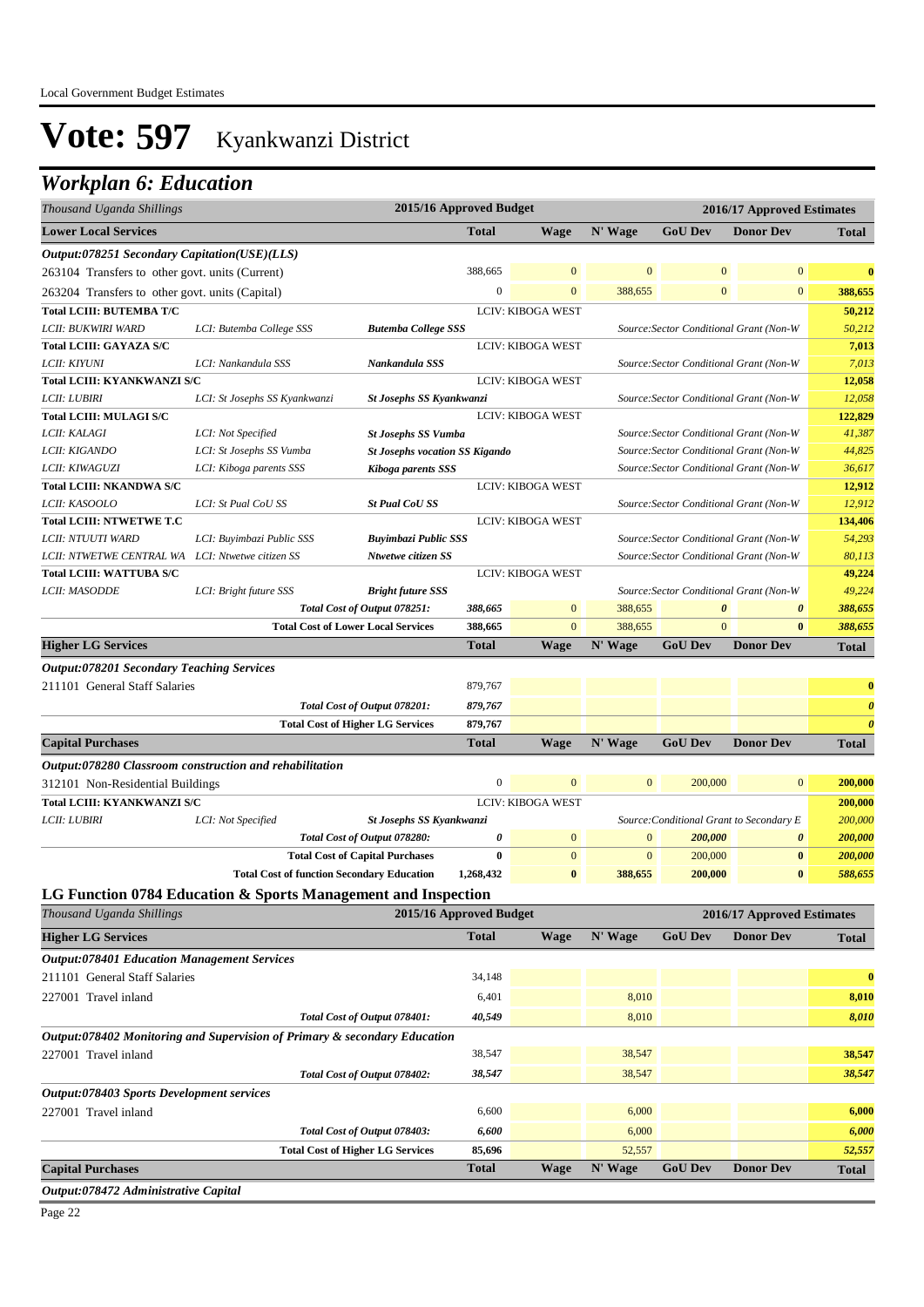Local Government Budget Estimates

# Vote: 597 Kyankwanzi District

## Workplan 6: Education

| Thousand Uganda Shillings | | | 2015/16 Approved Budget | 2016/17 Approved Estimates | | | | |
|---|---|---|---|---|---|---|---|---|
| **Lower Local Services** | | | **Total** | **Wage** | **N' Wage** | **GoU Dev** | **Donor Dev** | **Total** |
| ***Output:078251 Secondary Capitation(USE)(LLS)*** | | | | | | | | |
| 263104 Transfers to other govt. units (Current) | | | 388,665 | 0 | 0 | 0 | 0 | **0** |
| 263204 Transfers to other govt. units (Capital) | | | 0 | 0 | 388,655 | 0 | 0 | **388,655** |
| **Total LCIII: BUTEMBA T/C** | | | | LCIV: KIBOGA WEST | | | | **50,212** |
| *LCII: BUKWIRI WARD* | *LCI: Butemba College SSS* | ***Butemba College SSS*** | | | | *Source:Sector Conditional Grant (Non-W* | | *50,212* |
| **Total LCIII: GAYAZA S/C** | | | | LCIV: KIBOGA WEST | | | | **7,013** |
| *LCII: KIYUNI* | *LCI: Nankandula SSS* | ***Nankandula SSS*** | | | | *Source:Sector Conditional Grant (Non-W* | | *7,013* |
| **Total LCIII: KYANKWANZI S/C** | | | | LCIV: KIBOGA WEST | | | | **12,058** |
| *LCII: LUBIRI* | *LCI: St Josephs SS Kyankwanzi* | ***St Josephs SS Kyankwanzi*** | | | | *Source:Sector Conditional Grant (Non-W* | | *12,058* |
| **Total LCIII: MULAGI S/C** | | | | LCIV: KIBOGA WEST | | | | **122,829** |
| *LCII: KALAGI* | *LCI: Not Specified* | ***St Josephs SS Vumba*** | | | | *Source:Sector Conditional Grant (Non-W* | | *41,387* |
| *LCII: KIGANDO* | *LCI: St Josephs SS Vumba* | ***St Josephs vocation SS Kigando*** | | | | *Source:Sector Conditional Grant (Non-W* | | *44,825* |
| *LCII: KIWAGUZI* | *LCI: Kiboga parents SSS* | ***Kiboga parents SSS*** | | | | *Source:Sector Conditional Grant (Non-W* | | *36,617* |
| **Total LCIII: NKANDWA S/C** | | | | LCIV: KIBOGA WEST | | | | **12,912** |
| *LCII: KASOOLO* | *LCI: St Pual CoU SS* | ***St Pual CoU SS*** | | | | *Source:Sector Conditional Grant (Non-W* | | *12,912* |
| **Total LCIII: NTWETWE T.C** | | | | LCIV: KIBOGA WEST | | | | **134,406** |
| *LCII: NTUUTI WARD* | *LCI: Buyimbazi Public SSS* | ***Buyimbazi Public SSS*** | | | | *Source:Sector Conditional Grant (Non-W* | | *54,293* |
| *LCII: NTWETWE CENTRAL WA* | *LCI: Ntwetwe citizen SS* | ***Ntwetwe citizen SS*** | | | | *Source:Sector Conditional Grant (Non-W* | | *80,113* |
| **Total LCIII: WATTUBA S/C** | | | | LCIV: KIBOGA WEST | | | | **49,224** |
| *LCII: MASODDE* | *LCI: Bright future SSS* | ***Bright future SSS*** | | | | *Source:Sector Conditional Grant (Non-W* | | *49,224* |
| | | *Total Cost of Output 078251:* | *388,665* | 0 | 388,655 | *0* | *0* | *388,655* |
| | | **Total Cost of Lower Local Services** | **388,665** | 0 | 388,655 | 0 | **0** | *388,655* |
| **Higher LG Services** | | | **Total** | **Wage** | **N' Wage** | **GoU Dev** | **Donor Dev** | **Total** |
| ***Output:078201 Secondary Teaching Services*** | | | | | | | | |
| 211101 General Staff Salaries | | | 879,767 | | | | | **0** |
| | | *Total Cost of Output 078201:* | *879,767* | | | | | *0* |
| | | **Total Cost of Higher LG Services** | **879,767** | | | | | *0* |
| **Capital Purchases** | | | **Total** | **Wage** | **N' Wage** | **GoU Dev** | **Donor Dev** | **Total** |
| ***Output:078280 Classroom construction and rehabilitation*** | | | | | | | | |
| 312101 Non-Residential Buildings | | | 0 | 0 | 0 | 200,000 | 0 | **200,000** |
| **Total LCIII: KYANKWANZI S/C** | | | | LCIV: KIBOGA WEST | | | | **200,000** |
| *LCII: LUBIRI* | *LCI: Not Specified* | ***St Josephs SS Kyankwanzi*** | | | | *Source:Conditional Grant to Secondary E* | | *200,000* |
| | | *Total Cost of Output 078280:* | *0* | 0 | 0 | *200,000* | *0* | *200,000* |
| | | **Total Cost of Capital Purchases** | **0** | 0 | 0 | 200,000 | **0** | *200,000* |
| | | **Total Cost of function Secondary Education** | **1,268,432** | **0** | 388,655 | **200,000** | **0** | *588,655* |

### LG Function 0784 Education & Sports Management and Inspection

| Thousand Uganda Shillings | | 2015/16 Approved Budget | 2016/17 Approved Estimates | | | | |
|---|---|---|---|---|---|---|---|
| **Higher LG Services** | | **Total** | **Wage** | **N' Wage** | **GoU Dev** | **Donor Dev** | **Total** |
| ***Output:078401 Education Management Services*** | | | | | | | |
| 211101 General Staff Salaries | | 34,148 | | | | | **0** |
| 227001 Travel inland | | 6,401 | | 8,010 | | | **8,010** |
| | *Total Cost of Output 078401:* | *40,549* | | 8,010 | | | *8,010* |
| ***Output:078402 Monitoring and Supervision of Primary & secondary Education*** | | | | | | | |
| 227001 Travel inland | | 38,547 | | 38,547 | | | **38,547** |
| | *Total Cost of Output 078402:* | *38,547* | | 38,547 | | | *38,547* |
| ***Output:078403 Sports Development services*** | | | | | | | |
| 227001 Travel inland | | 6,600 | | 6,000 | | | **6,000** |
| | *Total Cost of Output 078403:* | *6,600* | | 6,000 | | | *6,000* |
| | **Total Cost of Higher LG Services** | **85,696** | | 52,557 | | | *52,557* |
| **Capital Purchases** | | **Total** | **Wage** | **N' Wage** | **GoU Dev** | **Donor Dev** | **Total** |
| ***Output:078472 Administrative Capital*** | | | | | | | |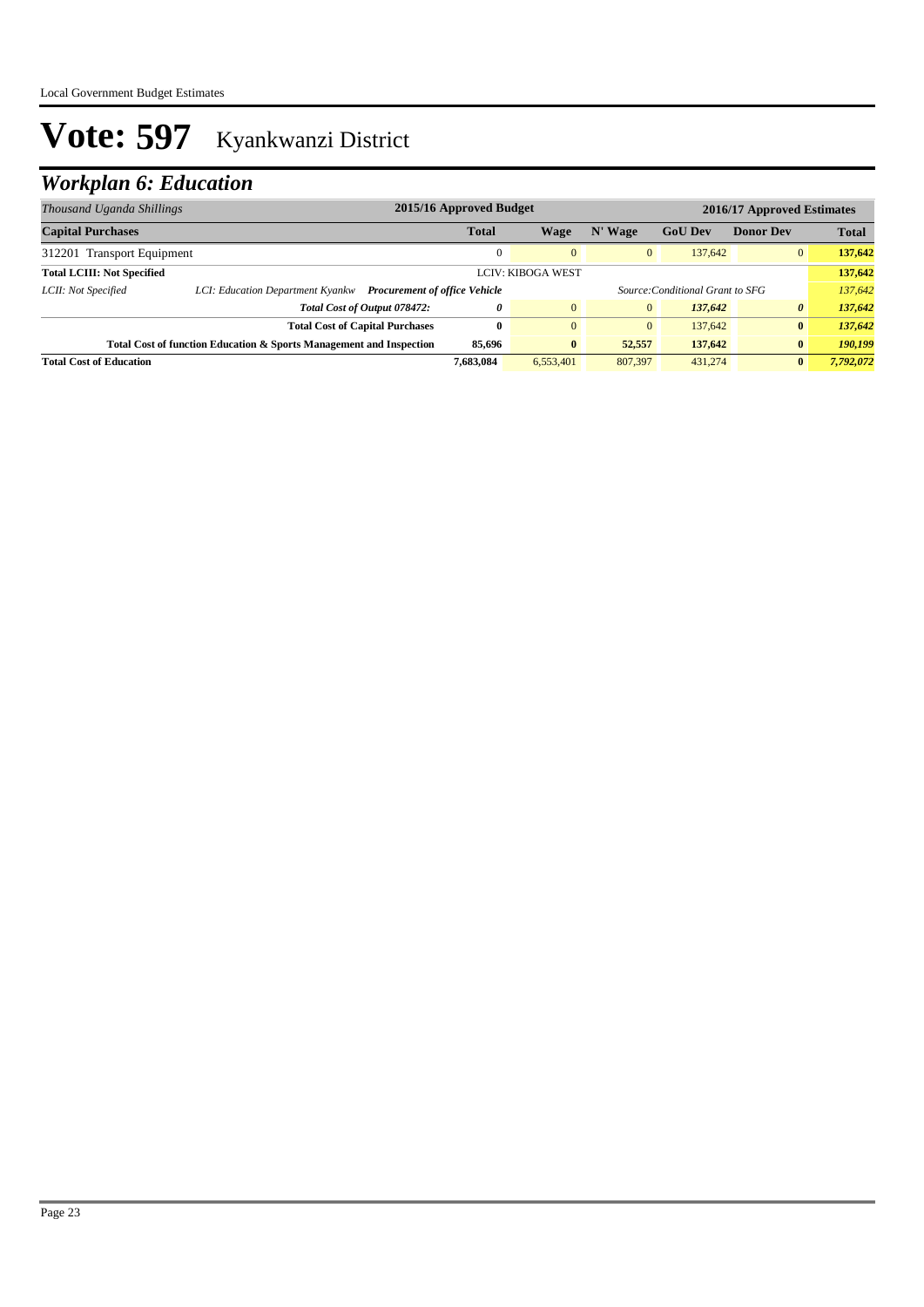# Vote: 597 Kyankwanzi District

## *Workplan 6: Education*

| *Thousand Uganda Shillings* | | | 2015/16 Approved Budget | 2016/17 Approved Estimates | | | | |
|---|---|---|---|---|---|---|---|---|
| **Capital Purchases** | | | **Total** | **Wage** | **N' Wage** | **GoU Dev** | **Donor Dev** | **Total** |
| 312201 Transport Equipment | | | 0 | 0 | 0 | 137,642 | 0 | **137,642** |
| **Total LCIII: Not Specified** | | | | LCIV: KIBOGA WEST | | | | **137,642** |
| *LCII: Not Specified* | *LCI: Education Department Kyankw* | ***Procurement of office Vehicle*** | | | *Source:Conditional Grant to SFG* | | | *137,642* |
| | | ***Total Cost of Output 078472:*** | ***0*** | 0 | 0 | ***137,642*** | ***0*** | ***137,642*** |
| | | **Total Cost of Capital Purchases** | **0** | 0 | 0 | 137,642 | **0** | ***137,642*** |
| | **Total Cost of function Education & Sports Management and Inspection** | | **85,696** | **0** | **52,557** | **137,642** | **0** | ***190,199*** |
| **Total Cost of Education** | | | **7,683,084** | 6,553,401 | 807,397 | 431,274 | **0** | ***7,792,072*** |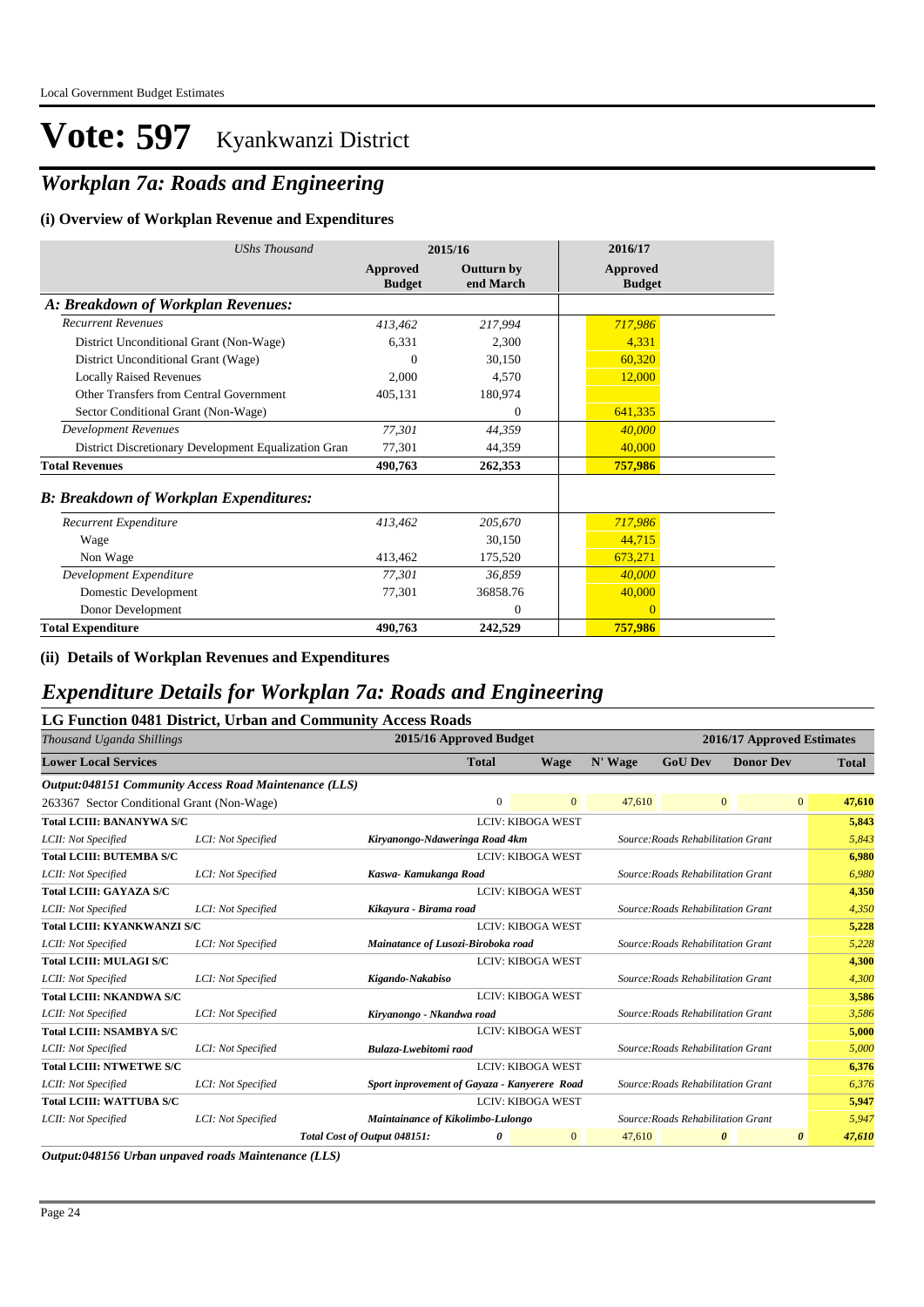Local Government Budget Estimates

# Vote: 597 Kyankwanzi District

## *Workplan 7a: Roads and Engineering*

### (i) Overview of Workplan Revenue and Expenditures

| *UShs Thousand* | 2015/16 | | 2016/17 |
|---|---|---|---|
| | **Approved Budget** | **Outturn by end March** | **Approved Budget** |
| ***A: Breakdown of Workplan Revenues:*** | | | |
| *Recurrent Revenues* | *413,462* | *217,994* | *717,986* |
| District Unconditional Grant (Non-Wage) | 6,331 | 2,300 | 4,331 |
| District Unconditional Grant (Wage) | 0 | 30,150 | 60,320 |
| Locally Raised Revenues | 2,000 | 4,570 | 12,000 |
| Other Transfers from Central Government | 405,131 | 180,974 | |
| Sector Conditional Grant (Non-Wage) | | 0 | 641,335 |
| *Development Revenues* | *77,301* | *44,359* | *40,000* |
| District Discretionary Development Equalization Gran | 77,301 | 44,359 | 40,000 |
| **Total Revenues** | **490,763** | **262,353** | **757,986** |
| ***B: Breakdown of Workplan Expenditures:*** | | | |
| *Recurrent Expenditure* | *413,462* | *205,670* | *717,986* |
| Wage | | 30,150 | 44,715 |
| Non Wage | 413,462 | 175,520 | 673,271 |
| *Development Expenditure* | *77,301* | *36,859* | *40,000* |
| Domestic Development | 77,301 | 36858.76 | 40,000 |
| Donor Development | | 0 | 0 |
| **Total Expenditure** | **490,763** | **242,529** | **757,986** |

### (ii) Details of Workplan Revenues and Expenditures

## *Expenditure Details for Workplan 7a: Roads and Engineering*

### LG Function 0481 District, Urban and Community Access Roads

| *Thousand Uganda Shillings* | | 2015/16 Approved Budget | | | 2016/17 Approved Estimates | | | |
|---|---|---|---|---|---|---|---|---|
| **Lower Local Services** | | | **Total** | **Wage** | **N' Wage** | **GoU Dev** | **Donor Dev** | **Total** |
| ***Output:048151 Community Access Road Maintenance (LLS)*** | | | | | | | | |
| 263367 Sector Conditional Grant (Non-Wage) | | | 0 | 0 | 47,610 | 0 | 0 | **47,610** |
| **Total LCIII: BANANYWA S/C** | | | LCIV: KIBOGA WEST | | | | | **5,843** |
| *LCII: Not Specified* | *LCI: Not Specified* | ***Kiryanongo-Ndaweringa Road 4km*** | | | *Source:Roads Rehabilitation Grant* | | | *5,843* |
| **Total LCIII: BUTEMBA S/C** | | | LCIV: KIBOGA WEST | | | | | **6,980** |
| *LCII: Not Specified* | *LCI: Not Specified* | ***Kaswa- Kamukanga Road*** | | | *Source:Roads Rehabilitation Grant* | | | *6,980* |
| **Total LCIII: GAYAZA S/C** | | | LCIV: KIBOGA WEST | | | | | **4,350** |
| *LCII: Not Specified* | *LCI: Not Specified* | ***Kikayura - Birama road*** | | | *Source:Roads Rehabilitation Grant* | | | *4,350* |
| **Total LCIII: KYANKWANZI S/C** | | | LCIV: KIBOGA WEST | | | | | **5,228** |
| *LCII: Not Specified* | *LCI: Not Specified* | ***Mainatance of Lusozi-Biroboka road*** | | | *Source:Roads Rehabilitation Grant* | | | *5,228* |
| **Total LCIII: MULAGI S/C** | | | LCIV: KIBOGA WEST | | | | | **4,300** |
| *LCII: Not Specified* | *LCI: Not Specified* | ***Kigando-Nakabiso*** | | | *Source:Roads Rehabilitation Grant* | | | *4,300* |
| **Total LCIII: NKANDWA S/C** | | | LCIV: KIBOGA WEST | | | | | **3,586** |
| *LCII: Not Specified* | *LCI: Not Specified* | ***Kiryanongo - Nkandwa road*** | | | *Source:Roads Rehabilitation Grant* | | | *3,586* |
| **Total LCIII: NSAMBYA S/C** | | | LCIV: KIBOGA WEST | | | | | **5,000** |
| *LCII: Not Specified* | *LCI: Not Specified* | ***Bulaza-Lwebitomi raod*** | | | *Source:Roads Rehabilitation Grant* | | | *5,000* |
| **Total LCIII: NTWETWE S/C** | | | LCIV: KIBOGA WEST | | | | | **6,376** |
| *LCII: Not Specified* | *LCI: Not Specified* | ***Sport inprovement of Gayaza - Kanyerere Road*** | | | *Source:Roads Rehabilitation Grant* | | | *6,376* |
| **Total LCIII: WATTUBA S/C** | | | LCIV: KIBOGA WEST | | | | | **5,947** |
| *LCII: Not Specified* | *LCI: Not Specified* | ***Maintainance of Kikolimbo-Lulongo*** | | | *Source:Roads Rehabilitation Grant* | | | *5,947* |
| | | ***Total Cost of Output 048151:*** | ***0*** | 0 | 47,610 | ***0*** | ***0*** | ***47,610*** |

***Output:048156 Urban unpaved roads Maintenance (LLS)***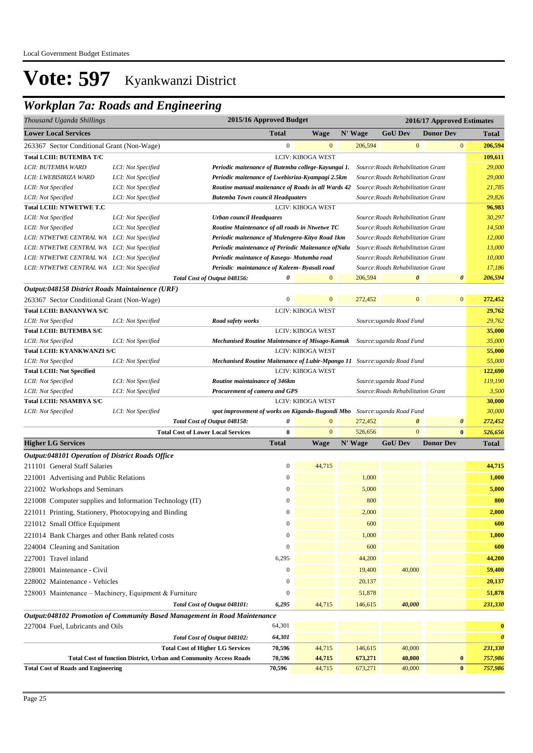# Vote: 597 Kyankwanzi District

## Workplan 7a: Roads and Engineering

| Thousand Uganda Shillings | | | 2015/16 Approved Budget | | 2016/17 Approved Estimates | | | |
|---|---|---|---|---|---|---|---|---|
| **Lower Local Services** | | | **Total** | **Wage** | **N' Wage** | **GoU Dev** | **Donor Dev** | **Total** |
| 263367 Sector Conditional Grant (Non-Wage) | | | 0 | 0 | 206,594 | 0 | 0 | **206,594** |
| **Total LCIII: BUTEMBA T/C** | | | LCIV: KIBOGA WEST | | | | | **109,611** |
| *LCII: BUTEMBA WARD* | *LCI: Not Specified* | ***Periodic maitenance of Butemba college-Kayungai 1.*** | | | *Source:Roads Rehabilitation Grant* | | | *29,000* |
| *LCII: LWEBISIRIZA WARD* | *LCI: Not Specified* | ***Periodic maitenance of Lwebisriza-Kyampagi 2.5km*** | | | *Source:Roads Rehabilitation Grant* | | | *29,000* |
| *LCII: Not Specified* | *LCI: Not Specified* | ***Routine manual maitenance of Roads in all Wards 42*** | | | *Source:Roads Rehabilitation Grant* | | | *21,785* |
| *LCII: Not Specified* | *LCI: Not Specified* | ***Butemba Town council Headquaters*** | | | *Source:Roads Rehabilitation Grant* | | | *29,826* |
| **Total LCIII: NTWETWE T.C** | | | LCIV: KIBOGA WEST | | | | | **96,983** |
| *LCII: Not Specified* | *LCI: Not Specified* | ***Urban council Headquares*** | | | *Source:Roads Rehabilitation Grant* | | | *30,297* |
| *LCII: Not Specified* | *LCI: Not Specified* | ***Routine Maintenance of all roads in Ntwetwe TC*** | | | *Source:Roads Rehabilitation Grant* | | | *14,500* |
| *LCII: NTWETWE CENTRAL WA* | *LCI: Not Specified* | ***Periodic maitenance of Mulengera-Kityo Road 1km*** | | | *Source:Roads Rehabilitation Grant* | | | *12,000* |
| *LCII: NTWETWE CENTRAL WA* | *LCI: Not Specified* | ***Periodic maintenance of Periodic Maitenance ofNalu*** | | | *Source:Roads Rehabilitation Grant* | | | *13,000* |
| *LCII: NTWETWE CENTRAL WA* | *LCI: Not Specified* | ***Periodic maintance of Kasegu- Mutumba road*** | | | *Source:Roads Rehabilitation Grant* | | | *10,000* |
| *LCII: NTWETWE CENTRAL WA* | *LCI: Not Specified* | ***Periodic maintanance of Kaleem- Byasali road*** | | | *Source:Roads Rehabilitation Grant* | | | *17,186* |
| | | *Total Cost of Output 048156:* | ***0*** | 0 | 206,594 | ***0*** | ***0*** | ***206,594*** |
| ***Output:048158 District Roads Maintainence (URF)*** | | | | | | | | |
| 263367 Sector Conditional Grant (Non-Wage) | | | 0 | 0 | 272,452 | 0 | 0 | **272,452** |
| **Total LCIII: BANANYWA S/C** | | | LCIV: KIBOGA WEST | | | | | **29,762** |
| *LCII: Not Specified* | *LCI: Not Specified* | ***Road safety works*** | | | *Source:uganda Road Fund* | | | *29,762* |
| **Total LCIII: BUTEMBA S/C** | | | LCIV: KIBOGA WEST | | | | | **35,000** |
| *LCII: Not Specified* | *LCI: Not Specified* | ***Mechanised Routine Maintenance of Misago-Kamuk*** | | | *Source:uganda Road Fund* | | | *35,000* |
| **Total LCIII: KYANKWANZI S/C** | | | LCIV: KIBOGA WEST | | | | | **55,000** |
| *LCII: Not Specified* | *LCI: Not Specified* | ***Mechanised Routine Maitenance of Lubir-Mpango 11*** | | | *Source:uganda Road Fund* | | | *55,000* |
| **Total LCIII: Not Specified** | | | LCIV: KIBOGA WEST | | | | | **122,690** |
| *LCII: Not Specified* | *LCI: Not Specified* | ***Routine maintainance of 346km*** | | | *Source:uganda Road Fund* | | | *119,190* |
| *LCII: Not Specified* | *LCI: Not Specified* | ***Procurement of camera and GPS*** | | | *Source:Roads Rehabilitation Grant* | | | *3,500* |
| **Total LCIII: NSAMBYA S/C** | | | LCIV: KIBOGA WEST | | | | | **30,000** |
| *LCII: Not Specified* | *LCI: Not Specified* | ***spot improvement of works on Kigando-Bugondi Mbo*** | | | *Source:uganda Road Fund* | | | *30,000* |
| | | *Total Cost of Output 048158:* | ***0*** | 0 | 272,452 | ***0*** | ***0*** | ***272,452*** |
| | | **Total Cost of Lower Local Services** | **0** | 0 | 526,656 | 0 | **0** | ***526,656*** |
| **Higher LG Services** | | | **Total** | **Wage** | **N' Wage** | **GoU Dev** | **Donor Dev** | **Total** |
| ***Output:048101 Operation of District Roads Office*** | | | | | | | | |
| 211101 General Staff Salaries | | | 0 | 44,715 | | | | **44,715** |
| 221001 Advertising and Public Relations | | | 0 | | 1,000 | | | **1,000** |
| 221002 Workshops and Seminars | | | 0 | | 5,000 | | | **5,000** |
| 221008 Computer supplies and Information Technology (IT) | | | 0 | | 800 | | | **800** |
| 221011 Printing, Stationery, Photocopying and Binding | | | 0 | | 2,000 | | | **2,000** |
| 221012 Small Office Equipment | | | 0 | | 600 | | | **600** |
| 221014 Bank Charges and other Bank related costs | | | 0 | | 1,000 | | | **1,000** |
| 224004 Cleaning and Sanitation | | | 0 | | 600 | | | **600** |
| 227001 Travel inland | | | 6,295 | | 44,200 | | | **44,200** |
| 228001 Maintenance - Civil | | | 0 | | 19,400 | 40,000 | | **59,400** |
| 228002 Maintenance - Vehicles | | | 0 | | 20,137 | | | **20,137** |
| 228003 Maintenance – Machinery, Equipment & Furniture | | | 0 | | 51,878 | | | **51,878** |
| | | *Total Cost of Output 048101:* | ***6,295*** | 44,715 | 146,615 | ***40,000*** | | ***231,330*** |
| ***Output:048102 Promotion of Community Based Management in Road Maintenance*** | | | | | | | | |
| 227004 Fuel, Lubricants and Oils | | | 64,301 | | | | | **0** |
| | | *Total Cost of Output 048102:* | ***64,301*** | | | | | ***0*** |
| | | **Total Cost of Higher LG Services** | **70,596** | 44,715 | 146,615 | 40,000 | | ***231,330*** |
| | | **Total Cost of function District, Urban and Community Access Roads** | **70,596** | **44,715** | **673,271** | **40,000** | **0** | ***757,986*** |
| **Total Cost of Roads and Engineering** | | | **70,596** | 44,715 | 673,271 | 40,000 | **0** | ***757,986*** |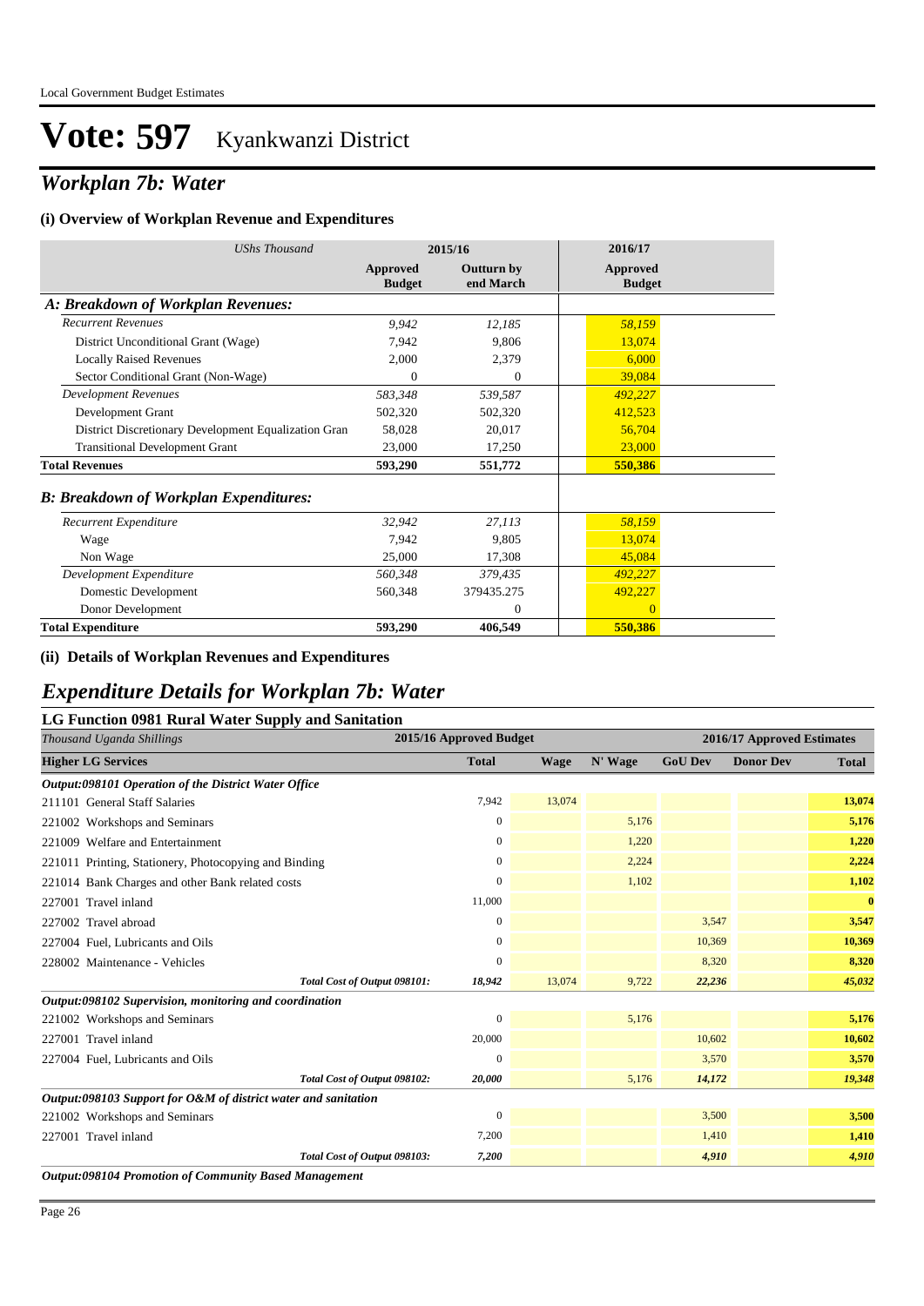# Vote: 597 Kyankwanzi District

## *Workplan 7b: Water*

### (i) Overview of Workplan Revenue and Expenditures

| *UShs Thousand* | 2015/16 | | 2016/17 |
|---|---|---|---|
| | **Approved Budget** | **Outturn by end March** | **Approved Budget** |
| ***A: Breakdown of Workplan Revenues:*** | | | |
| *Recurrent Revenues* | *9,942* | *12,185* | *58,159* |
| District Unconditional Grant (Wage) | 7,942 | 9,806 | 13,074 |
| Locally Raised Revenues | 2,000 | 2,379 | 6,000 |
| Sector Conditional Grant (Non-Wage) | 0 | 0 | 39,084 |
| *Development Revenues* | *583,348* | *539,587* | *492,227* |
| Development Grant | 502,320 | 502,320 | 412,523 |
| District Discretionary Development Equalization Gran | 58,028 | 20,017 | 56,704 |
| Transitional Development Grant | 23,000 | 17,250 | 23,000 |
| **Total Revenues** | **593,290** | **551,772** | **550,386** |
| ***B: Breakdown of Workplan Expenditures:*** | | | |
| *Recurrent Expenditure* | *32,942* | *27,113* | *58,159* |
| Wage | 7,942 | 9,805 | 13,074 |
| Non Wage | 25,000 | 17,308 | 45,084 |
| *Development Expenditure* | *560,348* | *379,435* | *492,227* |
| Domestic Development | 560,348 | 379435.275 | 492,227 |
| Donor Development | | 0 | 0 |
| **Total Expenditure** | **593,290** | **406,549** | **550,386** |

### (ii) Details of Workplan Revenues and Expenditures

## *Expenditure Details for Workplan 7b: Water*

### LG Function 0981 Rural Water Supply and Sanitation

| *Thousand Uganda Shillings* | 2015/16 Approved Budget | 2016/17 Approved Estimates | | | | |
|---|---|---|---|---|---|---|
| **Higher LG Services** | **Total** | **Wage** | **N' Wage** | **GoU Dev** | **Donor Dev** | **Total** |
| ***Output:098101 Operation of the District Water Office*** | | | | | | |
| 211101 General Staff Salaries | 7,942 | 13,074 | | | | **13,074** |
| 221002 Workshops and Seminars | 0 | | 5,176 | | | **5,176** |
| 221009 Welfare and Entertainment | 0 | | 1,220 | | | **1,220** |
| 221011 Printing, Stationery, Photocopying and Binding | 0 | | 2,224 | | | **2,224** |
| 221014 Bank Charges and other Bank related costs | 0 | | 1,102 | | | **1,102** |
| 227001 Travel inland | 11,000 | | | | | **0** |
| 227002 Travel abroad | 0 | | | 3,547 | | **3,547** |
| 227004 Fuel, Lubricants and Oils | 0 | | | 10,369 | | **10,369** |
| 228002 Maintenance - Vehicles | 0 | | | 8,320 | | **8,320** |
| *Total Cost of Output 098101:* | *18,942* | 13,074 | 9,722 | *22,236* | | ***45,032*** |
| ***Output:098102 Supervision, monitoring and coordination*** | | | | | | |
| 221002 Workshops and Seminars | 0 | | 5,176 | | | **5,176** |
| 227001 Travel inland | 20,000 | | | 10,602 | | **10,602** |
| 227004 Fuel, Lubricants and Oils | 0 | | | 3,570 | | **3,570** |
| *Total Cost of Output 098102:* | *20,000* | | 5,176 | *14,172* | | ***19,348*** |
| ***Output:098103 Support for O&M of district water and sanitation*** | | | | | | |
| 221002 Workshops and Seminars | 0 | | | 3,500 | | **3,500** |
| 227001 Travel inland | 7,200 | | | 1,410 | | **1,410** |
| *Total Cost of Output 098103:* | *7,200* | | | *4,910* | | ***4,910*** |
| ***Output:098104 Promotion of Community Based Management*** | | | | | | |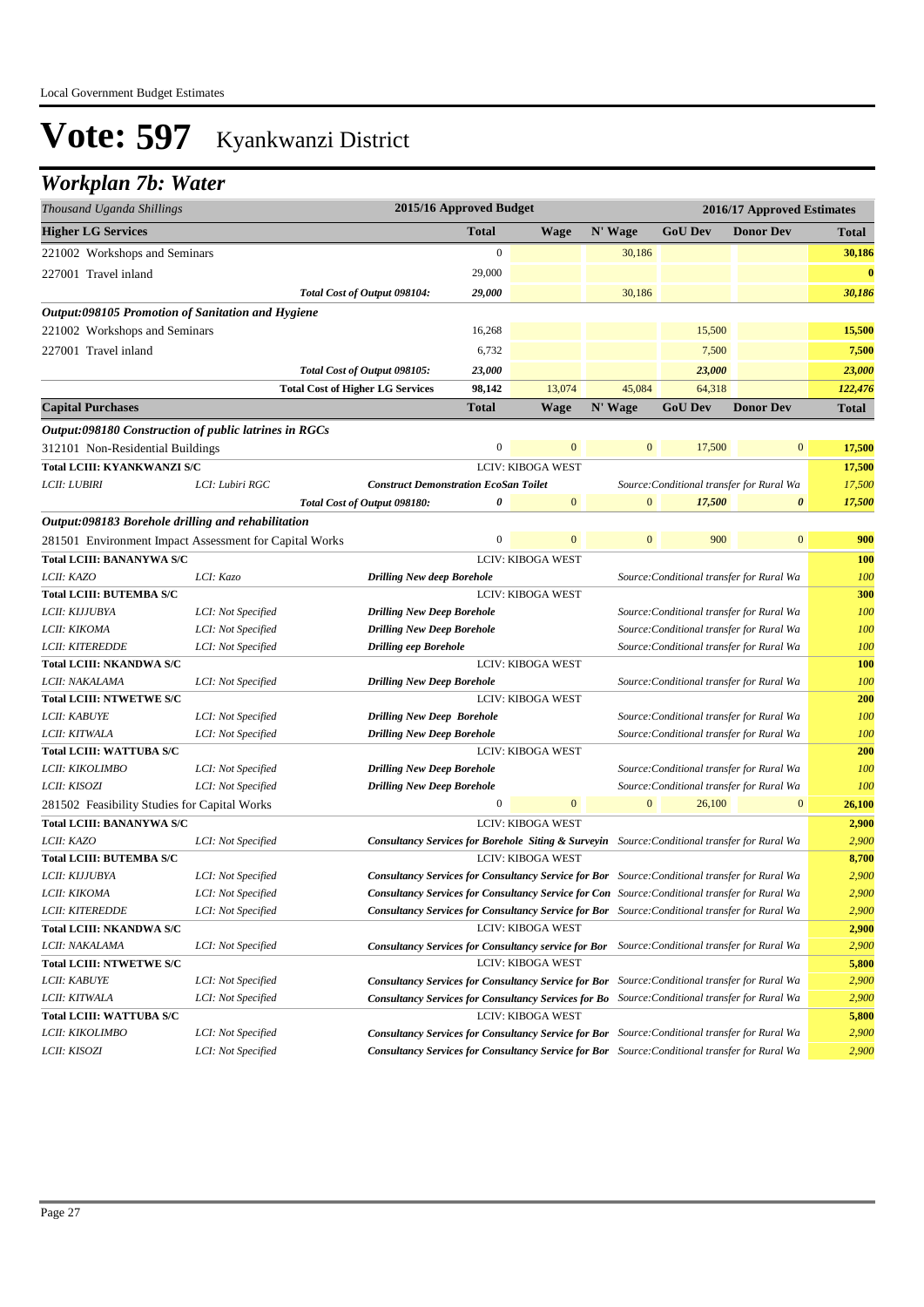# Vote: 597 Kyankwanzi District

## Workplan 7b: Water

| Thousand Uganda Shillings | | | 2015/16 Approved Budget | 2016/17 Approved Estimates | | | | |
|---|---|---|---|---|---|---|---|---|
| **Higher LG Services** | | | **Total** | **Wage** | **N' Wage** | **GoU Dev** | **Donor Dev** | **Total** |
| 221002 Workshops and Seminars | | | 0 | | 30,186 | | | **30,186** |
| 227001 Travel inland | | | 29,000 | | | | | **0** |
| | | *Total Cost of Output 098104:* | *29,000* | | 30,186 | | | *30,186* |
| ***Output:098105 Promotion of Sanitation and Hygiene*** | | | | | | | | |
| 221002 Workshops and Seminars | | | 16,268 | | | 15,500 | | **15,500** |
| 227001 Travel inland | | | 6,732 | | | 7,500 | | **7,500** |
| | | *Total Cost of Output 098105:* | *23,000* | | | *23,000* | | *23,000* |
| | | **Total Cost of Higher LG Services** | **98,142** | 13,074 | 45,084 | 64,318 | | *122,476* |
| **Capital Purchases** | | | **Total** | **Wage** | **N' Wage** | **GoU Dev** | **Donor Dev** | **Total** |
| ***Output:098180 Construction of public latrines in RGCs*** | | | | | | | | |
| 312101 Non-Residential Buildings | | | 0 | 0 | 0 | 17,500 | 0 | **17,500** |
| **Total LCIII: KYANKWANZI S/C** | | | | LCIV: KIBOGA WEST | | | | **17,500** |
| *LCII: LUBIRI* | *LCI: Lubiri RGC* | ***Construct Demonstration EcoSan Toilet*** | | | *Source:Conditional transfer for Rural Wa* | | | *17,500* |
| | | *Total Cost of Output 098180:* | *0* | 0 | 0 | *17,500* | *0* | *17,500* |
| ***Output:098183 Borehole drilling and rehabilitation*** | | | | | | | | |
| 281501 Environment Impact Assessment for Capital Works | | | 0 | 0 | 0 | 900 | 0 | **900** |
| **Total LCIII: BANANYWA S/C** | | | | LCIV: KIBOGA WEST | | | | **100** |
| *LCII: KAZO* | *LCI: Kazo* | ***Drilling New deep Borehole*** | | | *Source:Conditional transfer for Rural Wa* | | | *100* |
| **Total LCIII: BUTEMBA S/C** | | | | LCIV: KIBOGA WEST | | | | **300** |
| *LCII: KIJJUBYA* | *LCI: Not Specified* | ***Drilling New Deep Borehole*** | | | *Source:Conditional transfer for Rural Wa* | | | *100* |
| *LCII: KIKOMA* | *LCI: Not Specified* | ***Drilling New Deep Borehole*** | | | *Source:Conditional transfer for Rural Wa* | | | *100* |
| *LCII: KITEREDDE* | *LCI: Not Specified* | ***Drilling eep Borehole*** | | | *Source:Conditional transfer for Rural Wa* | | | *100* |
| **Total LCIII: NKANDWA S/C** | | | | LCIV: KIBOGA WEST | | | | **100** |
| *LCII: NAKALAMA* | *LCI: Not Specified* | ***Drilling New Deep Borehole*** | | | *Source:Conditional transfer for Rural Wa* | | | *100* |
| **Total LCIII: NTWETWE S/C** | | | | LCIV: KIBOGA WEST | | | | **200** |
| *LCII: KABUYE* | *LCI: Not Specified* | ***Drilling New Deep Borehole*** | | | *Source:Conditional transfer for Rural Wa* | | | *100* |
| *LCII: KITWALA* | *LCI: Not Specified* | ***Drilling New Deep Borehole*** | | | *Source:Conditional transfer for Rural Wa* | | | *100* |
| **Total LCIII: WATTUBA S/C** | | | | LCIV: KIBOGA WEST | | | | **200** |
| *LCII: KIKOLIMBO* | *LCI: Not Specified* | ***Drilling New Deep Borehole*** | | | *Source:Conditional transfer for Rural Wa* | | | *100* |
| *LCII: KISOZI* | *LCI: Not Specified* | ***Drilling New Deep Borehole*** | | | *Source:Conditional transfer for Rural Wa* | | | *100* |
| 281502 Feasibility Studies for Capital Works | | | 0 | 0 | 0 | 26,100 | 0 | **26,100** |
| **Total LCIII: BANANYWA S/C** | | | | LCIV: KIBOGA WEST | | | | **2,900** |
| *LCII: KAZO* | *LCI: Not Specified* | ***Consultancy Services for Borehole Siting & Surveyin*** | | | *Source:Conditional transfer for Rural Wa* | | | *2,900* |
| **Total LCIII: BUTEMBA S/C** | | | | LCIV: KIBOGA WEST | | | | **8,700** |
| *LCII: KIJJUBYA* | *LCI: Not Specified* | ***Consultancy Services for Consultancy Service for Bor*** | | | *Source:Conditional transfer for Rural Wa* | | | *2,900* |
| *LCII: KIKOMA* | *LCI: Not Specified* | ***Consultancy Services for Consultancy Service for Con*** | | | *Source:Conditional transfer for Rural Wa* | | | *2,900* |
| *LCII: KITEREDDE* | *LCI: Not Specified* | ***Consultancy Services for Consultancy Service for Bor*** | | | *Source:Conditional transfer for Rural Wa* | | | *2,900* |
| **Total LCIII: NKANDWA S/C** | | | | LCIV: KIBOGA WEST | | | | **2,900** |
| *LCII: NAKALAMA* | *LCI: Not Specified* | ***Consultancy Services for Consultancy service for Bor*** | | | *Source:Conditional transfer for Rural Wa* | | | *2,900* |
| **Total LCIII: NTWETWE S/C** | | | | LCIV: KIBOGA WEST | | | | **5,800** |
| *LCII: KABUYE* | *LCI: Not Specified* | ***Consultancy Services for Consultancy Service for Bor*** | | | *Source:Conditional transfer for Rural Wa* | | | *2,900* |
| *LCII: KITWALA* | *LCI: Not Specified* | ***Consultancy Services for Consultancy Services for Bo*** | | | *Source:Conditional transfer for Rural Wa* | | | *2,900* |
| **Total LCIII: WATTUBA S/C** | | | | LCIV: KIBOGA WEST | | | | **5,800** |
| *LCII: KIKOLIMBO* | *LCI: Not Specified* | ***Consultancy Services for Consultancy Service for Bor*** | | | *Source:Conditional transfer for Rural Wa* | | | *2,900* |
| *LCII: KISOZI* | *LCI: Not Specified* | ***Consultancy Services for Consultancy Service for Bor*** | | | *Source:Conditional transfer for Rural Wa* | | | *2,900* |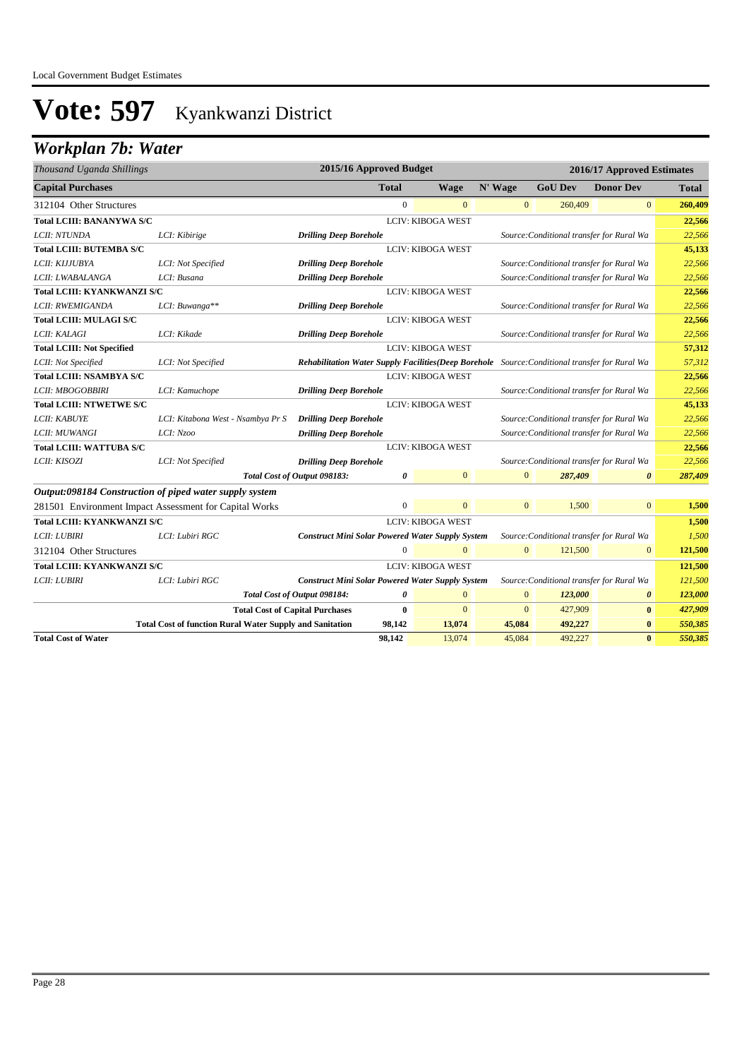Local Government Budget Estimates

# Vote: 597 Kyankwanzi District

## Workplan 7b: Water

| Thousand Uganda Shillings | | | 2015/16 Approved Budget | 2016/17 Approved Estimates | | | | |
|---|---|---|---|---|---|---|---|---|
| **Capital Purchases** | | | **Total** | **Wage** | **N' Wage** | **GoU Dev** | **Donor Dev** | **Total** |
| 312104 Other Structures | | | 0 | 0 | 0 | 260,409 | 0 | **260,409** |
| **Total LCIII: BANANYWA S/C** | | | | LCIV: KIBOGA WEST | | | | **22,566** |
| *LCII: NTUNDA* | *LCI: Kibirige* | ***Drilling Deep Borehole*** | | | *Source:Conditional transfer for Rural Wa* | | | *22,566* |
| **Total LCIII: BUTEMBA S/C** | | | | LCIV: KIBOGA WEST | | | | **45,133** |
| *LCII: KIJJUBYA* | *LCI: Not Specified* | ***Drilling Deep Borehole*** | | | *Source:Conditional transfer for Rural Wa* | | | *22,566* |
| *LCII: LWABALANGA* | *LCI: Busana* | ***Drilling Deep Borehole*** | | | *Source:Conditional transfer for Rural Wa* | | | *22,566* |
| **Total LCIII: KYANKWANZI S/C** | | | | LCIV: KIBOGA WEST | | | | **22,566** |
| *LCII: RWEMIGANDA* | *LCI: Buwanga\*\** | ***Drilling Deep Borehole*** | | | *Source:Conditional transfer for Rural Wa* | | | *22,566* |
| **Total LCIII: MULAGI S/C** | | | | LCIV: KIBOGA WEST | | | | **22,566** |
| *LCII: KALAGI* | *LCI: Kikade* | ***Drilling Deep Borehole*** | | | *Source:Conditional transfer for Rural Wa* | | | *22,566* |
| **Total LCIII: Not Specified** | | | | LCIV: KIBOGA WEST | | | | **57,312** |
| *LCII: Not Specified* | *LCI: Not Specified* | ***Rehabilitation Water Supply Facilities(Deep Borehole*** | | | *Source:Conditional transfer for Rural Wa* | | | *57,312* |
| **Total LCIII: NSAMBYA S/C** | | | | LCIV: KIBOGA WEST | | | | **22,566** |
| *LCII: MBOGOBBIRI* | *LCI: Kamuchope* | ***Drilling Deep Borehole*** | | | *Source:Conditional transfer for Rural Wa* | | | *22,566* |
| **Total LCIII: NTWETWE S/C** | | | | LCIV: KIBOGA WEST | | | | **45,133** |
| *LCII: KABUYE* | *LCI: Kitabona West - Nsambya Pr S* | ***Drilling Deep Borehole*** | | | *Source:Conditional transfer for Rural Wa* | | | *22,566* |
| *LCII: MUWANGI* | *LCI: Nzoo* | ***Drilling Deep Borehole*** | | | *Source:Conditional transfer for Rural Wa* | | | *22,566* |
| **Total LCIII: WATTUBA S/C** | | | | LCIV: KIBOGA WEST | | | | **22,566** |
| *LCII: KISOZI* | *LCI: Not Specified* | ***Drilling Deep Borehole*** | | | *Source:Conditional transfer for Rural Wa* | | | *22,566* |
| | | *Total Cost of Output 098183:* | ***0*** | 0 | 0 | ***287,409*** | ***0*** | ***287,409*** |
| ***Output:098184 Construction of piped water supply system*** | | | | | | | | |
| 281501 Environment Impact Assessment for Capital Works | | | 0 | 0 | 0 | 1,500 | 0 | **1,500** |
| **Total LCIII: KYANKWANZI S/C** | | | | LCIV: KIBOGA WEST | | | | **1,500** |
| *LCII: LUBIRI* | *LCI: Lubiri RGC* | ***Construct Mini Solar Powered Water Supply System*** | | | *Source:Conditional transfer for Rural Wa* | | | *1,500* |
| 312104 Other Structures | | | 0 | 0 | 0 | 121,500 | 0 | **121,500** |
| **Total LCIII: KYANKWANZI S/C** | | | | LCIV: KIBOGA WEST | | | | **121,500** |
| *LCII: LUBIRI* | *LCI: Lubiri RGC* | ***Construct Mini Solar Powered Water Supply System*** | | | *Source:Conditional transfer for Rural Wa* | | | *121,500* |
| | | *Total Cost of Output 098184:* | ***0*** | 0 | 0 | ***123,000*** | ***0*** | ***123,000*** |
| | | **Total Cost of Capital Purchases** | **0** | 0 | 0 | 427,909 | **0** | ***427,909*** |
| | **Total Cost of function Rural Water Supply and Sanitation** | | **98,142** | **13,074** | **45,084** | **492,227** | **0** | ***550,385*** |
| **Total Cost of Water** | | | **98,142** | 13,074 | 45,084 | 492,227 | **0** | ***550,385*** |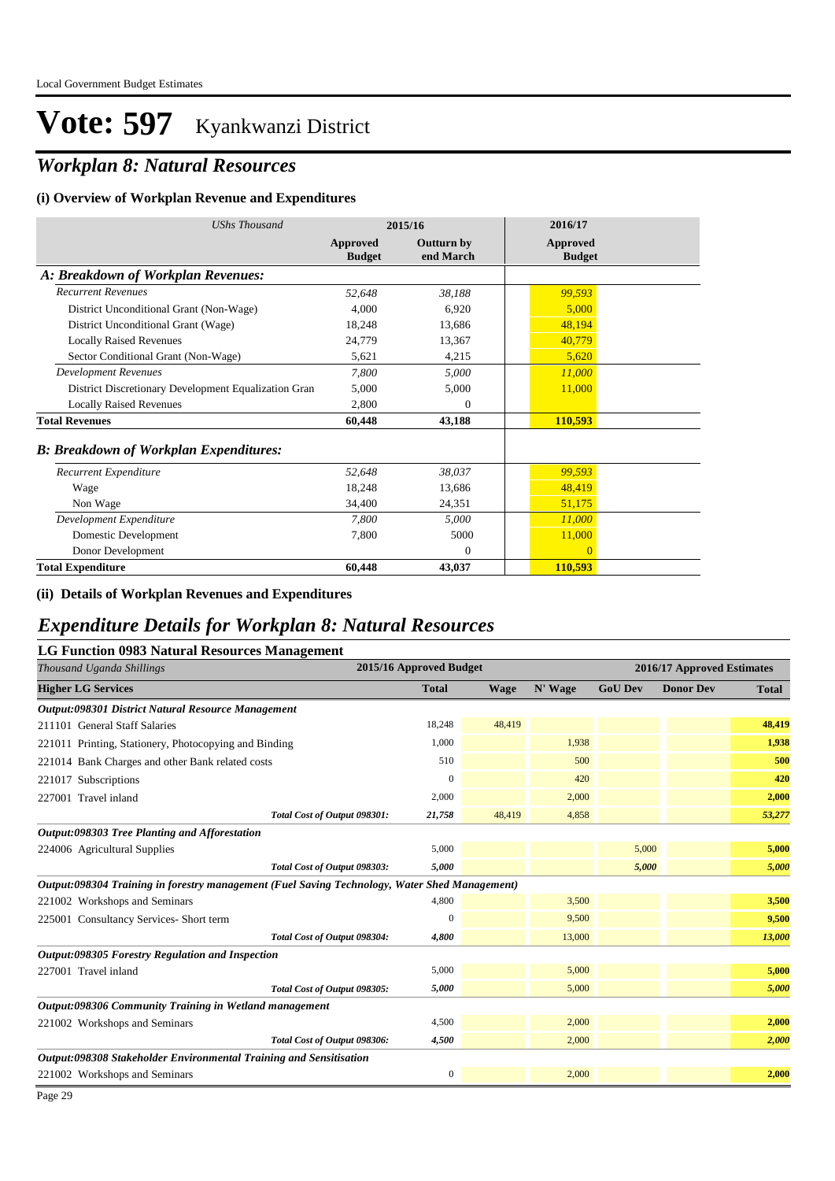# Vote: 597 Kyankwanzi District

## *Workplan 8: Natural Resources*

### (i) Overview of Workplan Revenue and Expenditures

| *UShs Thousand* | 2015/16 | | 2016/17 |
|---|---|---|---|
| | **Approved Budget** | **Outturn by end March** | **Approved Budget** |
| ***A: Breakdown of Workplan Revenues:*** | | | |
| *Recurrent Revenues* | *52,648* | *38,188* | *99,593* |
| District Unconditional Grant (Non-Wage) | 4,000 | 6,920 | 5,000 |
| District Unconditional Grant (Wage) | 18,248 | 13,686 | 48,194 |
| Locally Raised Revenues | 24,779 | 13,367 | 40,779 |
| Sector Conditional Grant (Non-Wage) | 5,621 | 4,215 | 5,620 |
| *Development Revenues* | *7,800* | *5,000* | *11,000* |
| District Discretionary Development Equalization Gran | 5,000 | 5,000 | 11,000 |
| Locally Raised Revenues | 2,800 | 0 | |
| **Total Revenues** | **60,448** | **43,188** | **110,593** |
| ***B: Breakdown of Workplan Expenditures:*** | | | |
| *Recurrent Expenditure* | *52,648* | *38,037* | *99,593* |
| Wage | 18,248 | 13,686 | 48,419 |
| Non Wage | 34,400 | 24,351 | 51,175 |
| *Development Expenditure* | *7,800* | *5,000* | *11,000* |
| Domestic Development | 7,800 | 5000 | 11,000 |
| Donor Development | | 0 | 0 |
| **Total Expenditure** | **60,448** | **43,037** | **110,593** |

### (ii) Details of Workplan Revenues and Expenditures

## *Expenditure Details for Workplan 8: Natural Resources*

### LG Function 0983 Natural Resources Management

| *Thousand Uganda Shillings* | 2015/16 Approved Budget | 2016/17 Approved Estimates | | | | |
|---|---|---|---|---|---|---|
| **Higher LG Services** | **Total** | **Wage** | **N' Wage** | **GoU Dev** | **Donor Dev** | **Total** |
| ***Output:098301 District Natural Resource Management*** | | | | | | |
| 211101 General Staff Salaries | 18,248 | 48,419 | | | | **48,419** |
| 221011 Printing, Stationery, Photocopying and Binding | 1,000 | | 1,938 | | | **1,938** |
| 221014 Bank Charges and other Bank related costs | 510 | | 500 | | | **500** |
| 221017 Subscriptions | 0 | | 420 | | | **420** |
| 227001 Travel inland | 2,000 | | 2,000 | | | **2,000** |
| *Total Cost of Output 098301:* | *21,758* | 48,419 | 4,858 | | | ***53,277*** |
| ***Output:098303 Tree Planting and Afforestation*** | | | | | | |
| 224006 Agricultural Supplies | 5,000 | | | 5,000 | | **5,000** |
| *Total Cost of Output 098303:* | *5,000* | | | *5,000* | | ***5,000*** |
| ***Output:098304 Training in forestry management (Fuel Saving Technology, Water Shed Management)*** | | | | | | |
| 221002 Workshops and Seminars | 4,800 | | 3,500 | | | **3,500** |
| 225001 Consultancy Services- Short term | 0 | | 9,500 | | | **9,500** |
| *Total Cost of Output 098304:* | *4,800* | | 13,000 | | | ***13,000*** |
| ***Output:098305 Forestry Regulation and Inspection*** | | | | | | |
| 227001 Travel inland | 5,000 | | 5,000 | | | **5,000** |
| *Total Cost of Output 098305:* | *5,000* | | 5,000 | | | ***5,000*** |
| ***Output:098306 Community Training in Wetland management*** | | | | | | |
| 221002 Workshops and Seminars | 4,500 | | 2,000 | | | **2,000** |
| *Total Cost of Output 098306:* | *4,500* | | 2,000 | | | ***2,000*** |
| ***Output:098308 Stakeholder Environmental Training and Sensitisation*** | | | | | | |
| 221002 Workshops and Seminars | 0 | | 2,000 | | | **2,000** |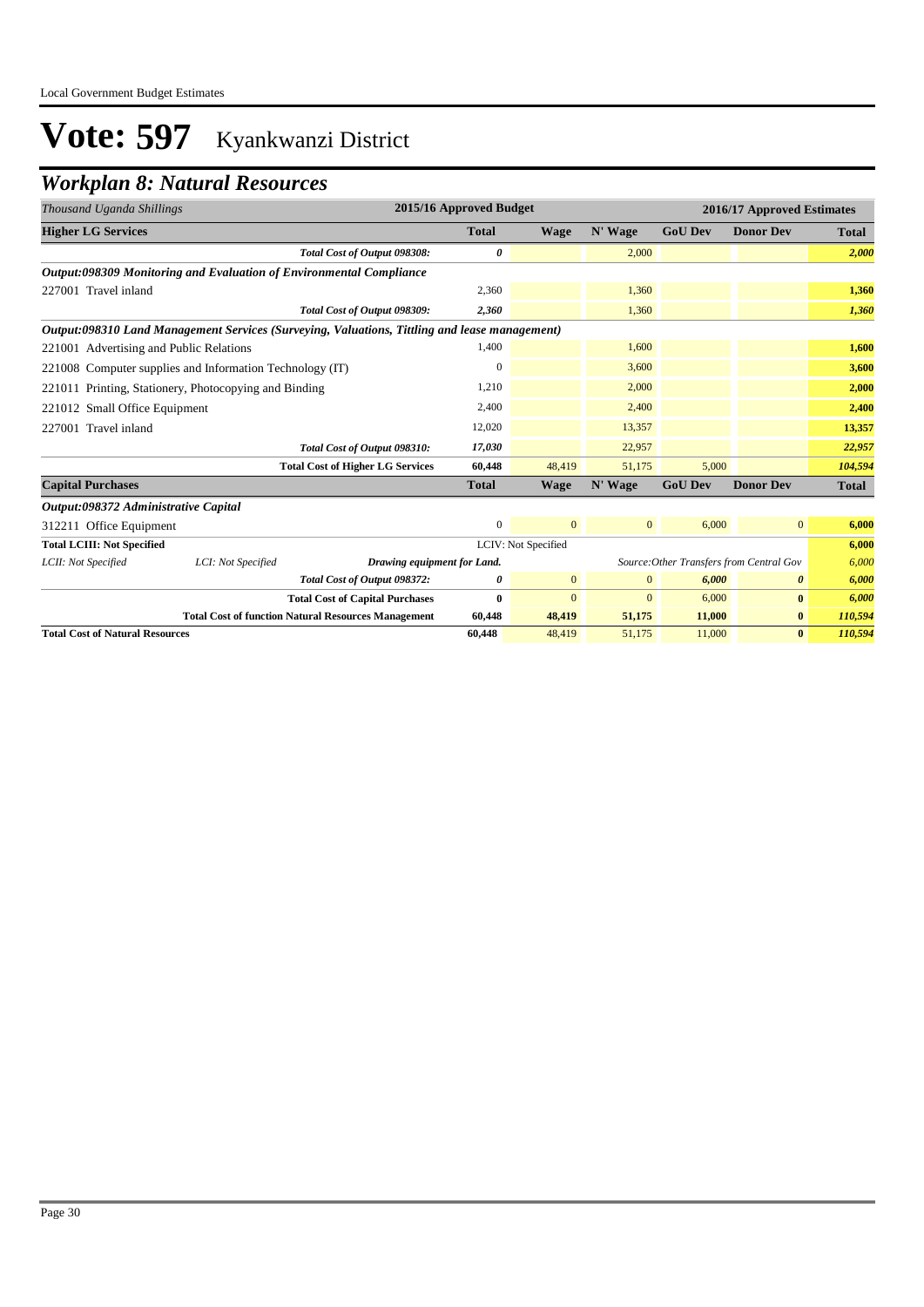# Vote: 597 Kyankwanzi District

## Workplan 8: Natural Resources

| *Thousand Uganda Shillings* | 2015/16 Approved Budget | | | 2016/17 Approved Estimates | | |
|---|---|---|---|---|---|---|
| **Higher LG Services** | **Total** | **Wage** | **N' Wage** | **GoU Dev** | **Donor Dev** | **Total** |
| *Total Cost of Output 098308:* | *0* | | 2,000 | | | *2,000* |
| ***Output:098309 Monitoring and Evaluation of Environmental Compliance*** | | | | | | |
| 227001 Travel inland | 2,360 | | 1,360 | | | 1,360 |
| *Total Cost of Output 098309:* | *2,360* | | 1,360 | | | *1,360* |
| ***Output:098310 Land Management Services (Surveying, Valuations, Tittling and lease management)*** | | | | | | |
| 221001 Advertising and Public Relations | 1,400 | | 1,600 | | | 1,600 |
| 221008 Computer supplies and Information Technology (IT) | 0 | | 3,600 | | | 3,600 |
| 221011 Printing, Stationery, Photocopying and Binding | 1,210 | | 2,000 | | | 2,000 |
| 221012 Small Office Equipment | 2,400 | | 2,400 | | | 2,400 |
| 227001 Travel inland | 12,020 | | 13,357 | | | 13,357 |
| *Total Cost of Output 098310:* | *17,030* | | 22,957 | | | *22,957* |
| **Total Cost of Higher LG Services** | **60,448** | 48,419 | 51,175 | 5,000 | | *104,594* |
| **Capital Purchases** | **Total** | **Wage** | **N' Wage** | **GoU Dev** | **Donor Dev** | **Total** |
| ***Output:098372 Administrative Capital*** | | | | | | |
| 312211 Office Equipment | 0 | 0 | 0 | 6,000 | 0 | 6,000 |
| **Total LCIII: Not Specified** | | LCIV: Not Specified | | | | 6,000 |
| *LCII: Not Specified* — *LCI: Not Specified* — ***Drawing equipment for Land.*** | | | *Source:Other Transfers from Central Gov* | | | *6,000* |
| *Total Cost of Output 098372:* | *0* | 0 | 0 | *6,000* | *0* | *6,000* |
| **Total Cost of Capital Purchases** | **0** | 0 | 0 | 6,000 | **0** | *6,000* |
| **Total Cost of function Natural Resources Management** | **60,448** | **48,419** | **51,175** | **11,000** | **0** | *110,594* |
| **Total Cost of Natural Resources** | **60,448** | 48,419 | 51,175 | 11,000 | **0** | *110,594* |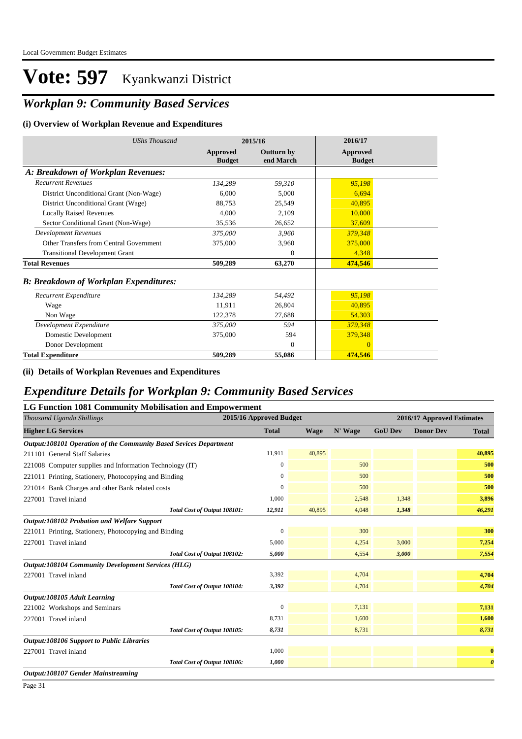Local Government Budget Estimates

# Vote: 597 Kyankwanzi District

## *Workplan 9: Community Based Services*

### (i) Overview of Workplan Revenue and Expenditures

| *UShs Thousand* | 2015/16 | | 2016/17 |
|---|---|---|---|
| | **Approved Budget** | **Outturn by end March** | **Approved Budget** |
| ***A: Breakdown of Workplan Revenues:*** | | | |
| *Recurrent Revenues* | *134,289* | *59,310* | *95,198* |
| District Unconditional Grant (Non-Wage) | 6,000 | 5,000 | 6,694 |
| District Unconditional Grant (Wage) | 88,753 | 25,549 | 40,895 |
| Locally Raised Revenues | 4,000 | 2,109 | 10,000 |
| Sector Conditional Grant (Non-Wage) | 35,536 | 26,652 | 37,609 |
| *Development Revenues* | *375,000* | *3,960* | *379,348* |
| Other Transfers from Central Government | 375,000 | 3,960 | 375,000 |
| Transitional Development Grant | | 0 | 4,348 |
| **Total Revenues** | **509,289** | **63,270** | **474,546** |
| ***B: Breakdown of Workplan Expenditures:*** | | | |
| *Recurrent Expenditure* | *134,289* | *54,492* | *95,198* |
| Wage | 11,911 | 26,804 | 40,895 |
| Non Wage | 122,378 | 27,688 | 54,303 |
| *Development Expenditure* | *375,000* | *594* | *379,348* |
| Domestic Development | 375,000 | 594 | 379,348 |
| Donor Development | | 0 | 0 |
| **Total Expenditure** | **509,289** | **55,086** | **474,546** |

### (ii) Details of Workplan Revenues and Expenditures

## *Expenditure Details for Workplan 9: Community Based Services*

### LG Function 1081 Community Mobilisation and Empowerment

| *Thousand Uganda Shillings* | 2015/16 Approved Budget | 2016/17 Approved Estimates | | | | |
|---|---|---|---|---|---|---|
| **Higher LG Services** | **Total** | **Wage** | **N' Wage** | **GoU Dev** | **Donor Dev** | **Total** |
| ***Output:108101 Operation of the Community Based Sevices Department*** | | | | | | |
| 211101 General Staff Salaries | 11,911 | 40,895 | | | | **40,895** |
| 221008 Computer supplies and Information Technology (IT) | 0 | | 500 | | | **500** |
| 221011 Printing, Stationery, Photocopying and Binding | 0 | | 500 | | | **500** |
| 221014 Bank Charges and other Bank related costs | 0 | | 500 | | | **500** |
| 227001 Travel inland | 1,000 | | 2,548 | 1,348 | | **3,896** |
| *Total Cost of Output 108101:* | *12,911* | 40,895 | 4,048 | *1,348* | | ***46,291*** |
| ***Output:108102 Probation and Welfare Support*** | | | | | | |
| 221011 Printing, Stationery, Photocopying and Binding | 0 | | 300 | | | **300** |
| 227001 Travel inland | 5,000 | | 4,254 | 3,000 | | **7,254** |
| *Total Cost of Output 108102:* | *5,000* | | 4,554 | *3,000* | | ***7,554*** |
| ***Output:108104 Community Development Services (HLG)*** | | | | | | |
| 227001 Travel inland | 3,392 | | 4,704 | | | **4,704** |
| *Total Cost of Output 108104:* | *3,392* | | 4,704 | | | ***4,704*** |
| ***Output:108105 Adult Learning*** | | | | | | |
| 221002 Workshops and Seminars | 0 | | 7,131 | | | **7,131** |
| 227001 Travel inland | 8,731 | | 1,600 | | | **1,600** |
| *Total Cost of Output 108105:* | *8,731* | | 8,731 | | | ***8,731*** |
| ***Output:108106 Support to Public Libraries*** | | | | | | |
| 227001 Travel inland | 1,000 | | | | | **0** |
| *Total Cost of Output 108106:* | *1,000* | | | | | ***0*** |
| ***Output:108107 Gender Mainstreaming*** | | | | | | |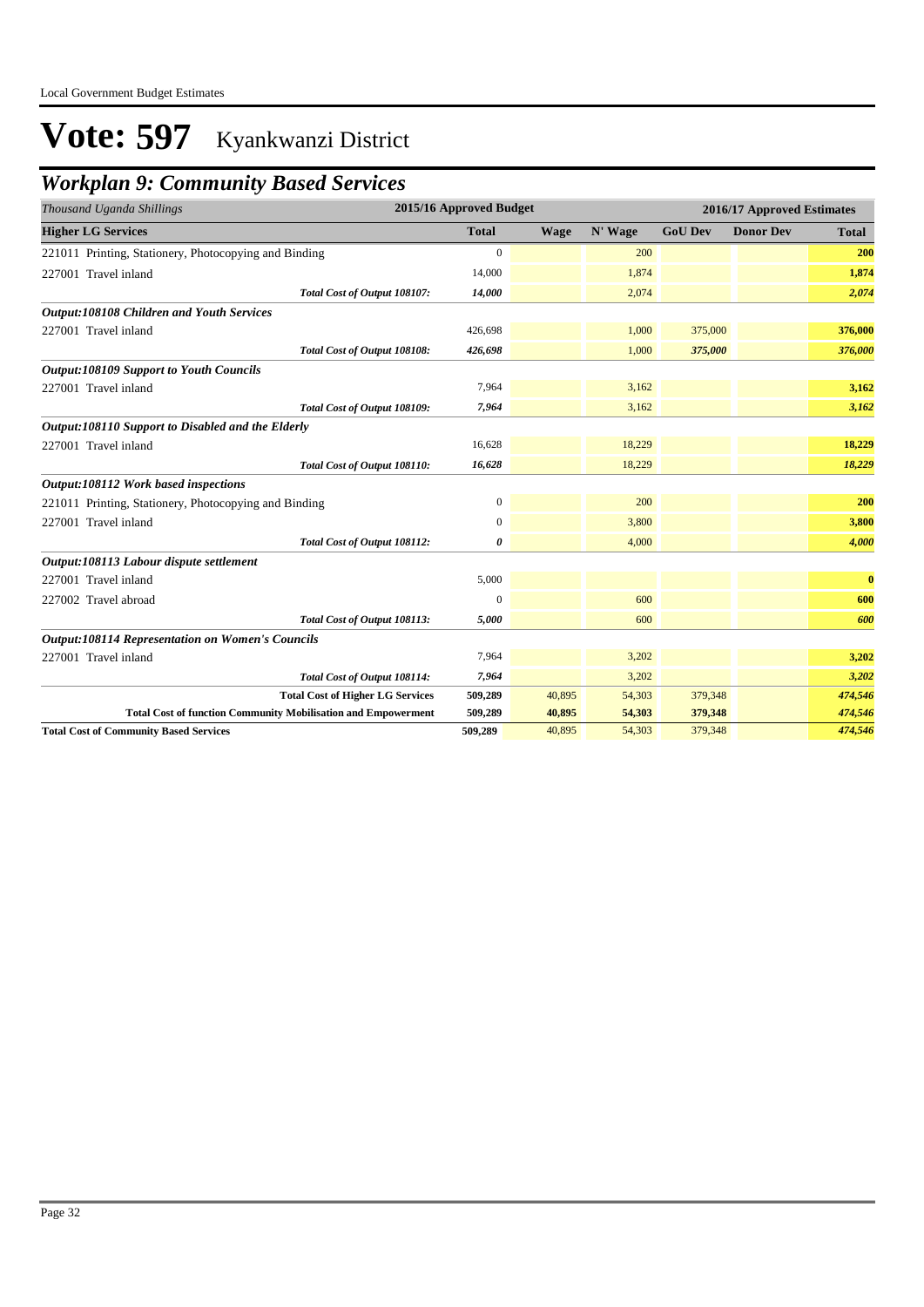Local Government Budget Estimates

# Vote: 597 Kyankwanzi District

## *Workplan 9: Community Based Services*

| *Thousand Uganda Shillings* | 2015/16 Approved Budget | | | 2016/17 Approved Estimates | | |
|---|---|---|---|---|---|---|
| **Higher LG Services** | **Total** | **Wage** | **N' Wage** | **GoU Dev** | **Donor Dev** | **Total** |
| 221011 Printing, Stationery, Photocopying and Binding | 0 | | 200 | | | **200** |
| 227001 Travel inland | 14,000 | | 1,874 | | | **1,874** |
| *Total Cost of Output 108107:* | *14,000* | | 2,074 | | | *2,074* |
| ***Output:108108 Children and Youth Services*** | | | | | | |
| 227001 Travel inland | 426,698 | | 1,000 | 375,000 | | **376,000** |
| *Total Cost of Output 108108:* | *426,698* | | 1,000 | *375,000* | | *376,000* |
| ***Output:108109 Support to Youth Councils*** | | | | | | |
| 227001 Travel inland | 7,964 | | 3,162 | | | **3,162** |
| *Total Cost of Output 108109:* | *7,964* | | 3,162 | | | *3,162* |
| ***Output:108110 Support to Disabled and the Elderly*** | | | | | | |
| 227001 Travel inland | 16,628 | | 18,229 | | | **18,229** |
| *Total Cost of Output 108110:* | *16,628* | | 18,229 | | | *18,229* |
| ***Output:108112 Work based inspections*** | | | | | | |
| 221011 Printing, Stationery, Photocopying and Binding | 0 | | 200 | | | **200** |
| 227001 Travel inland | 0 | | 3,800 | | | **3,800** |
| *Total Cost of Output 108112:* | *0* | | 4,000 | | | *4,000* |
| ***Output:108113 Labour dispute settlement*** | | | | | | |
| 227001 Travel inland | 5,000 | | | | | **0** |
| 227002 Travel abroad | 0 | | 600 | | | **600** |
| *Total Cost of Output 108113:* | *5,000* | | 600 | | | *600* |
| ***Output:108114 Representation on Women's Councils*** | | | | | | |
| 227001 Travel inland | 7,964 | | 3,202 | | | **3,202** |
| *Total Cost of Output 108114:* | *7,964* | | 3,202 | | | *3,202* |
| **Total Cost of Higher LG Services** | **509,289** | 40,895 | 54,303 | 379,348 | | ***474,546*** |
| **Total Cost of function Community Mobilisation and Empowerment** | **509,289** | **40,895** | **54,303** | **379,348** | | ***474,546*** |
| **Total Cost of Community Based Services** | **509,289** | 40,895 | 54,303 | 379,348 | | ***474,546*** |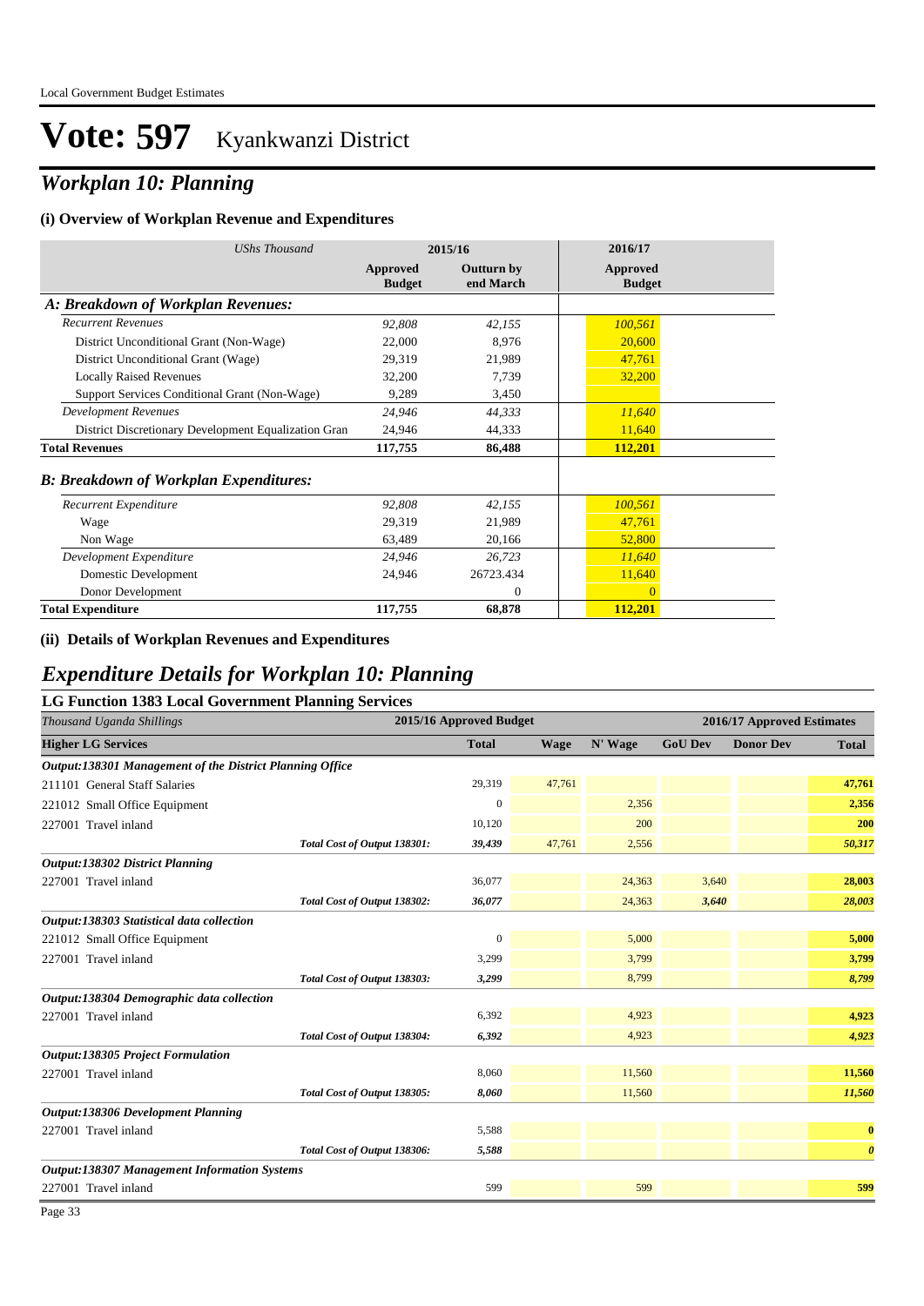# Vote: 597 Kyankwanzi District

## *Workplan 10: Planning*

### (i) Overview of Workplan Revenue and Expenditures

| *UShs Thousand* | 2015/16 Approved Budget | 2015/16 Outturn by end March | 2016/17 Approved Budget |
|---|---|---|---|
| ***A: Breakdown of Workplan Revenues:*** | | | |
| *Recurrent Revenues* | *92,808* | *42,155* | *100,561* |
| District Unconditional Grant (Non-Wage) | 22,000 | 8,976 | 20,600 |
| District Unconditional Grant (Wage) | 29,319 | 21,989 | 47,761 |
| Locally Raised Revenues | 32,200 | 7,739 | 32,200 |
| Support Services Conditional Grant (Non-Wage) | 9,289 | 3,450 | |
| *Development Revenues* | *24,946* | *44,333* | *11,640* |
| District Discretionary Development Equalization Gran | 24,946 | 44,333 | 11,640 |
| **Total Revenues** | **117,755** | **86,488** | **112,201** |
| ***B: Breakdown of Workplan Expenditures:*** | | | |
| *Recurrent Expenditure* | *92,808* | *42,155* | *100,561* |
| Wage | 29,319 | 21,989 | 47,761 |
| Non Wage | 63,489 | 20,166 | 52,800 |
| *Development Expenditure* | *24,946* | *26,723* | *11,640* |
| Domestic Development | 24,946 | 26723.434 | 11,640 |
| Donor Development | | 0 | 0 |
| **Total Expenditure** | **117,755** | **68,878** | **112,201** |

### (ii) Details of Workplan Revenues and Expenditures

## *Expenditure Details for Workplan 10: Planning*

### LG Function 1383 Local Government Planning Services

| *Thousand Uganda Shillings* | | 2015/16 Approved Budget | 2016/17 Approved Estimates | | | | |
|---|---|---|---|---|---|---|---|
| **Higher LG Services** | | **Total** | **Wage** | **N' Wage** | **GoU Dev** | **Donor Dev** | **Total** |
| ***Output:138301 Management of the District Planning Office*** | | | | | | | |
| 211101 General Staff Salaries | | 29,319 | 47,761 | | | | **47,761** |
| 221012 Small Office Equipment | | 0 | | 2,356 | | | **2,356** |
| 227001 Travel inland | | 10,120 | | 200 | | | **200** |
| | ***Total Cost of Output 138301:*** | ***39,439*** | *47,761* | *2,556* | | | ***50,317*** |
| ***Output:138302 District Planning*** | | | | | | | |
| 227001 Travel inland | | 36,077 | | 24,363 | 3,640 | | **28,003** |
| | ***Total Cost of Output 138302:*** | ***36,077*** | | *24,363* | ***3,640*** | | ***28,003*** |
| ***Output:138303 Statistical data collection*** | | | | | | | |
| 221012 Small Office Equipment | | 0 | | 5,000 | | | **5,000** |
| 227001 Travel inland | | 3,299 | | 3,799 | | | **3,799** |
| | ***Total Cost of Output 138303:*** | ***3,299*** | | *8,799* | | | ***8,799*** |
| ***Output:138304 Demographic data collection*** | | | | | | | |
| 227001 Travel inland | | 6,392 | | 4,923 | | | **4,923** |
| | ***Total Cost of Output 138304:*** | ***6,392*** | | *4,923* | | | ***4,923*** |
| ***Output:138305 Project Formulation*** | | | | | | | |
| 227001 Travel inland | | 8,060 | | 11,560 | | | **11,560** |
| | ***Total Cost of Output 138305:*** | ***8,060*** | | *11,560* | | | ***11,560*** |
| ***Output:138306 Development Planning*** | | | | | | | |
| 227001 Travel inland | | 5,588 | | | | | **0** |
| | ***Total Cost of Output 138306:*** | ***5,588*** | | | | | ***0*** |
| ***Output:138307 Management Information Systems*** | | | | | | | |
| 227001 Travel inland | | 599 | | 599 | | | **599** |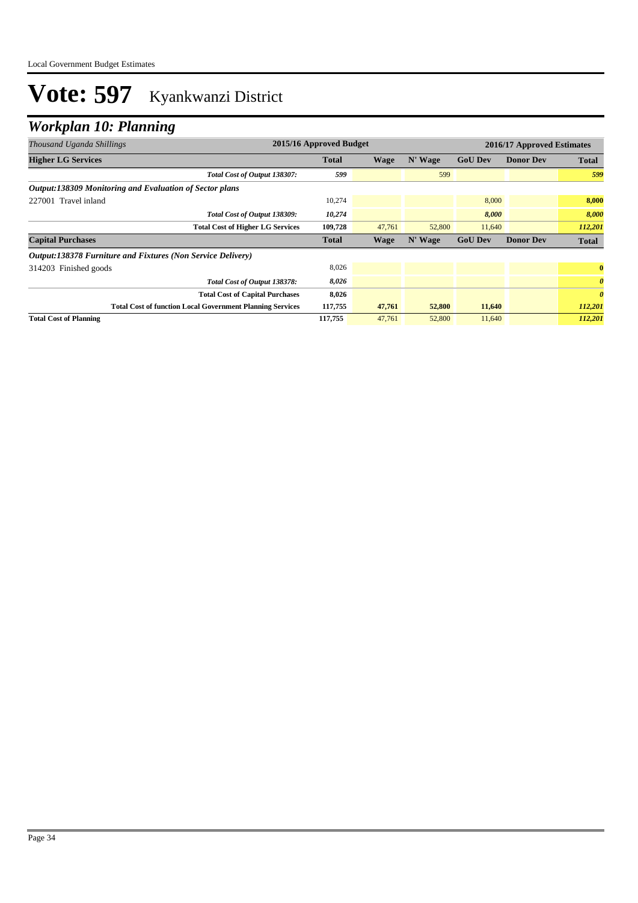# Vote: 597 Kyankwanzi District

## Workplan 10: Planning

| *Thousand Uganda Shillings* | 2015/16 Approved Budget | 2016/17 Approved Estimates | | | | |
|---|---|---|---|---|---|---|
| **Higher LG Services** | **Total** | **Wage** | **N' Wage** | **GoU Dev** | **Donor Dev** | **Total** |
| *Total Cost of Output 138307:* | *599* | | 599 | | | *599* |
| ***Output:138309 Monitoring and Evaluation of Sector plans*** | | | | | | |
| 227001 Travel inland | 10,274 | | | 8,000 | | **8,000** |
| *Total Cost of Output 138309:* | *10,274* | | | *8,000* | | *8,000* |
| **Total Cost of Higher LG Services** | **109,728** | 47,761 | 52,800 | 11,640 | | *112,201* |
| **Capital Purchases** | **Total** | **Wage** | **N' Wage** | **GoU Dev** | **Donor Dev** | **Total** |
| ***Output:138378 Furniture and Fixtures (Non Service Delivery)*** | | | | | | |
| 314203 Finished goods | 8,026 | | | | | **0** |
| *Total Cost of Output 138378:* | *8,026* | | | | | *0* |
| **Total Cost of Capital Purchases** | **8,026** | | | | | *0* |
| **Total Cost of function Local Government Planning Services** | **117,755** | **47,761** | **52,800** | **11,640** | | *112,201* |
| **Total Cost of Planning** | **117,755** | 47,761 | 52,800 | 11,640 | | *112,201* |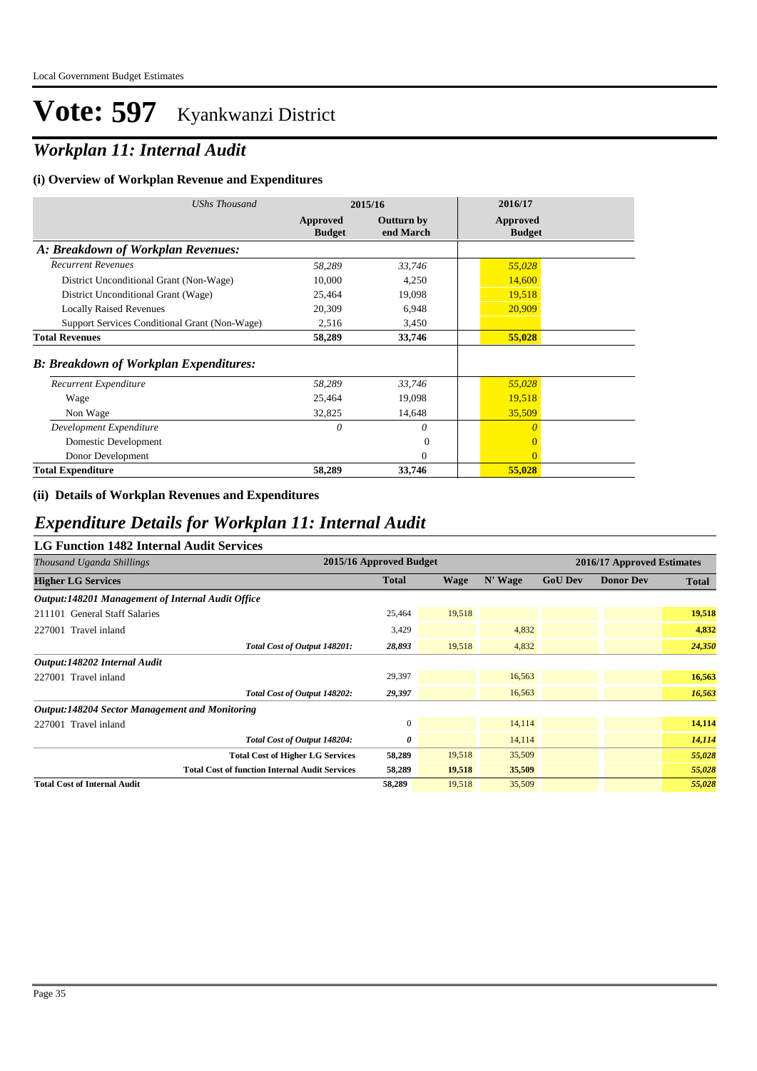# Vote: 597 Kyankwanzi District

## *Workplan 11: Internal Audit*

### (i) Overview of Workplan Revenue and Expenditures

| *UShs Thousand* | 2015/16 Approved Budget | 2015/16 Outturn by end March | 2016/17 Approved Budget |
|---|---|---|---|
| ***A: Breakdown of Workplan Revenues:*** | | | |
| *Recurrent Revenues* | *58,289* | *33,746* | *55,028* |
| District Unconditional Grant (Non-Wage) | 10,000 | 4,250 | 14,600 |
| District Unconditional Grant (Wage) | 25,464 | 19,098 | 19,518 |
| Locally Raised Revenues | 20,309 | 6,948 | 20,909 |
| Support Services Conditional Grant (Non-Wage) | 2,516 | 3,450 | |
| **Total Revenues** | **58,289** | **33,746** | **55,028** |
| ***B: Breakdown of Workplan Expenditures:*** | | | |
| *Recurrent Expenditure* | *58,289* | *33,746* | *55,028* |
| Wage | 25,464 | 19,098 | 19,518 |
| Non Wage | 32,825 | 14,648 | 35,509 |
| *Development Expenditure* | *0* | *0* | *0* |
| Domestic Development | | 0 | 0 |
| Donor Development | | 0 | 0 |
| **Total Expenditure** | **58,289** | **33,746** | **55,028** |

### (ii) Details of Workplan Revenues and Expenditures

## *Expenditure Details for Workplan 11: Internal Audit*

### LG Function 1482 Internal Audit Services

| *Thousand Uganda Shillings* | 2015/16 Approved Budget | 2016/17 Approved Estimates | | | | |
|---|---|---|---|---|---|---|
| **Higher LG Services** | **Total** | **Wage** | **N' Wage** | **GoU Dev** | **Donor Dev** | **Total** |
| ***Output:148201 Management of Internal Audit Office*** | | | | | | |
| 211101 General Staff Salaries | 25,464 | 19,518 | | | | **19,518** |
| 227001 Travel inland | 3,429 | | 4,832 | | | **4,832** |
| ***Total Cost of Output 148201:*** | ***28,893*** | 19,518 | 4,832 | | | ***24,350*** |
| ***Output:148202 Internal Audit*** | | | | | | |
| 227001 Travel inland | 29,397 | | 16,563 | | | **16,563** |
| ***Total Cost of Output 148202:*** | ***29,397*** | | 16,563 | | | ***16,563*** |
| ***Output:148204 Sector Management and Monitoring*** | | | | | | |
| 227001 Travel inland | 0 | | 14,114 | | | **14,114** |
| ***Total Cost of Output 148204:*** | ***0*** | | 14,114 | | | ***14,114*** |
| **Total Cost of Higher LG Services** | **58,289** | 19,518 | 35,509 | | | ***55,028*** |
| **Total Cost of function Internal Audit Services** | **58,289** | **19,518** | **35,509** | | | ***55,028*** |
| **Total Cost of Internal Audit** | **58,289** | 19,518 | 35,509 | | | ***55,028*** |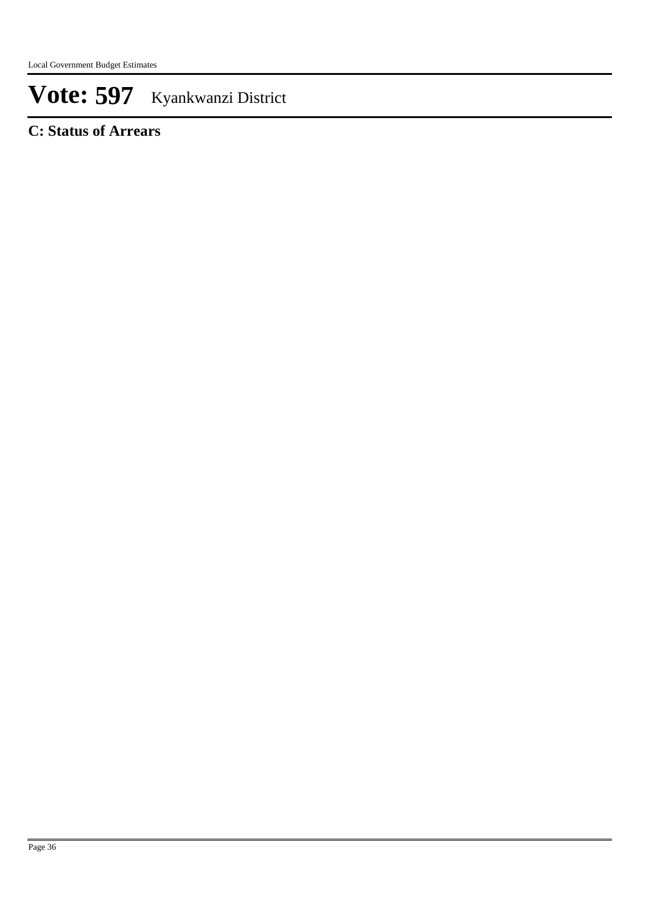# Vote: 597 Kyankwanzi District

## C: Status of Arrears